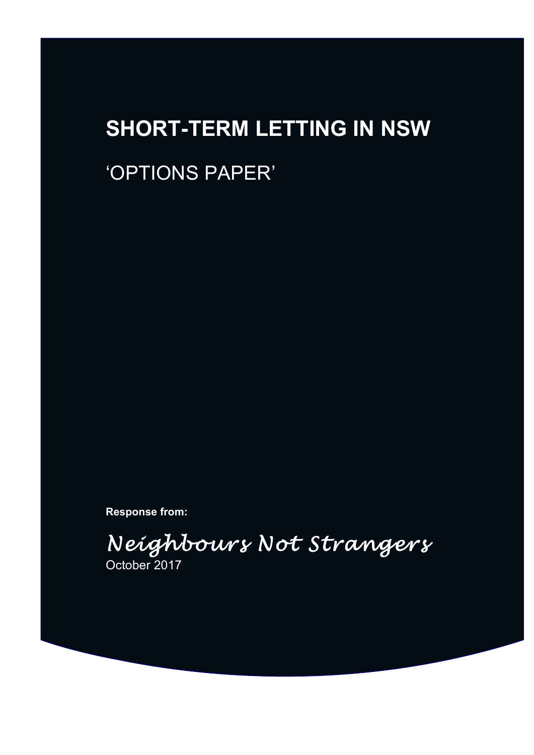# SHORT-TERM LETTING IN NSW

## 'OPTIONS PAPER'

**Response from:**

*Neighbours Not Strangers*

October 2017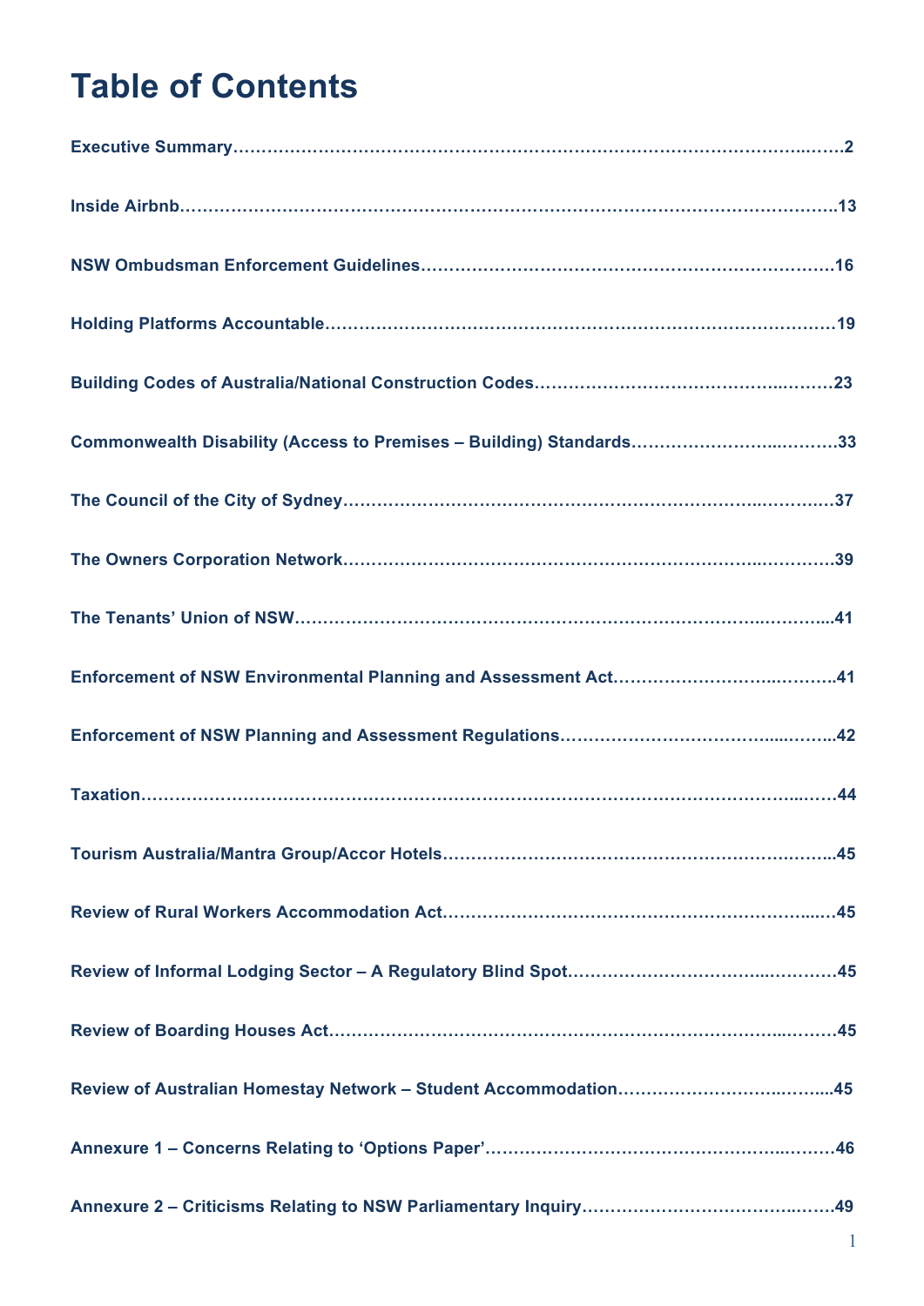# Table of Contents

| | |
|---|---|
| **Executive Summary** | **2** |
| **Inside Airbnb** | **13** |
| **NSW Ombudsman Enforcement Guidelines** | **16** |
| **Holding Platforms Accountable** | **19** |
| **Building Codes of Australia/National Construction Codes** | **23** |
| **Commonwealth Disability (Access to Premises – Building) Standards** | **33** |
| **The Council of the City of Sydney** | **37** |
| **The Owners Corporation Network** | **39** |
| **The Tenants' Union of NSW** | **41** |
| **Enforcement of NSW Environmental Planning and Assessment Act** | **41** |
| **Enforcement of NSW Planning and Assessment Regulations** | **42** |
| **Taxation** | **44** |
| **Tourism Australia/Mantra Group/Accor Hotels** | **45** |
| **Review of Rural Workers Accommodation Act** | **45** |
| **Review of Informal Lodging Sector – A Regulatory Blind Spot** | **45** |
| **Review of Boarding Houses Act** | **45** |
| **Review of Australian Homestay Network – Student Accommodation** | **45** |
| **Annexure 1 – Concerns Relating to 'Options Paper'** | **46** |
| **Annexure 2 – Criticisms Relating to NSW Parliamentary Inquiry** | **49** |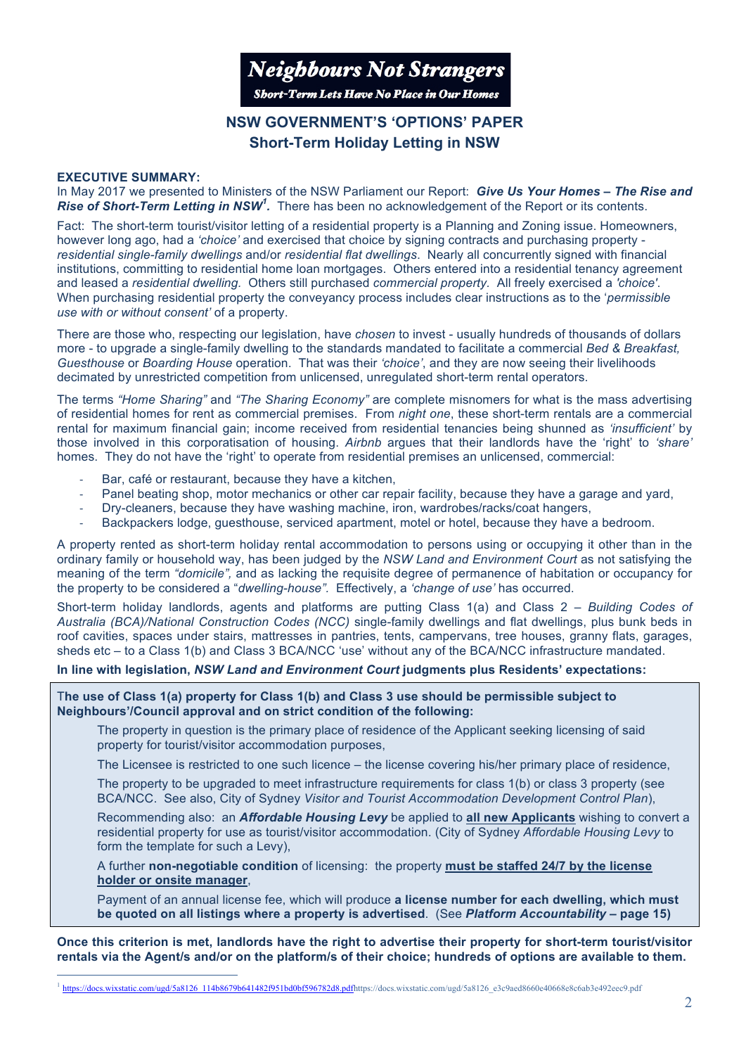**Neighbours Not Strangers**

***Short-Term Lets Have No Place in Our Homes***

## NSW GOVERNMENT'S 'OPTIONS' PAPER

## Short-Term Holiday Letting in NSW

**EXECUTIVE SUMMARY:**

In May 2017 we presented to Ministers of the NSW Parliament our Report: ***Give Us Your Homes – The Rise and Rise of Short-Term Letting in NSW***[1]. There has been no acknowledgement of the Report or its contents.

Fact: The short-term tourist/visitor letting of a residential property is a Planning and Zoning issue. Homeowners, however long ago, had a *'choice'* and exercised that choice by signing contracts and purchasing property - *residential single-family dwellings* and/or *residential flat dwellings*. Nearly all concurrently signed with financial institutions, committing to residential home loan mortgages. Others entered into a residential tenancy agreement and leased a *residential dwelling.* Others still purchased *commercial property.* All freely exercised a *'choice'*. When purchasing residential property the conveyancy process includes clear instructions as to the '*permissible use with or without consent'* of a property.

There are those who, respecting our legislation, have *chosen* to invest - usually hundreds of thousands of dollars more - to upgrade a single-family dwelling to the standards mandated to facilitate a commercial *Bed & Breakfast, Guesthouse* or *Boarding House* operation. That was their *'choice'*, and they are now seeing their livelihoods decimated by unrestricted competition from unlicensed, unregulated short-term rental operators.

The terms *"Home Sharing"* and *"The Sharing Economy"* are complete misnomers for what is the mass advertising of residential homes for rent as commercial premises. From *night one*, these short-term rentals are a commercial rental for maximum financial gain; income received from residential tenancies being shunned as *'insufficient'* by those involved in this corporatisation of housing. *Airbnb* argues that their landlords have the 'right' to *'share'* homes. They do not have the 'right' to operate from residential premises an unlicensed, commercial:

- Bar, café or restaurant, because they have a kitchen,
- Panel beating shop, motor mechanics or other car repair facility, because they have a garage and yard,
- Dry-cleaners, because they have washing machine, iron, wardrobes/racks/coat hangers,
- Backpackers lodge, guesthouse, serviced apartment, motel or hotel, because they have a bedroom.

A property rented as short-term holiday rental accommodation to persons using or occupying it other than in the ordinary family or household way, has been judged by the *NSW Land and Environment Court* as not satisfying the meaning of the term *"domicile",* and as lacking the requisite degree of permanence of habitation or occupancy for the property to be considered a "*dwelling-house"*. Effectively, a *'change of use'* has occurred.

Short-term holiday landlords, agents and platforms are putting Class 1(a) and Class 2 – *Building Codes of Australia (BCA)/National Construction Codes (NCC)* single-family dwellings and flat dwellings, plus bunk beds in roof cavities, spaces under stairs, mattresses in pantries, tents, campervans, tree houses, granny flats, garages, sheds etc – to a Class 1(b) and Class 3 BCA/NCC 'use' without any of the BCA/NCC infrastructure mandated.

**In line with legislation, *NSW Land and Environment Court* judgments plus Residents' expectations:**

**The use of Class 1(a) property for Class 1(b) and Class 3 use should be permissible subject to Neighbours'/Council approval and on strict condition of the following:**

The property in question is the primary place of residence of the Applicant seeking licensing of said property for tourist/visitor accommodation purposes,

The Licensee is restricted to one such licence – the license covering his/her primary place of residence,

The property to be upgraded to meet infrastructure requirements for class 1(b) or class 3 property (see BCA/NCC. See also, City of Sydney *Visitor and Tourist Accommodation Development Control Plan*),

Recommending also: an ***Affordable Housing Levy*** be applied to **all new Applicants** wishing to convert a residential property for use as tourist/visitor accommodation. (City of Sydney *Affordable Housing Levy* to form the template for such a Levy),

A further **non-negotiable condition** of licensing: the property **must be staffed 24/7 by the license holder or onsite manager**,

Payment of an annual license fee, which will produce **a license number for each dwelling, which must be quoted on all listings where a property is advertised**. (See ***Platform Accountability* – page 15)**

**Once this criterion is met, landlords have the right to advertise their property for short-term tourist/visitor rentals via the Agent/s and/or on the platform/s of their choice; hundreds of options are available to them.**

[1] https://docs.wixstatic.com/ugd/5a8126_114b8679b641482f951bd0bf596782d8.pdfhttps://docs.wixstatic.com/ugd/5a8126_e3c9aed8660e40668e8c6ab3e492eec9.pdf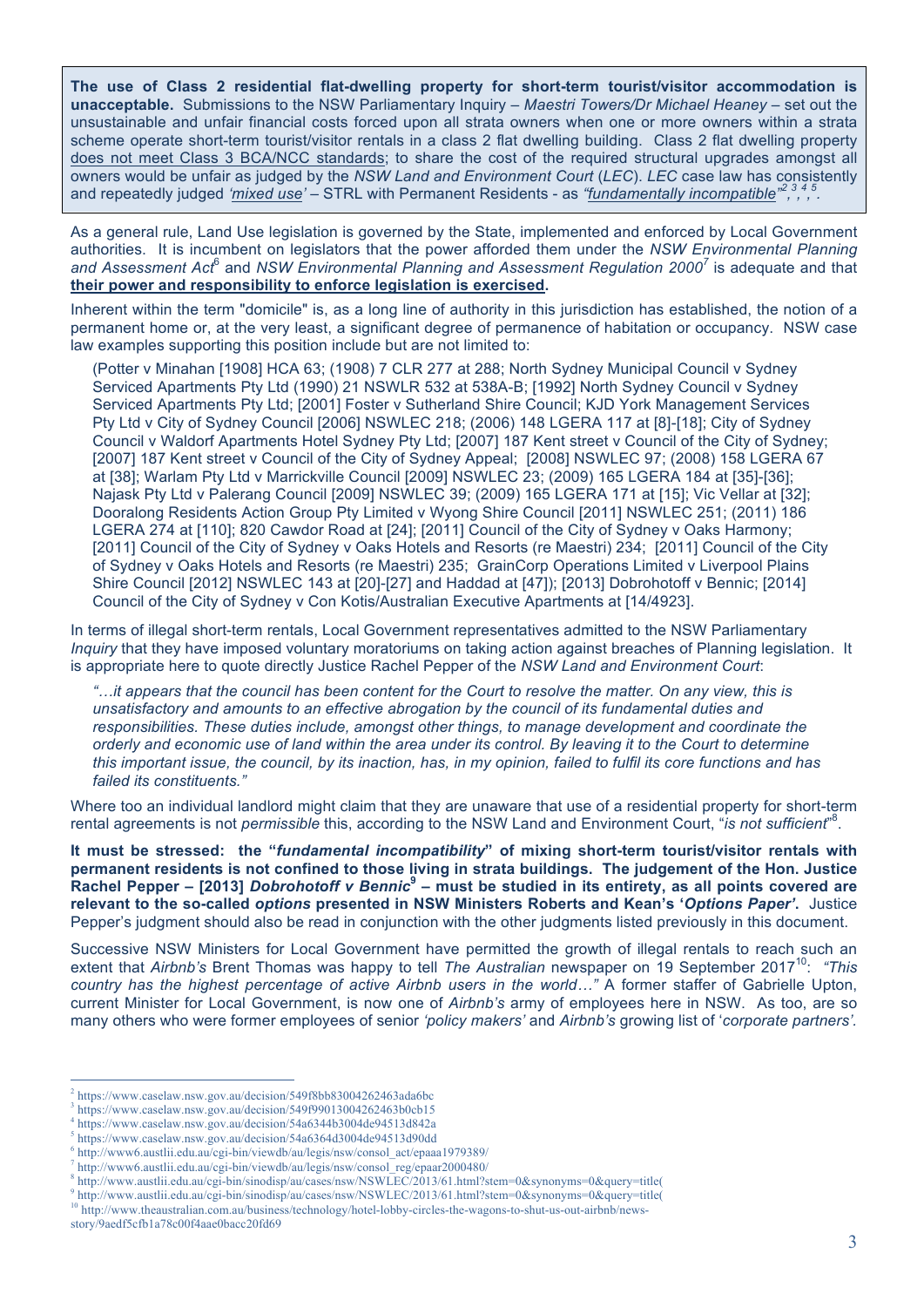**The use of Class 2 residential flat-dwelling property for short-term tourist/visitor accommodation is unacceptable.** Submissions to the NSW Parliamentary Inquiry – *Maestri Towers/Dr Michael Heaney* – set out the unsustainable and unfair financial costs forced upon all strata owners when one or more owners within a strata scheme operate short-term tourist/visitor rentals in a class 2 flat dwelling building. Class 2 flat dwelling property does not meet Class 3 BCA/NCC standards; to share the cost of the required structural upgrades amongst all owners would be unfair as judged by the *NSW Land and Environment Court* (*LEC*). *LEC* case law has consistently and repeatedly judged *'mixed use'* – STRL with Permanent Residents - as *"fundamentally incompatible"*[2, 3, 4, 5].

As a general rule, Land Use legislation is governed by the State, implemented and enforced by Local Government authorities. It is incumbent on legislators that the power afforded them under the *NSW Environmental Planning and Assessment Act*[6] and *NSW Environmental Planning and Assessment Regulation 2000*[7] is adequate and that **their power and responsibility to enforce legislation is exercised.**

Inherent within the term "domicile" is, as a long line of authority in this jurisdiction has established, the notion of a permanent home or, at the very least, a significant degree of permanence of habitation or occupancy. NSW case law examples supporting this position include but are not limited to:

(Potter v Minahan [1908] HCA 63; (1908) 7 CLR 277 at 288; North Sydney Municipal Council v Sydney Serviced Apartments Pty Ltd (1990) 21 NSWLR 532 at 538A-B; [1992] North Sydney Council v Sydney Serviced Apartments Pty Ltd; [2001] Foster v Sutherland Shire Council; KJD York Management Services Pty Ltd v City of Sydney Council [2006] NSWLEC 218; (2006) 148 LGERA 117 at [8]-[18]; City of Sydney Council v Waldorf Apartments Hotel Sydney Pty Ltd; [2007] 187 Kent street v Council of the City of Sydney; [2007] 187 Kent street v Council of the City of Sydney Appeal; [2008] NSWLEC 97; (2008) 158 LGERA 67 at [38]; Warlam Pty Ltd v Marrickville Council [2009] NSWLEC 23; (2009) 165 LGERA 184 at [35]-[36]; Najask Pty Ltd v Palerang Council [2009] NSWLEC 39; (2009) 165 LGERA 171 at [15]; Vic Vellar at [32]; Dooralong Residents Action Group Pty Limited v Wyong Shire Council [2011] NSWLEC 251; (2011) 186 LGERA 274 at [110]; 820 Cawdor Road at [24]; [2011] Council of the City of Sydney v Oaks Harmony; [2011] Council of the City of Sydney v Oaks Hotels and Resorts (re Maestri) 234; [2011] Council of the City of Sydney v Oaks Hotels and Resorts (re Maestri) 235; GrainCorp Operations Limited v Liverpool Plains Shire Council [2012] NSWLEC 143 at [20]-[27] and Haddad at [47]); [2013] Dobrohotoff v Bennic; [2014] Council of the City of Sydney v Con Kotis/Australian Executive Apartments at [14/4923].

In terms of illegal short-term rentals, Local Government representatives admitted to the NSW Parliamentary *Inquiry* that they have imposed voluntary moratoriums on taking action against breaches of Planning legislation. It is appropriate here to quote directly Justice Rachel Pepper of the *NSW Land and Environment Court*:

*"…it appears that the council has been content for the Court to resolve the matter. On any view, this is unsatisfactory and amounts to an effective abrogation by the council of its fundamental duties and responsibilities. These duties include, amongst other things, to manage development and coordinate the orderly and economic use of land within the area under its control. By leaving it to the Court to determine this important issue, the council, by its inaction, has, in my opinion, failed to fulfil its core functions and has failed its constituents."*

Where too an individual landlord might claim that they are unaware that use of a residential property for short-term rental agreements is not *permissible* this, according to the NSW Land and Environment Court, "*is not sufficient*"[8].

**It must be stressed: the "*fundamental incompatibility*" of mixing short-term tourist/visitor rentals with permanent residents is not confined to those living in strata buildings. The judgement of the Hon. Justice Rachel Pepper – [2013] *Dobrohotoff v Bennic*[9] – must be studied in its entirety, as all points covered are relevant to the so-called *options* presented in NSW Ministers Roberts and Kean's '*Options Paper'*.** Justice Pepper's judgment should also be read in conjunction with the other judgments listed previously in this document.

Successive NSW Ministers for Local Government have permitted the growth of illegal rentals to reach such an extent that *Airbnb's* Brent Thomas was happy to tell *The Australian* newspaper on 19 September 2017[10]: *"This country has the highest percentage of active Airbnb users in the world…"* A former staffer of Gabrielle Upton, current Minister for Local Government, is now one of *Airbnb's* army of employees here in NSW. As too, are so many others who were former employees of senior *'policy makers'* and *Airbnb's* growing list of '*corporate partners'.*

---

[2] https://www.caselaw.nsw.gov.au/decision/549f8bb83004262463ada6bc
[3] https://www.caselaw.nsw.gov.au/decision/549f99013004262463b0cb15
[4] https://www.caselaw.nsw.gov.au/decision/54a6344b3004de94513d842a
[5] https://www.caselaw.nsw.gov.au/decision/54a6364d3004de94513d90dd
[6] http://www6.austlii.edu.au/cgi-bin/viewdb/au/legis/nsw/consol_act/epaaa1979389/
[7] http://www6.austlii.edu.au/cgi-bin/viewdb/au/legis/nsw/consol_reg/epaar2000480/
[8] http://www.austlii.edu.au/cgi-bin/sinodisp/au/cases/nsw/NSWLEC/2013/61.html?stem=0&synonyms=0&query=title(
[9] http://www.austlii.edu.au/cgi-bin/sinodisp/au/cases/nsw/NSWLEC/2013/61.html?stem=0&synonyms=0&query=title(
[10] http://www.theaustralian.com.au/business/technology/hotel-lobby-circles-the-wagons-to-shut-us-out-airbnb/news-story/9aedf5cfb1a78c00f4aae0bacc20fd69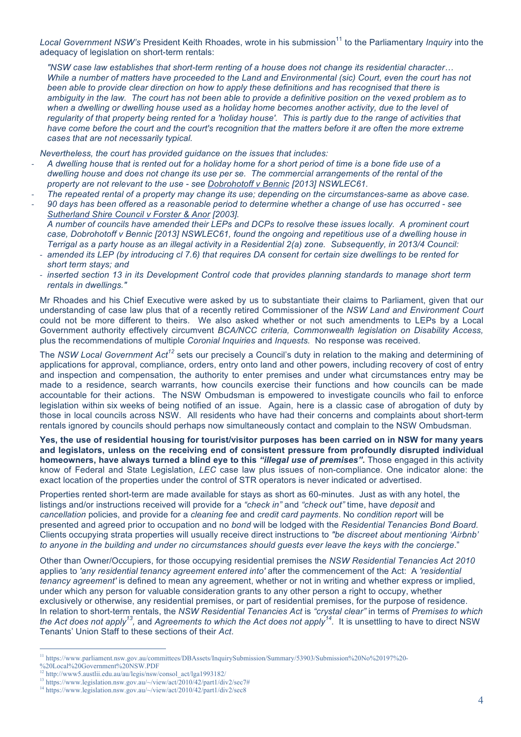*Local Government NSW's* President Keith Rhoades, wrote in his submission[11] to the Parliamentary *Inquiry* into the adequacy of legislation on short-term rentals:

> *"NSW case law establishes that short-term renting of a house does not change its residential character… While a number of matters have proceeded to the Land and Environmental (sic) Court, even the court has not been able to provide clear direction on how to apply these definitions and has recognised that there is ambiguity in the law. The court has not been able to provide a definitive position on the vexed problem as to when a dwelling or dwelling house used as a holiday home becomes another activity, due to the level of regularity of that property being rented for a 'holiday house'. This is partly due to the range of activities that have come before the court and the court's recognition that the matters before it are often the more extreme cases that are not necessarily typical.*
>
> *Nevertheless, the court has provided guidance on the issues that includes:*
>
> - *A dwelling house that is rented out for a holiday home for a short period of time is a bone fide use of a dwelling house and does not change its use per se. The commercial arrangements of the rental of the property are not relevant to the use - see Dobrohotoff v Bennic [2013] NSWLEC61.*
> - *The repeated rental of a property may change its use; depending on the circumstances-same as above case.*
> - *90 days has been offered as a reasonable period to determine whether a change of use has occurred - see Sutherland Shire Council v Forster & Anor [2003].*
>
> *A number of councils have amended their LEPs and DCPs to resolve these issues locally. A prominent court case, Dobrohotoff v Bennic [2013] NSWLEC61, found the ongoing and repetitious use of a dwelling house in Terrigal as a party house as an illegal activity in a Residential 2(a) zone. Subsequently, in 2013/4 Council:*
>
> - *amended its LEP (by introducing cl 7.6) that requires DA consent for certain size dwellings to be rented for short term stays; and*
> - *inserted section 13 in its Development Control code that provides planning standards to manage short term rentals in dwellings."*

Mr Rhoades and his Chief Executive were asked by us to substantiate their claims to Parliament, given that our understanding of case law plus that of a recently retired Commissioner of the *NSW Land and Environment Court* could not be more different to theirs. We also asked whether or not such amendments to LEPs by a Local Government authority effectively circumvent *BCA/NCC criteria, Commonwealth legislation on Disability Access,* plus the recommendations of multiple *Coronial Inquiries* and *Inquests.* No response was received.

The *NSW Local Government Act*[12] sets our precisely a Council's duty in relation to the making and determining of applications for approval, compliance, orders, entry onto land and other powers, including recovery of cost of entry and inspection and compensation, the authority to enter premises and under what circumstances entry may be made to a residence, search warrants, how councils exercise their functions and how councils can be made accountable for their actions. The NSW Ombudsman is empowered to investigate councils who fail to enforce legislation within six weeks of being notified of an issue. Again, here is a classic case of abrogation of duty by those in local councils across NSW. All residents who have had their concerns and complaints about short-term rentals ignored by councils should perhaps now simultaneously contact and complain to the NSW Ombudsman.

**Yes, the use of residential housing for tourist/visitor purposes has been carried on in NSW for many years and legislators, unless on the receiving end of consistent pressure from profoundly disrupted individual homeowners, have always turned a blind eye to this *"illegal use of premises"*.** Those engaged in this activity know of Federal and State Legislation, *LEC* case law plus issues of non-compliance. One indicator alone: the exact location of the properties under the control of STR operators is never indicated or advertised.

Properties rented short-term are made available for stays as short as 60-minutes. Just as with any hotel, the listings and/or instructions received will provide for a *"check in"* and *"check out"* time, have *deposit* and *cancellation* policies, and provide for a *cleaning fee* and *credit card payments*. No *condition report* will be presented and agreed prior to occupation and no *bond* will be lodged with the *Residential Tenancies Bond Board.* Clients occupying strata properties will usually receive direct instructions to *"be discreet about mentioning 'Airbnb' to anyone in the building and under no circumstances should guests ever leave the keys with the concierge*."

Other than Owner/Occupiers, for those occupying residential premises the *NSW Residential Tenancies Act 2010* applies to *'any residential tenancy agreement entered into'* after the commencement of the Act: A *'residential tenancy agreement'* is defined to mean any agreement, whether or not in writing and whether express or implied, under which any person for valuable consideration grants to any other person a right to occupy, whether exclusively or otherwise, any residential premises, or part of residential premises, for the purpose of residence. In relation to short-term rentals, the *NSW Residential Tenancies Act* is *"crystal clear"* in terms of *Premises to which the Act does not apply*[13], and *Agreements to which the Act does not apply*[14]. It is unsettling to have to direct NSW Tenants' Union Staff to these sections of their *Act*.

---

[11] https://www.parliament.nsw.gov.au/committees/DBAssets/InquirySubmission/Summary/53903/Submission%20No%20197%20-%20Local%20Government%20NSW.PDF

[12] http://www5.austlii.edu.au/au/legis/nsw/consol_act/lga1993182/

[13] https://www.legislation.nsw.gov.au/~/view/act/2010/42/part1/div2/sec7#

[14] https://www.legislation.nsw.gov.au/~/view/act/2010/42/part1/div2/sec8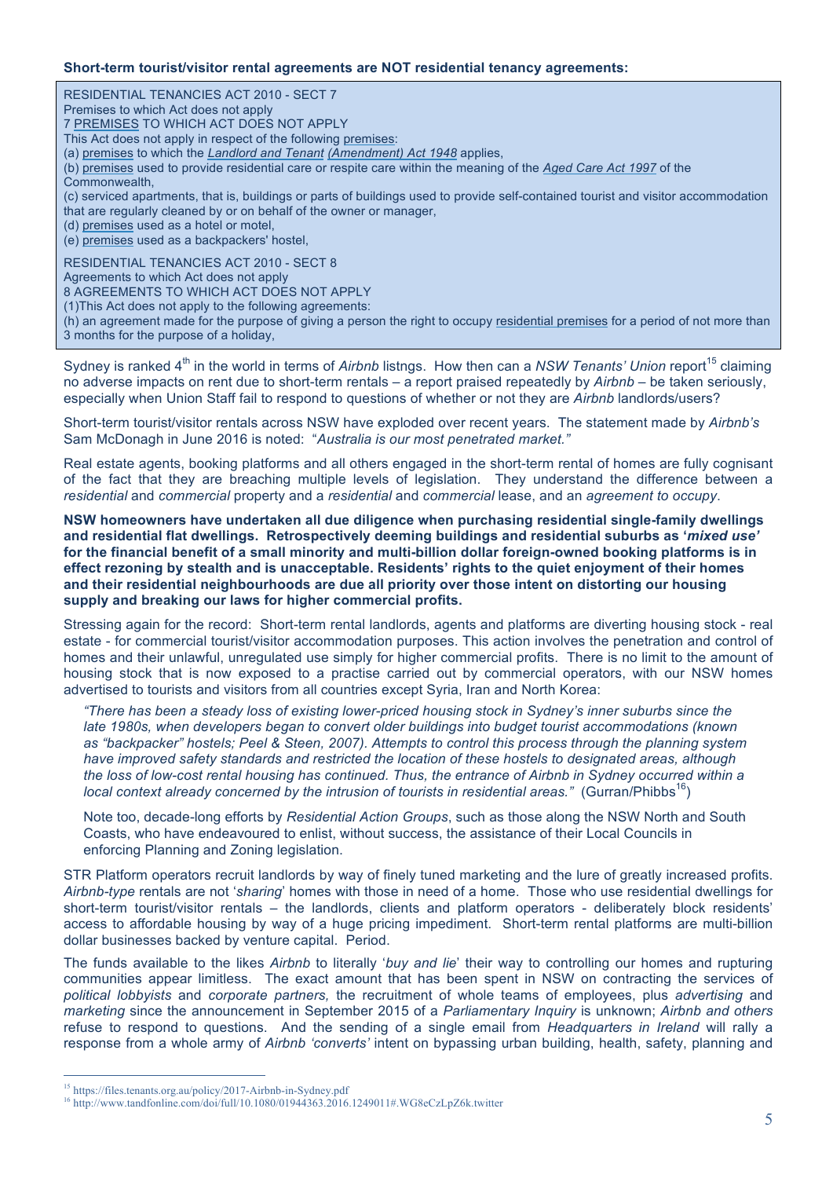**Short-term tourist/visitor rental agreements are NOT residential tenancy agreements:**

> RESIDENTIAL TENANCIES ACT 2010 - SECT 7
> Premises to which Act does not apply
> 7 PREMISES TO WHICH ACT DOES NOT APPLY
> This Act does not apply in respect of the following premises:
> (a) premises to which the *Landlord and Tenant (Amendment) Act 1948* applies,
> (b) premises used to provide residential care or respite care within the meaning of the *Aged Care Act 1997* of the Commonwealth,
> (c) serviced apartments, that is, buildings or parts of buildings used to provide self-contained tourist and visitor accommodation that are regularly cleaned by or on behalf of the owner or manager,
> (d) premises used as a hotel or motel,
> (e) premises used as a backpackers' hostel,
>
> RESIDENTIAL TENANCIES ACT 2010 - SECT 8
> Agreements to which Act does not apply
> 8 AGREEMENTS TO WHICH ACT DOES NOT APPLY
> (1)This Act does not apply to the following agreements:
> (h) an agreement made for the purpose of giving a person the right to occupy residential premises for a period of not more than 3 months for the purpose of a holiday,

Sydney is ranked 4th in the world in terms of *Airbnb* listngs. How then can a *NSW Tenants' Union* report[15] claiming no adverse impacts on rent due to short-term rentals – a report praised repeatedly by *Airbnb* – be taken seriously, especially when Union Staff fail to respond to questions of whether or not they are *Airbnb* landlords/users?

Short-term tourist/visitor rentals across NSW have exploded over recent years. The statement made by *Airbnb's* Sam McDonagh in June 2016 is noted: "*Australia is our most penetrated market."*

Real estate agents, booking platforms and all others engaged in the short-term rental of homes are fully cognisant of the fact that they are breaching multiple levels of legislation. They understand the difference between a *residential* and *commercial* property and a *residential* and *commercial* lease, and an *agreement to occupy*.

**NSW homeowners have undertaken all due diligence when purchasing residential single-family dwellings and residential flat dwellings. Retrospectively deeming buildings and residential suburbs as '*mixed use'* for the financial benefit of a small minority and multi-billion dollar foreign-owned booking platforms is in effect rezoning by stealth and is unacceptable. Residents' rights to the quiet enjoyment of their homes and their residential neighbourhoods are due all priority over those intent on distorting our housing supply and breaking our laws for higher commercial profits.**

Stressing again for the record: Short-term rental landlords, agents and platforms are diverting housing stock - real estate - for commercial tourist/visitor accommodation purposes. This action involves the penetration and control of homes and their unlawful, unregulated use simply for higher commercial profits. There is no limit to the amount of housing stock that is now exposed to a practise carried out by commercial operators, with our NSW homes advertised to tourists and visitors from all countries except Syria, Iran and North Korea:

> *"There has been a steady loss of existing lower-priced housing stock in Sydney's inner suburbs since the late 1980s, when developers began to convert older buildings into budget tourist accommodations (known as "backpacker" hostels; Peel & Steen, 2007). Attempts to control this process through the planning system have improved safety standards and restricted the location of these hostels to designated areas, although the loss of low-cost rental housing has continued. Thus, the entrance of Airbnb in Sydney occurred within a local context already concerned by the intrusion of tourists in residential areas."* (Gurran/Phibbs[16])
>
> Note too, decade-long efforts by *Residential Action Groups*, such as those along the NSW North and South Coasts, who have endeavoured to enlist, without success, the assistance of their Local Councils in enforcing Planning and Zoning legislation.

STR Platform operators recruit landlords by way of finely tuned marketing and the lure of greatly increased profits. *Airbnb-type* rentals are not '*sharing*' homes with those in need of a home. Those who use residential dwellings for short-term tourist/visitor rentals – the landlords, clients and platform operators - deliberately block residents' access to affordable housing by way of a huge pricing impediment. Short-term rental platforms are multi-billion dollar businesses backed by venture capital. Period.

The funds available to the likes *Airbnb* to literally '*buy and lie*' their way to controlling our homes and rupturing communities appear limitless. The exact amount that has been spent in NSW on contracting the services of *political lobbyists* and *corporate partners,* the recruitment of whole teams of employees, plus *advertising* and *marketing* since the announcement in September 2015 of a *Parliamentary Inquiry* is unknown; *Airbnb and others* refuse to respond to questions. And the sending of a single email from *Headquarters in Ireland* will rally a response from a whole army of *Airbnb 'converts'* intent on bypassing urban building, health, safety, planning and

---

[15] https://files.tenants.org.au/policy/2017-Airbnb-in-Sydney.pdf

[16] http://www.tandfonline.com/doi/full/10.1080/01944363.2016.1249011#.WG8eCzLpZ6k.twitter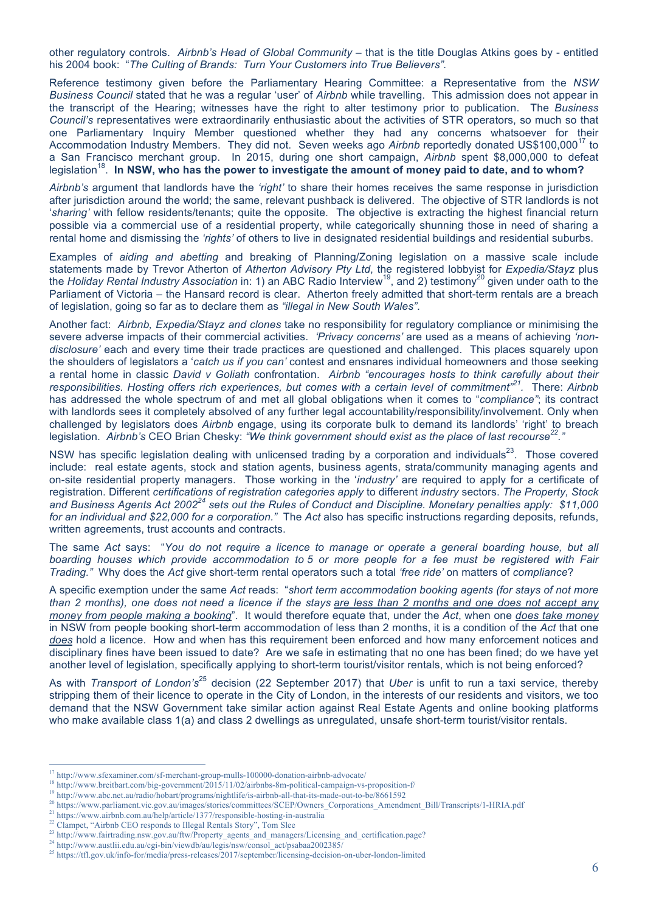other regulatory controls. *Airbnb's Head of Global Community* – that is the title Douglas Atkins goes by - entitled his 2004 book: "*The Culting of Brands: Turn Your Customers into True Believers"*.

Reference testimony given before the Parliamentary Hearing Committee: a Representative from the *NSW Business Council* stated that he was a regular 'user' of *Airbnb* while travelling. This admission does not appear in the transcript of the Hearing; witnesses have the right to alter testimony prior to publication. The *Business Council's* representatives were extraordinarily enthusiastic about the activities of STR operators, so much so that one Parliamentary Inquiry Member questioned whether they had any concerns whatsoever for their Accommodation Industry Members. They did not. Seven weeks ago *Airbnb* reportedly donated US$100,000[17] to a San Francisco merchant group. In 2015, during one short campaign, *Airbnb* spent $8,000,000 to defeat legislation[18]. **In NSW, who has the power to investigate the amount of money paid to date, and to whom?**

*Airbnb's* argument that landlords have the *'right'* to share their homes receives the same response in jurisdiction after jurisdiction around the world; the same, relevant pushback is delivered. The objective of STR landlords is not '*sharing'* with fellow residents/tenants; quite the opposite. The objective is extracting the highest financial return possible via a commercial use of a residential property, while categorically shunning those in need of sharing a rental home and dismissing the *'rights'* of others to live in designated residential buildings and residential suburbs.

Examples of *aiding and abetting* and breaking of Planning/Zoning legislation on a massive scale include statements made by Trevor Atherton of *Atherton Advisory Pty Ltd*, the registered lobbyist for *Expedia/Stayz* plus the *Holiday Rental Industry Association* in: 1) an ABC Radio Interview[19], and 2) testimony[20] given under oath to the Parliament of Victoria – the Hansard record is clear. Atherton freely admitted that short-term rentals are a breach of legislation, going so far as to declare them as *"illegal in New South Wales"*.

Another fact: *Airbnb, Expedia/Stayz and clones* take no responsibility for regulatory compliance or minimising the severe adverse impacts of their commercial activities. *'Privacy concerns'* are used as a means of achieving *'non-disclosure'* each and every time their trade practices are questioned and challenged. This places squarely upon the shoulders of legislators a '*catch us if you can'* contest and ensnares individual homeowners and those seeking a rental home in classic *David v Goliath* confrontation. *Airbnb "encourages hosts to think carefully about their responsibilities. Hosting offers rich experiences, but comes with a certain level of commitment"*[21]. There: *Airbnb* has addressed the whole spectrum of and met all global obligations when it comes to "*compliance"*; its contract with landlords sees it completely absolved of any further legal accountability/responsibility/involvement. Only when challenged by legislators does *Airbnb* engage, using its corporate bulk to demand its landlords' 'right' to breach legislation. *Airbnb's* CEO Brian Chesky: *"We think government should exist as the place of last recourse*[22]*."*

NSW has specific legislation dealing with unlicensed trading by a corporation and individuals[23]. Those covered include: real estate agents, stock and station agents, business agents, strata/community managing agents and on-site residential property managers. Those working in the '*industry'* are required to apply for a certificate of registration. Different *certifications of registration categories apply* to different *industry* sectors. *The Property, Stock and Business Agents Act 2002*[24] *sets out the Rules of Conduct and Discipline. Monetary penalties apply: $11,000 for an individual and $22,000 for a corporation."* The *Act* also has specific instructions regarding deposits, refunds, written agreements, trust accounts and contracts.

The same *Act* says: "*You do not require a licence to manage or operate a general boarding house, but all boarding houses which provide accommodation to 5 or more people for a fee must be registered with Fair Trading."* Why does the *Act* give short-term rental operators such a total *'free ride'* on matters of *compliance*?

A specific exemption under the same *Act* reads: "*short term accommodation booking agents (for stays of not more than 2 months), one does not need a licence if the stays <u>are less than 2 months and one does not accept any money from people making a booking</u>*". It would therefore equate that, under the *Act*, when one *<u>does take money</u>* in NSW from people booking short-term accommodation of less than 2 months, it is a condition of the *Act* that one *<u>does</u>* hold a licence. How and when has this requirement been enforced and how many enforcement notices and disciplinary fines have been issued to date? Are we safe in estimating that no one has been fined; do we have yet another level of legislation, specifically applying to short-term tourist/visitor rentals, which is not being enforced?

As with *Transport of London's*[25] decision (22 September 2017) that *Uber* is unfit to run a taxi service, thereby stripping them of their licence to operate in the City of London, in the interests of our residents and visitors, we too demand that the NSW Government take similar action against Real Estate Agents and online booking platforms who make available class 1(a) and class 2 dwellings as unregulated, unsafe short-term tourist/visitor rentals.

---

[17] http://www.sfexaminer.com/sf-merchant-group-mulls-100000-donation-airbnb-advocate/
[18] http://www.breitbart.com/big-government/2015/11/02/airbnbs-8m-political-campaign-vs-proposition-f/
[19] http://www.abc.net.au/radio/hobart/programs/nightlife/is-airbnb-all-that-its-made-out-to-be/8661592
[20] https://www.parliament.vic.gov.au/images/stories/committees/SCEP/Owners_Corporations_Amendment_Bill/Transcripts/1-HRIA.pdf
[21] https://www.airbnb.com.au/help/article/1377/responsible-hosting-in-australia
[22] Clampet, "Airbnb CEO responds to Illegal Rentals Story", Tom Slee
[23] http://www.fairtrading.nsw.gov.au/ftw/Property_agents_and_managers/Licensing_and_certification.page?
[24] http://www.austlii.edu.au/cgi-bin/viewdb/au/legis/nsw/consol_act/psabaa2002385/
[25] https://tfl.gov.uk/info-for/media/press-releases/2017/september/licensing-decision-on-uber-london-limited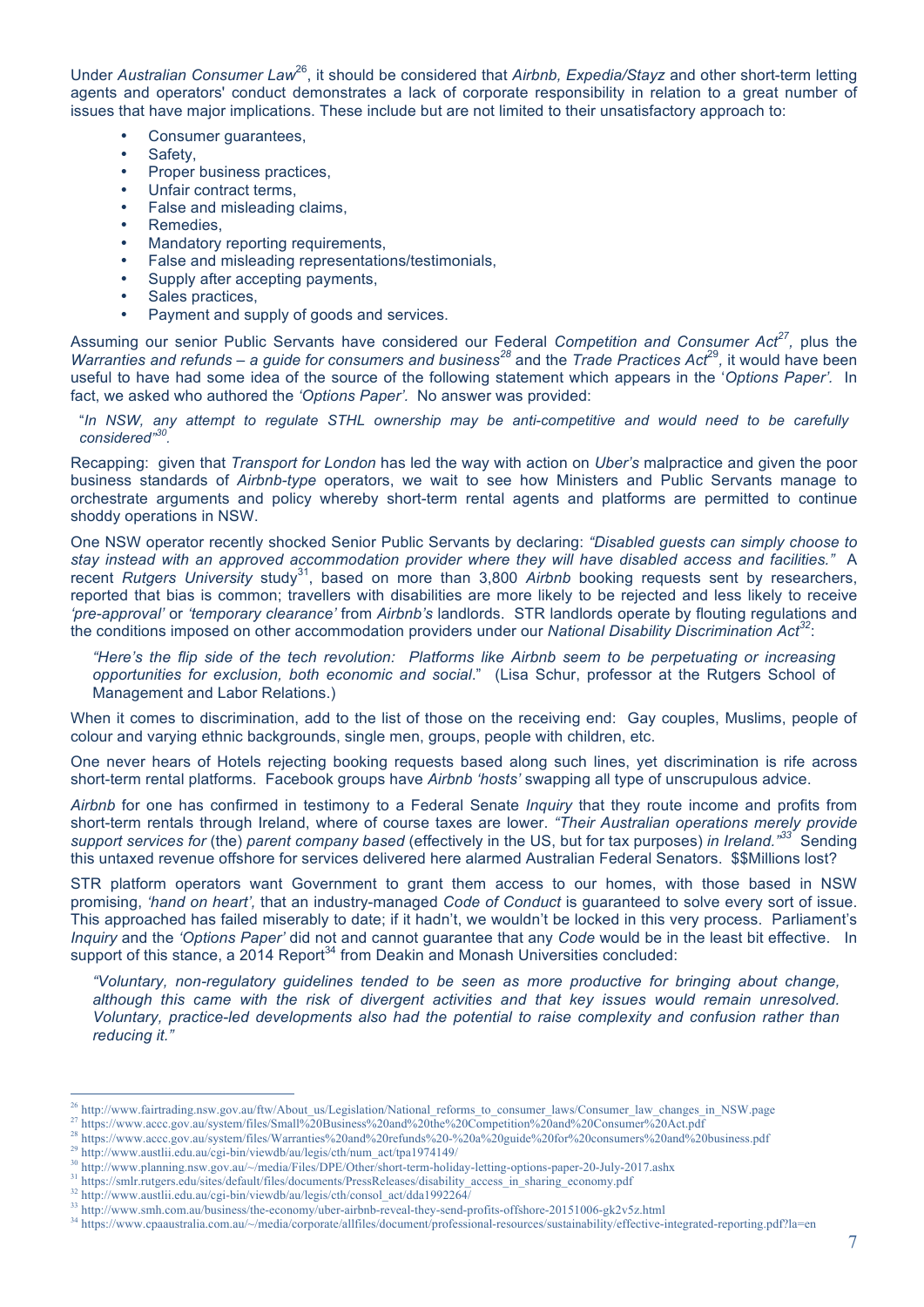Under *Australian Consumer Law*[26], it should be considered that *Airbnb, Expedia/Stayz* and other short-term letting agents and operators' conduct demonstrates a lack of corporate responsibility in relation to a great number of issues that have major implications. These include but are not limited to their unsatisfactory approach to:

- Consumer guarantees,
- Safety,
- Proper business practices,
- Unfair contract terms,
- False and misleading claims,
- Remedies,
- Mandatory reporting requirements,
- False and misleading representations/testimonials,
- Supply after accepting payments,
- Sales practices,
- Payment and supply of goods and services.

Assuming our senior Public Servants have considered our Federal *Competition and Consumer Act*[27], plus the *Warranties and refunds – a guide for consumers and business*[28] and the *Trade Practices Act*[29], it would have been useful to have had some idea of the source of the following statement which appears in the '*Options Paper'*. In fact, we asked who authored the *'Options Paper'*. No answer was provided:

> "*In NSW, any attempt to regulate STHL ownership may be anti-competitive and would need to be carefully considered"*[30].

Recapping: given that *Transport for London* has led the way with action on *Uber's* malpractice and given the poor business standards of *Airbnb-type* operators, we wait to see how Ministers and Public Servants manage to orchestrate arguments and policy whereby short-term rental agents and platforms are permitted to continue shoddy operations in NSW.

One NSW operator recently shocked Senior Public Servants by declaring: *"Disabled guests can simply choose to stay instead with an approved accommodation provider where they will have disabled access and facilities."* A recent *Rutgers University* study[31], based on more than 3,800 *Airbnb* booking requests sent by researchers, reported that bias is common; travellers with disabilities are more likely to be rejected and less likely to receive *'pre-approval'* or *'temporary clearance'* from *Airbnb's* landlords. STR landlords operate by flouting regulations and the conditions imposed on other accommodation providers under our *National Disability Discrimination Act*[32]:

> *"Here's the flip side of the tech revolution: Platforms like Airbnb seem to be perpetuating or increasing opportunities for exclusion, both economic and social*." (Lisa Schur, professor at the Rutgers School of Management and Labor Relations.)

When it comes to discrimination, add to the list of those on the receiving end: Gay couples, Muslims, people of colour and varying ethnic backgrounds, single men, groups, people with children, etc.

One never hears of Hotels rejecting booking requests based along such lines, yet discrimination is rife across short-term rental platforms. Facebook groups have *Airbnb 'hosts'* swapping all type of unscrupulous advice.

*Airbnb* for one has confirmed in testimony to a Federal Senate *Inquiry* that they route income and profits from short-term rentals through Ireland, where of course taxes are lower. *"Their Australian operations merely provide support services for* (the) *parent company based* (effectively in the US, but for tax purposes) *in Ireland."*[33] Sending this untaxed revenue offshore for services delivered here alarmed Australian Federal Senators. $$Millions lost?

STR platform operators want Government to grant them access to our homes, with those based in NSW promising, *'hand on heart'*, that an industry-managed *Code of Conduct* is guaranteed to solve every sort of issue. This approached has failed miserably to date; if it hadn't, we wouldn't be locked in this very process. Parliament's *Inquiry* and the *'Options Paper'* did not and cannot guarantee that any *Code* would be in the least bit effective. In support of this stance, a 2014 Report[34] from Deakin and Monash Universities concluded:

> *"Voluntary, non-regulatory guidelines tended to be seen as more productive for bringing about change, although this came with the risk of divergent activities and that key issues would remain unresolved. Voluntary, practice-led developments also had the potential to raise complexity and confusion rather than reducing it."*

---

[26] http://www.fairtrading.nsw.gov.au/ftw/About_us/Legislation/National_reforms_to_consumer_laws/Consumer_law_changes_in_NSW.page
[27] https://www.accc.gov.au/system/files/Small%20Business%20and%20the%20Competition%20and%20Consumer%20Act.pdf
[28] https://www.accc.gov.au/system/files/Warranties%20and%20refunds%20-%20a%20guide%20for%20consumers%20and%20business.pdf
[29] http://www.austlii.edu.au/cgi-bin/viewdb/au/legis/cth/num_act/tpa1974149/
[30] http://www.planning.nsw.gov.au/~/media/Files/DPE/Other/short-term-holiday-letting-options-paper-20-July-2017.ashx
[31] https://smlr.rutgers.edu/sites/default/files/documents/PressReleases/disability_access_in_sharing_economy.pdf
[32] http://www.austlii.edu.au/cgi-bin/viewdb/au/legis/cth/consol_act/dda1992264/
[33] http://www.smh.com.au/business/the-economy/uber-airbnb-reveal-they-send-profits-offshore-20151006-gk2v5z.html
[34] https://www.cpaaustralia.com.au/~/media/corporate/allfiles/document/professional-resources/sustainability/effective-integrated-reporting.pdf?la=en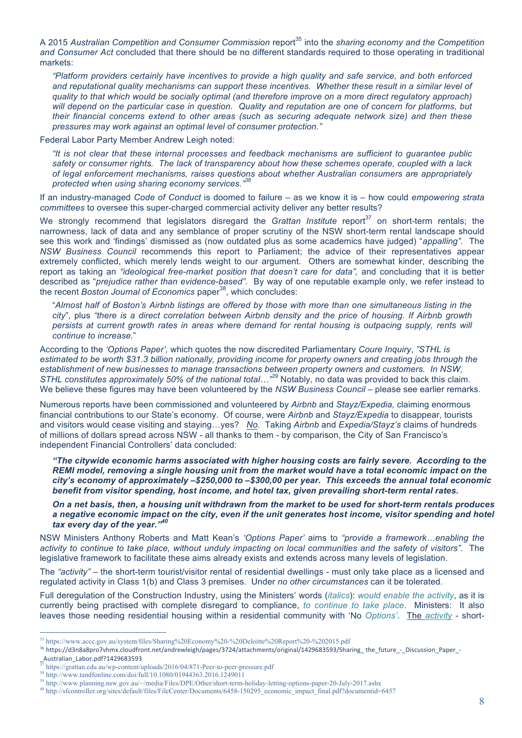A 2015 *Australian Competition and Consumer Commission* report[35] into the *sharing economy and the Competition and Consumer Act* concluded that there should be no different standards required to those operating in traditional markets:

> *"Platform providers certainly have incentives to provide a high quality and safe service, and both enforced and reputational quality mechanisms can support these incentives. Whether these result in a similar level of quality to that which would be socially optimal (and therefore improve on a more direct regulatory approach) will depend on the particular case in question. Quality and reputation are one of concern for platforms, but their financial concerns extend to other areas (such as securing adequate network size) and then these pressures may work against an optimal level of consumer protection."*

Federal Labor Party Member Andrew Leigh noted:

> *"It is not clear that these internal processes and feedback mechanisms are sufficient to guarantee public safety or consumer rights. The lack of transparency about how these schemes operate, coupled with a lack of legal enforcement mechanisms, raises questions about whether Australian consumers are appropriately protected when using sharing economy services."*[36]

If an industry-managed *Code of Conduct* is doomed to failure – as we know it is – how could *empowering strata committees* to oversee this super-charged commercial activity deliver any better results?

We strongly recommend that legislators disregard the *Grattan Institute* report[37] on short-term rentals; the narrowness, lack of data and any semblance of proper scrutiny of the NSW short-term rental landscape should see this work and 'findings' dismissed as (now outdated plus as some academics have judged) "*appalling"*. The *NSW Business Council* recommends this report to Parliament; the advice of their representatives appear extremely conflicted, which merely lends weight to our argument. Others are somewhat kinder, describing the report as taking an *"ideological free-market position that doesn't care for data",* and concluding that it is better described as "*prejudice rather than evidence-based".* By way of one reputable example only, we refer instead to the recent *Boston Journal of Economics* paper[38], which concludes:

> "*Almost half of Boston's Airbnb listings are offered by those with more than one simultaneous listing in the city*", plus *"there is a direct correlation between Airbnb density and the price of housing. If Airbnb growth persists at current growth rates in areas where demand for rental housing is outpacing supply, rents will continue to increase.*"

According to the *'Options Paper',* which quotes the now discredited Parliamentary *Coure Inquiry*, *"STHL is estimated to be worth $31.3 billion nationally, providing income for property owners and creating jobs through the establishment of new businesses to manage transactions between property owners and customers. In NSW, STHL constitutes approximately 50% of the national total…"*[39] Notably, no data was provided to back this claim. We believe these figures may have been volunteered by the *NSW Business Council* – please see earlier remarks.

Numerous reports have been commissioned and volunteered by *Airbnb* and *Stayz/Expedia,* claiming enormous financial contributions to our State's economy. Of course, were *Airbnb* and *Stayz/Expedia* to disappear, tourists and visitors would cease visiting and staying…yes? ***No***. Taking *Airbnb* and *Expedia/Stayz's* claims of hundreds of millions of dollars spread across NSW - all thanks to them - by comparison, the City of San Francisco's independent Financial Controllers' data concluded:

> ***"The citywide economic harms associated with higher housing costs are fairly severe. According to the REMI model, removing a single housing unit from the market would have a total economic impact on the city's economy of approximately –$250,000 to –$300,00 per year. This exceeds the annual total economic benefit from visitor spending, host income, and hotel tax, given prevailing short-term rental rates.***
>
> ***On a net basis, then, a housing unit withdrawn from the market to be used for short-term rentals produces a negative economic impact on the city, even if the unit generates host income, visitor spending and hotel tax every day of the year."***[40]

NSW Ministers Anthony Roberts and Matt Kean's *'Options Paper'* aims to *"provide a framework…enabling the activity to continue to take place, without unduly impacting on local communities and the safety of visitors".* The legislative framework to facilitate these aims already exists and extends across many levels of legislation.

The *"activity"* – the short-term tourist/visitor rental of residential dwellings - must only take place as a licensed and regulated activity in Class 1(b) and Class 3 premises. Under *no other circumstances* can it be tolerated.

Full deregulation of the Construction Industry, using the Ministers' words (*italics*): *would enable the activity*, as it is currently being practised with complete disregard to compliance, *to continue to take place*. Ministers: It also leaves those needing residential housing within a residential community with 'No *Options'*. The *activity* - short-

---

[35] https://www.accc.gov.au/system/files/Sharing%20Economy%20-%20Deloitte%20Report%20-%202015.pdf

[36] https://d3n8a8pro7vhmx.cloudfront.net/andrewleigh/pages/3724/attachments/original/1429683593/Sharing_ the_future_-_Discussion_Paper_-_Australian_Labor.pdf?1429683593

[37] https://grattan.edu.au/wp-content/uploads/2016/04/871-Peer-to-peer-pressure.pdf

[38] http://www.tandfonline.com/doi/full/10.1080/01944363.2016.1249011

[39] http://www.planning.nsw.gov.au/~/media/Files/DPE/Other/short-term-holiday-letting-options-paper-20-July-2017.ashx

[40] http://sfcontroller.org/sites/default/files/FileCenter/Documents/6458-150295_economic_impact_final.pdf?documentid=6457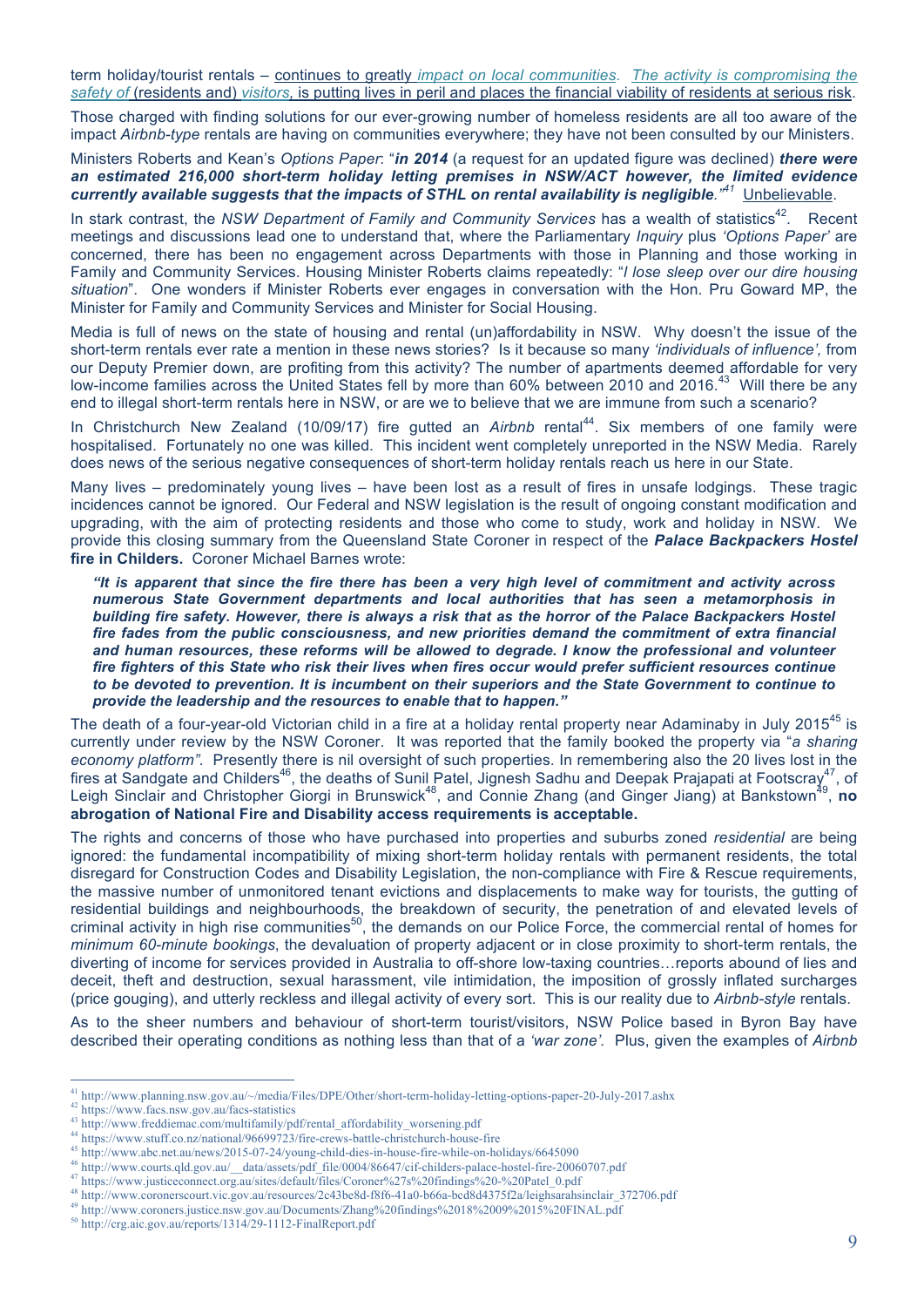term holiday/tourist rentals – continues to greatly *impact on local communities*. *The activity is compromising the safety of* (residents and) *visitors*, is putting lives in peril and places the financial viability of residents at serious risk.

Those charged with finding solutions for our ever-growing number of homeless residents are all too aware of the impact *Airbnb-type* rentals are having on communities everywhere; they have not been consulted by our Ministers.

Ministers Roberts and Kean's *Options Paper*: "***in 2014*** (a request for an updated figure was declined) ***there were an estimated 216,000 short-term holiday letting premises in NSW/ACT however, the limited evidence currently available suggests that the impacts of STHL on rental availability is negligible."***[41] Unbelievable.

In stark contrast, the *NSW Department of Family and Community Services* has a wealth of statistics[42]. Recent meetings and discussions lead one to understand that, where the Parliamentary *Inquiry* plus *'Options Paper'* are concerned, there has been no engagement across Departments with those in Planning and those working in Family and Community Services. Housing Minister Roberts claims repeatedly: "*I lose sleep over our dire housing situation*". One wonders if Minister Roberts ever engages in conversation with the Hon. Pru Goward MP, the Minister for Family and Community Services and Minister for Social Housing.

Media is full of news on the state of housing and rental (un)affordability in NSW. Why doesn't the issue of the short-term rentals ever rate a mention in these news stories? Is it because so many *'individuals of influence'*, from our Deputy Premier down, are profiting from this activity? The number of apartments deemed affordable for very low-income families across the United States fell by more than 60% between 2010 and 2016.[43] Will there be any end to illegal short-term rentals here in NSW, or are we to believe that we are immune from such a scenario?

In Christchurch New Zealand (10/09/17) fire gutted an *Airbnb* rental[44]. Six members of one family were hospitalised. Fortunately no one was killed. This incident went completely unreported in the NSW Media. Rarely does news of the serious negative consequences of short-term holiday rentals reach us here in our State.

Many lives – predominately young lives – have been lost as a result of fires in unsafe lodgings. These tragic incidences cannot be ignored. Our Federal and NSW legislation is the result of ongoing constant modification and upgrading, with the aim of protecting residents and those who come to study, work and holiday in NSW. We provide this closing summary from the Queensland State Coroner in respect of the ***Palace Backpackers Hostel*** **fire in Childers.** Coroner Michael Barnes wrote:

> ***"It is apparent that since the fire there has been a very high level of commitment and activity across numerous State Government departments and local authorities that has seen a metamorphosis in building fire safety. However, there is always a risk that as the horror of the Palace Backpackers Hostel fire fades from the public consciousness, and new priorities demand the commitment of extra financial and human resources, these reforms will be allowed to degrade. I know the professional and volunteer fire fighters of this State who risk their lives when fires occur would prefer sufficient resources continue to be devoted to prevention. It is incumbent on their superiors and the State Government to continue to provide the leadership and the resources to enable that to happen."***

The death of a four-year-old Victorian child in a fire at a holiday rental property near Adaminaby in July 2015[45] is currently under review by the NSW Coroner. It was reported that the family booked the property via "*a sharing economy platform"*. Presently there is nil oversight of such properties. In remembering also the 20 lives lost in the fires at Sandgate and Childers[46], the deaths of Sunil Patel, Jignesh Sadhu and Deepak Prajapati at Footscray[47], of Leigh Sinclair and Christopher Giorgi in Brunswick[48], and Connie Zhang (and Ginger Jiang) at Bankstown[49], **no abrogation of National Fire and Disability access requirements is acceptable.**

The rights and concerns of those who have purchased into properties and suburbs zoned *residential* are being ignored: the fundamental incompatibility of mixing short-term holiday rentals with permanent residents, the total disregard for Construction Codes and Disability Legislation, the non-compliance with Fire & Rescue requirements, the massive number of unmonitored tenant evictions and displacements to make way for tourists, the gutting of residential buildings and neighbourhoods, the breakdown of security, the penetration of and elevated levels of criminal activity in high rise communities[50], the demands on our Police Force, the commercial rental of homes for *minimum 60-minute bookings*, the devaluation of property adjacent or in close proximity to short-term rentals, the diverting of income for services provided in Australia to off-shore low-taxing countries…reports abound of lies and deceit, theft and destruction, sexual harassment, vile intimidation, the imposition of grossly inflated surcharges (price gouging), and utterly reckless and illegal activity of every sort. This is our reality due to *Airbnb-style* rentals.

As to the sheer numbers and behaviour of short-term tourist/visitors, NSW Police based in Byron Bay have described their operating conditions as nothing less than that of a *'war zone'*. Plus, given the examples of *Airbnb*

---

[41] http://www.planning.nsw.gov.au/~/media/Files/DPE/Other/short-term-holiday-letting-options-paper-20-July-2017.ashx
[42] https://www.facs.nsw.gov.au/facs-statistics
[43] http://www.freddiemac.com/multifamily/pdf/rental_affordability_worsening.pdf
[44] https://www.stuff.co.nz/national/96699723/fire-crews-battle-christchurch-house-fire
[45] http://www.abc.net.au/news/2015-07-24/young-child-dies-in-house-fire-while-on-holidays/6645090
[46] http://www.courts.qld.gov.au/__data/assets/pdf_file/0004/86647/cif-childers-palace-hostel-fire-20060707.pdf
[47] https://www.justiceconnect.org.au/sites/default/files/Coroner%27s%20findings%20-%20Patel_0.pdf
[48] http://www.coronerscourt.vic.gov.au/resources/2c43be8d-f8f6-41a0-b66a-bcd8d4375f2a/leighsarahsinclair_372706.pdf
[49] http://www.coroners.justice.nsw.gov.au/Documents/Zhang%20findings%2018%2009%2015%20FINAL.pdf
[50] http://crg.aic.gov.au/reports/1314/29-1112-FinalReport.pdf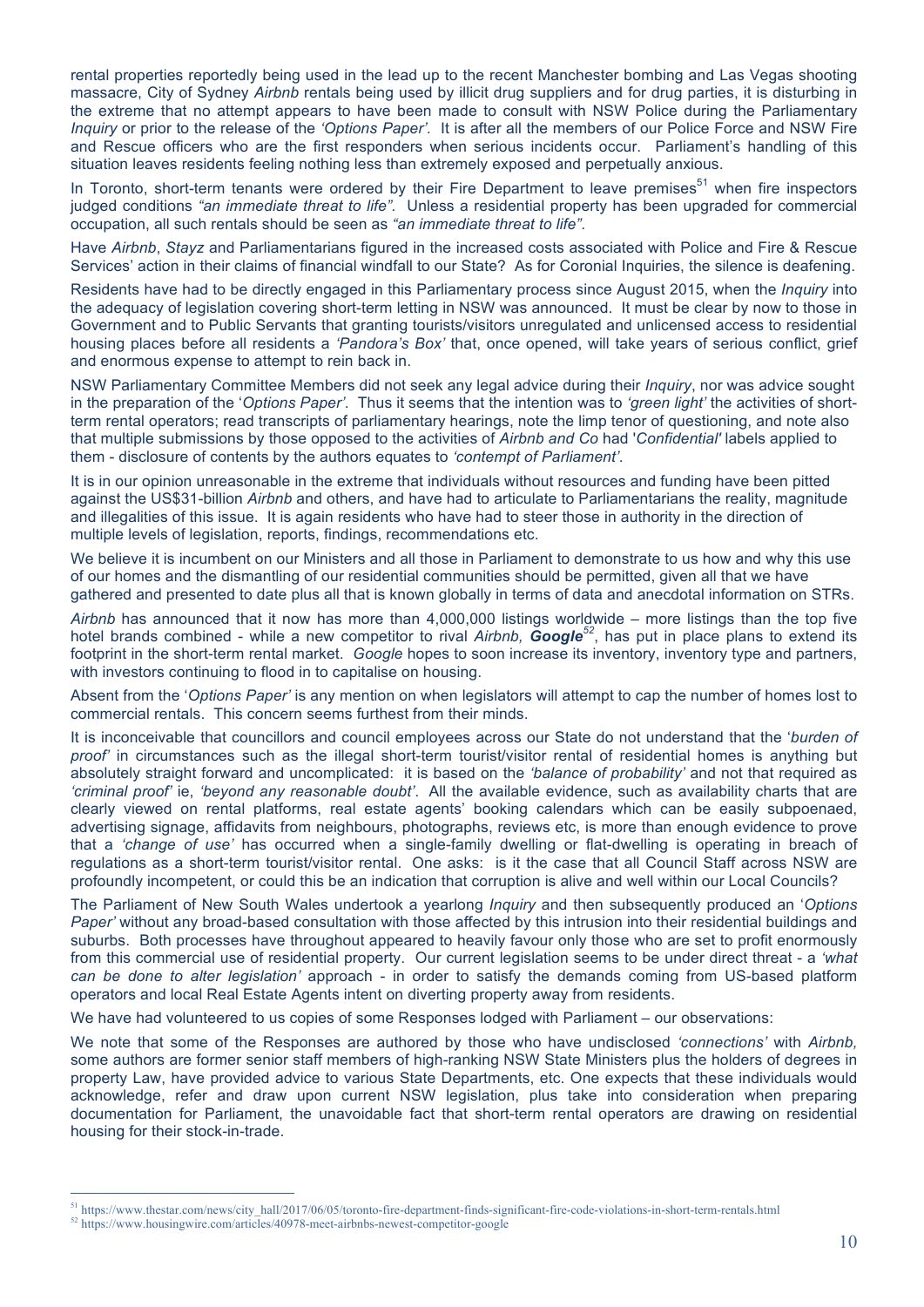rental properties reportedly being used in the lead up to the recent Manchester bombing and Las Vegas shooting massacre, City of Sydney *Airbnb* rentals being used by illicit drug suppliers and for drug parties, it is disturbing in the extreme that no attempt appears to have been made to consult with NSW Police during the Parliamentary *Inquiry* or prior to the release of the *'Options Paper'*. It is after all the members of our Police Force and NSW Fire and Rescue officers who are the first responders when serious incidents occur. Parliament's handling of this situation leaves residents feeling nothing less than extremely exposed and perpetually anxious.

In Toronto, short-term tenants were ordered by their Fire Department to leave premises[51] when fire inspectors judged conditions *"an immediate threat to life"*. Unless a residential property has been upgraded for commercial occupation, all such rentals should be seen as *"an immediate threat to life"*.

Have *Airbnb*, *Stayz* and Parliamentarians figured in the increased costs associated with Police and Fire & Rescue Services' action in their claims of financial windfall to our State? As for Coronial Inquiries, the silence is deafening.

Residents have had to be directly engaged in this Parliamentary process since August 2015, when the *Inquiry* into the adequacy of legislation covering short-term letting in NSW was announced. It must be clear by now to those in Government and to Public Servants that granting tourists/visitors unregulated and unlicensed access to residential housing places before all residents a *'Pandora's Box'* that, once opened, will take years of serious conflict, grief and enormous expense to attempt to rein back in.

NSW Parliamentary Committee Members did not seek any legal advice during their *Inquiry*, nor was advice sought in the preparation of the '*Options Paper*'. Thus it seems that the intention was to *'green light'* the activities of short-term rental operators; read transcripts of parliamentary hearings, note the limp tenor of questioning, and note also that multiple submissions by those opposed to the activities of *Airbnb and Co* had '*Confidential'* labels applied to them - disclosure of contents by the authors equates to *'contempt of Parliament'*.

It is in our opinion unreasonable in the extreme that individuals without resources and funding have been pitted against the US$31-billion *Airbnb* and others, and have had to articulate to Parliamentarians the reality, magnitude and illegalities of this issue. It is again residents who have had to steer those in authority in the direction of multiple levels of legislation, reports, findings, recommendations etc.

We believe it is incumbent on our Ministers and all those in Parliament to demonstrate to us how and why this use of our homes and the dismantling of our residential communities should be permitted, given all that we have gathered and presented to date plus all that is known globally in terms of data and anecdotal information on STRs.

*Airbnb* has announced that it now has more than 4,000,000 listings worldwide – more listings than the top five hotel brands combined - while a new competitor to rival *Airbnb*, ***Google***[52], has put in place plans to extend its footprint in the short-term rental market. *Google* hopes to soon increase its inventory, inventory type and partners, with investors continuing to flood in to capitalise on housing.

Absent from the '*Options Paper'* is any mention on when legislators will attempt to cap the number of homes lost to commercial rentals. This concern seems furthest from their minds.

It is inconceivable that councillors and council employees across our State do not understand that the '*burden of proof'* in circumstances such as the illegal short-term tourist/visitor rental of residential homes is anything but absolutely straight forward and uncomplicated: it is based on the *'balance of probability'* and not that required as *'criminal proof'* ie, *'beyond any reasonable doubt'*. All the available evidence, such as availability charts that are clearly viewed on rental platforms, real estate agents' booking calendars which can be easily subpoenaed, advertising signage, affidavits from neighbours, photographs, reviews etc, is more than enough evidence to prove that a *'change of use'* has occurred when a single-family dwelling or flat-dwelling is operating in breach of regulations as a short-term tourist/visitor rental. One asks: is it the case that all Council Staff across NSW are profoundly incompetent, or could this be an indication that corruption is alive and well within our Local Councils?

The Parliament of New South Wales undertook a yearlong *Inquiry* and then subsequently produced an '*Options Paper'* without any broad-based consultation with those affected by this intrusion into their residential buildings and suburbs. Both processes have throughout appeared to heavily favour only those who are set to profit enormously from this commercial use of residential property. Our current legislation seems to be under direct threat - a *'what can be done to alter legislation'* approach - in order to satisfy the demands coming from US-based platform operators and local Real Estate Agents intent on diverting property away from residents.

We have had volunteered to us copies of some Responses lodged with Parliament – our observations:

We note that some of the Responses are authored by those who have undisclosed *'connections'* with *Airbnb,* some authors are former senior staff members of high-ranking NSW State Ministers plus the holders of degrees in property Law, have provided advice to various State Departments, etc. One expects that these individuals would acknowledge, refer and draw upon current NSW legislation, plus take into consideration when preparing documentation for Parliament, the unavoidable fact that short-term rental operators are drawing on residential housing for their stock-in-trade.

---

[51] https://www.thestar.com/news/city_hall/2017/06/05/toronto-fire-department-finds-significant-fire-code-violations-in-short-term-rentals.html

[52] https://www.housingwire.com/articles/40978-meet-airbnbs-newest-competitor-google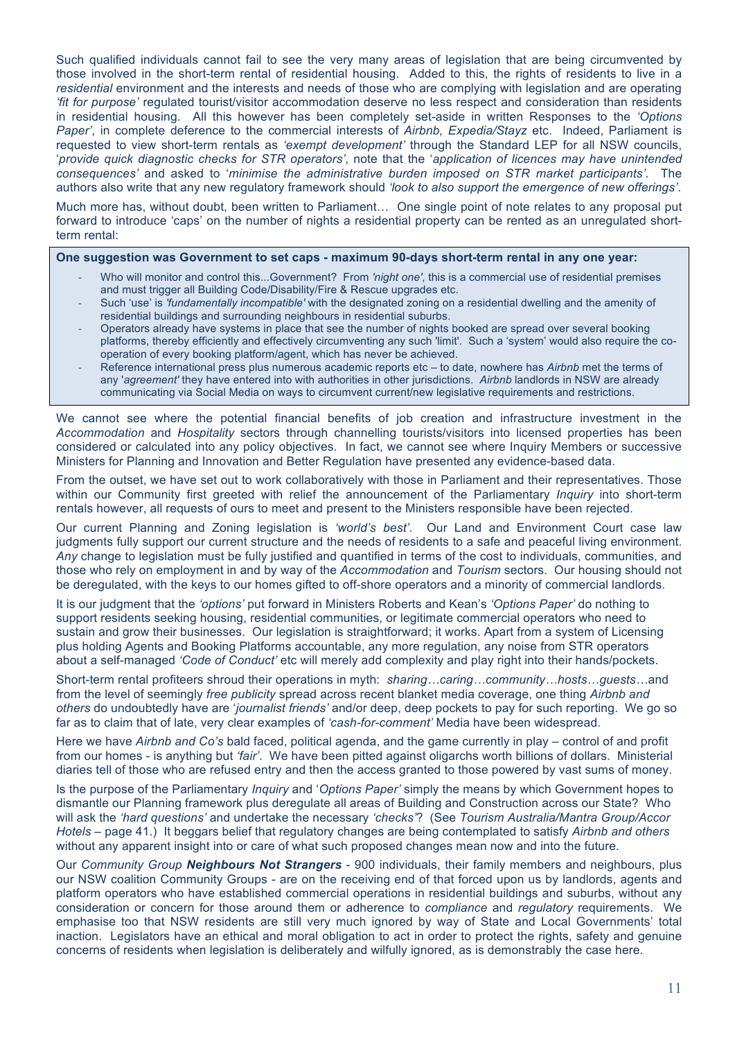Such qualified individuals cannot fail to see the very many areas of legislation that are being circumvented by those involved in the short-term rental of residential housing. Added to this, the rights of residents to live in a *residential* environment and the interests and needs of those who are complying with legislation and are operating *'fit for purpose'* regulated tourist/visitor accommodation deserve no less respect and consideration than residents in residential housing. All this however has been completely set-aside in written Responses to the *'Options Paper'*, in complete deference to the commercial interests of *Airbnb, Expedia/Stayz* etc. Indeed, Parliament is requested to view short-term rentals as *'exempt development'* through the Standard LEP for all NSW councils, '*provide quick diagnostic checks for STR operators'*, note that the '*application of licences may have unintended consequences'* and asked to '*minimise the administrative burden imposed on STR market participants'*. The authors also write that any new regulatory framework should *'look to also support the emergence of new offerings'*.

Much more has, without doubt, been written to Parliament… One single point of note relates to any proposal put forward to introduce 'caps' on the number of nights a residential property can be rented as an unregulated short-term rental:

**One suggestion was Government to set caps - maximum 90-days short-term rental in any one year:**

- Who will monitor and control this...Government? From *'night one'*, this is a commercial use of residential premises and must trigger all Building Code/Disability/Fire & Rescue upgrades etc.
- Such 'use' is *'fundamentally incompatible'* with the designated zoning on a residential dwelling and the amenity of residential buildings and surrounding neighbours in residential suburbs.
- Operators already have systems in place that see the number of nights booked are spread over several booking platforms, thereby efficiently and effectively circumventing any such 'limit'. Such a 'system' would also require the co-operation of every booking platform/agent, which has never be achieved.
- Reference international press plus numerous academic reports etc – to date, nowhere has *Airbnb* met the terms of any '*agreement'* they have entered into with authorities in other jurisdictions. *Airbnb* landlords in NSW are already communicating via Social Media on ways to circumvent current/new legislative requirements and restrictions.

We cannot see where the potential financial benefits of job creation and infrastructure investment in the *Accommodation* and *Hospitality* sectors through channelling tourists/visitors into licensed properties has been considered or calculated into any policy objectives. In fact, we cannot see where Inquiry Members or successive Ministers for Planning and Innovation and Better Regulation have presented any evidence-based data.

From the outset, we have set out to work collaboratively with those in Parliament and their representatives. Those within our Community first greeted with relief the announcement of the Parliamentary *Inquiry* into short-term rentals however, all requests of ours to meet and present to the Ministers responsible have been rejected.

Our current Planning and Zoning legislation is *'world's best'*. Our Land and Environment Court case law judgments fully support our current structure and the needs of residents to a safe and peaceful living environment. *Any* change to legislation must be fully justified and quantified in terms of the cost to individuals, communities, and those who rely on employment in and by way of the *Accommodation* and *Tourism* sectors. Our housing should not be deregulated, with the keys to our homes gifted to off-shore operators and a minority of commercial landlords.

It is our judgment that the *'options'* put forward in Ministers Roberts and Kean's *'Options Paper'* do nothing to support residents seeking housing, residential communities, or legitimate commercial operators who need to sustain and grow their businesses. Our legislation is straightforward; it works. Apart from a system of Licensing plus holding Agents and Booking Platforms accountable, any more regulation, any noise from STR operators about a self-managed *'Code of Conduct'* etc will merely add complexity and play right into their hands/pockets.

Short-term rental profiteers shroud their operations in myth: *sharing…caring…community…hosts…guests…*and from the level of seemingly *free publicity* spread across recent blanket media coverage, one thing *Airbnb and others* do undoubtedly have are '*journalist friends'* and/or deep, deep pockets to pay for such reporting. We go so far as to claim that of late, very clear examples of *'cash-for-comment'* Media have been widespread.

Here we have *Airbnb and Co's* bald faced, political agenda, and the game currently in play – control of and profit from our homes - is anything but *'fair'*. We have been pitted against oligarchs worth billions of dollars. Ministerial diaries tell of those who are refused entry and then the access granted to those powered by vast sums of money.

Is the purpose of the Parliamentary *Inquiry* and '*Options Paper'* simply the means by which Government hopes to dismantle our Planning framework plus deregulate all areas of Building and Construction across our State? Who will ask the *'hard questions'* and undertake the necessary *'checks'*? (See *Tourism Australia/Mantra Group/Accor Hotels* – page 41.) It beggars belief that regulatory changes are being contemplated to satisfy *Airbnb and others* without any apparent insight into or care of what such proposed changes mean now and into the future.

Our *Community Group* ***Neighbours Not Strangers*** - 900 individuals, their family members and neighbours, plus our NSW coalition Community Groups - are on the receiving end of that forced upon us by landlords, agents and platform operators who have established commercial operations in residential buildings and suburbs, without any consideration or concern for those around them or adherence to *compliance* and *regulatory* requirements. We emphasise too that NSW residents are still very much ignored by way of State and Local Governments' total inaction. Legislators have an ethical and moral obligation to act in order to protect the rights, safety and genuine concerns of residents when legislation is deliberately and wilfully ignored, as is demonstrably the case here.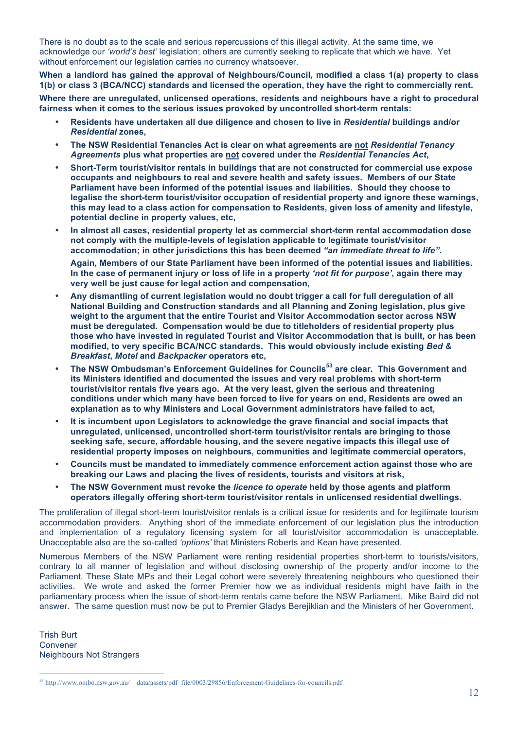There is no doubt as to the scale and serious repercussions of this illegal activity. At the same time, we acknowledge our *'world's best'* legislation; others are currently seeking to replicate that which we have. Yet without enforcement our legislation carries no currency whatsoever.

**When a landlord has gained the approval of Neighbours/Council, modified a class 1(a) property to class 1(b) or class 3 (BCA/NCC) standards and licensed the operation, they have the right to commercially rent.**

**Where there are unregulated, unlicensed operations, residents and neighbours have a right to procedural fairness when it comes to the serious issues provoked by uncontrolled short-term rentals:**

- **Residents have undertaken all due diligence and chosen to live in *Residential* buildings and/or *Residential* zones,**
- **The NSW Residential Tenancies Act is clear on what agreements are <u>not</u> *Residential Tenancy Agreements* plus what properties are <u>not</u> covered under the *Residential Tenancies Act*,**
- **Short-Term tourist/visitor rentals in buildings that are not constructed for commercial use expose occupants and neighbours to real and severe health and safety issues. Members of our State Parliament have been informed of the potential issues and liabilities. Should they choose to legalise the short-term tourist/visitor occupation of residential property and ignore these warnings, this may lead to a class action for compensation to Residents, given loss of amenity and lifestyle, potential decline in property values, etc,**
- **In almost all cases, residential property let as commercial short-term rental accommodation dose not comply with the multiple-levels of legislation applicable to legitimate tourist/visitor accommodation; in other jurisdictions this has been deemed *"an immediate threat to life"*.**

  **Again, Members of our State Parliament have been informed of the potential issues and liabilities. In the case of permanent injury or loss of life in a property *'not fit for purpose'*, again there may very well be just cause for legal action and compensation,**
- **Any dismantling of current legislation would no doubt trigger a call for full deregulation of all National Building and Construction standards and all Planning and Zoning legislation, plus give weight to the argument that the entire Tourist and Visitor Accommodation sector across NSW must be deregulated. Compensation would be due to titleholders of residential property plus those who have invested in regulated Tourist and Visitor Accommodation that is built, or has been modified, to very specific BCA/NCC standards. This would obviously include existing *Bed & Breakfast*, *Motel* and *Backpacker* operators etc,**
- **The NSW Ombudsman's Enforcement Guidelines for Councils[53] are clear. This Government and its Ministers identified and documented the issues and very real problems with short-term tourist/visitor rentals five years ago. At the very least, given the serious and threatening conditions under which many have been forced to live for years on end, Residents are owed an explanation as to why Ministers and Local Government administrators have failed to act,**
- **It is incumbent upon Legislators to acknowledge the grave financial and social impacts that unregulated, unlicensed, uncontrolled short-term tourist/visitor rentals are bringing to those seeking safe, secure, affordable housing, and the severe negative impacts this illegal use of residential property imposes on neighbours, communities and legitimate commercial operators,**
- **Councils must be mandated to immediately commence enforcement action against those who are breaking our Laws and placing the lives of residents, tourists and visitors at risk,**
- **The NSW Government must revoke the *licence to operate* held by those agents and platform operators illegally offering short-term tourist/visitor rentals in unlicensed residential dwellings.**

The proliferation of illegal short-term tourist/visitor rentals is a critical issue for residents and for legitimate tourism accommodation providers. Anything short of the immediate enforcement of our legislation plus the introduction and implementation of a regulatory licensing system for all tourist/visitor accommodation is unacceptable. Unacceptable also are the so-called *'options'* that Ministers Roberts and Kean have presented.

Numerous Members of the NSW Parliament were renting residential properties short-term to tourists/visitors, contrary to all manner of legislation and without disclosing ownership of the property and/or income to the Parliament. These State MPs and their Legal cohort were severely threatening neighbours who questioned their activities. We wrote and asked the former Premier how we as individual residents might have faith in the parliamentary process when the issue of short-term rentals came before the NSW Parliament. Mike Baird did not answer. The same question must now be put to Premier Gladys Berejiklian and the Ministers of her Government.

Trish Burt
Convener
Neighbours Not Strangers

[53] http://www.ombo.nsw.gov.au/__data/assets/pdf_file/0003/29856/Enforcement-Guidelines-for-councils.pdf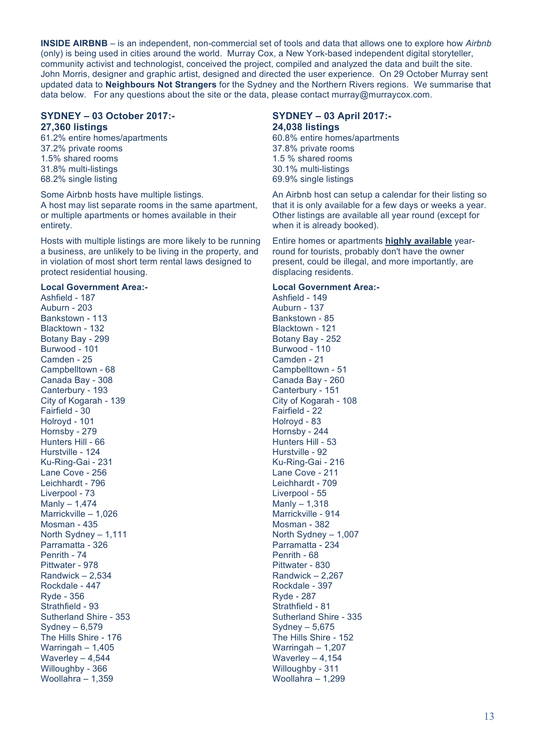**INSIDE AIRBNB** – is an independent, non-commercial set of tools and data that allows one to explore how *Airbnb* (only) is being used in cities around the world. Murray Cox, a New York-based independent digital storyteller, community activist and technologist, conceived the project, compiled and analyzed the data and built the site. John Morris, designer and graphic artist, designed and directed the user experience. On 29 October Murray sent updated data to **Neighbours Not Strangers** for the Sydney and the Northern Rivers regions. We summarise that data below. For any questions about the site or the data, please contact murray@murraycox.com.

### SYDNEY – 03 October 2017:-
### 27,360 listings

61.2% entire homes/apartments
37.2% private rooms
1.5% shared rooms
31.8% multi-listings
68.2% single listing

Some Airbnb hosts have multiple listings.
A host may list separate rooms in the same apartment, or multiple apartments or homes available in their entirety.

Hosts with multiple listings are more likely to be running a business, are unlikely to be living in the property, and in violation of most short term rental laws designed to protect residential housing.

**Local Government Area:-**

Ashfield - 187
Auburn - 203
Bankstown - 113
Blacktown - 132
Botany Bay - 299
Burwood - 101
Camden - 25
Campbelltown - 68
Canada Bay - 308
Canterbury - 193
City of Kogarah - 139
Fairfield - 30
Holroyd - 101
Hornsby - 279
Hunters Hill - 66
Hurstville - 124
Ku-Ring-Gai - 231
Lane Cove - 256
Leichhardt - 796
Liverpool - 73
Manly – 1,474
Marrickville – 1,026
Mosman - 435
North Sydney – 1,111
Parramatta - 326
Penrith - 74
Pittwater - 978
Randwick – 2,534
Rockdale - 447
Ryde - 356
Strathfield - 93
Sutherland Shire - 353
Sydney – 6,579
The Hills Shire - 176
Warringah – 1,405
Waverley – 4,544
Willoughby - 366
Woollahra – 1,359

### SYDNEY – 03 April 2017:-
### 24,038 listings

60.8% entire homes/apartments
37.8% private rooms
1.5 % shared rooms
30.1% multi-listings
69.9% single listings

An Airbnb host can setup a calendar for their listing so that it is only available for a few days or weeks a year. Other listings are available all year round (except for when it is already booked).

Entire homes or apartments **highly available** year-round for tourists, probably don't have the owner present, could be illegal, and more importantly, are displacing residents.

**Local Government Area:-**

Ashfield - 149
Auburn - 137
Bankstown - 85
Blacktown - 121
Botany Bay - 252
Burwood - 110
Camden - 21
Campbelltown - 51
Canada Bay - 260
Canterbury - 151
City of Kogarah - 108
Fairfield - 22
Holroyd - 83
Hornsby - 244
Hunters Hill - 53
Hurstville - 92
Ku-Ring-Gai - 216
Lane Cove - 211
Leichhardt - 709
Liverpool - 55
Manly – 1,318
Marrickville - 914
Mosman - 382
North Sydney – 1,007
Parramatta - 234
Penrith - 68
Pittwater - 830
Randwick – 2,267
Rockdale - 397
Ryde - 287
Strathfield - 81
Sutherland Shire - 335
Sydney – 5,675
The Hills Shire - 152
Warringah – 1,207
Waverley – 4,154
Willoughby - 311
Woollahra – 1,299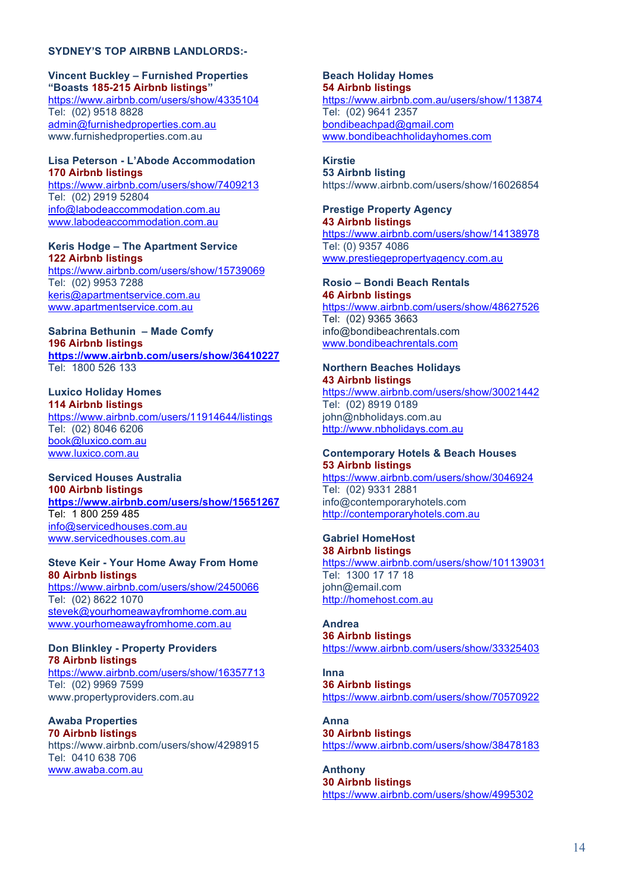**SYDNEY'S TOP AIRBNB LANDLORDS:-**

**Vincent Buckley – Furnished Properties**
**"Boasts 185-215 Airbnb listings"**
https://www.airbnb.com/users/show/4335104
Tel: (02) 9518 8828
admin@furnishedproperties.com.au
www.furnishedproperties.com.au

**Lisa Peterson - L'Abode Accommodation**
**170 Airbnb listings**
https://www.airbnb.com/users/show/7409213
Tel: (02) 2919 52804
info@labodeaccommodation.com.au
www.labodeaccommodation.com.au

**Keris Hodge – The Apartment Service**
**122 Airbnb listings**
https://www.airbnb.com/users/show/15739069
Tel: (02) 9953 7288
keris@apartmentservice.com.au
www.apartmentservice.com.au

**Sabrina Bethunin – Made Comfy**
**196 Airbnb listings**
**https://www.airbnb.com/users/show/36410227**
Tel: 1800 526 133

**Luxico Holiday Homes**
**114 Airbnb listings**
https://www.airbnb.com/users/11914644/listings
Tel: (02) 8046 6206
book@luxico.com.au
www.luxico.com.au

**Serviced Houses Australia**
**100 Airbnb listings**
**https://www.airbnb.com/users/show/15651267**
Tel: 1 800 259 485
info@servicedhouses.com.au
www.servicedhouses.com.au

**Steve Keir - Your Home Away From Home**
**80 Airbnb listings**
https://www.airbnb.com/users/show/2450066
Tel: (02) 8622 1070
stevek@yourhomeawayfromhome.com.au
www.yourhomeawayfromhome.com.au

**Don Blinkley - Property Providers**
**78 Airbnb listings**
https://www.airbnb.com/users/show/16357713
Tel: (02) 9969 7599
www.propertyproviders.com.au

**Awaba Properties**
**70 Airbnb listings**
https://www.airbnb.com/users/show/4298915
Tel: 0410 638 706
www.awaba.com.au

**Beach Holiday Homes**
**54 Airbnb listings**
https://www.airbnb.com.au/users/show/113874
Tel: (02) 9641 2357
bondibeachpad@gmail.com
www.bondibeachholidayhomes.com

**Kirstie**
**53 Airbnb listing**
https://www.airbnb.com/users/show/16026854

**Prestige Property Agency**
**43 Airbnb listings**
https://www.airbnb.com/users/show/14138978
Tel: (0) 9357 4086
www.prestiegepropertyagency.com.au

**Rosio – Bondi Beach Rentals**
**46 Airbnb listings**
https://www.airbnb.com/users/show/48627526
Tel: (02) 9365 3663
info@bondibeachrentals.com
www.bondibeachrentals.com

**Northern Beaches Holidays**
**43 Airbnb listings**
https://www.airbnb.com/users/show/30021442
Tel: (02) 8919 0189
john@nbholidays.com.au
http://www.nbholidays.com.au

**Contemporary Hotels & Beach Houses**
**53 Airbnb listings**
https://www.airbnb.com/users/show/3046924
Tel: (02) 9331 2881
info@contemporaryhotels.com
http://contemporaryhotels.com.au

**Gabriel HomeHost**
**38 Airbnb listings**
https://www.airbnb.com/users/show/101139031
Tel: 1300 17 17 18
john@email.com
http://homehost.com.au

**Andrea**
**36 Airbnb listings**
https://www.airbnb.com/users/show/33325403

**Inna**
**36 Airbnb listings**
https://www.airbnb.com/users/show/70570922

**Anna**
**30 Airbnb listings**
https://www.airbnb.com/users/show/38478183

**Anthony**
**30 Airbnb listings**
https://www.airbnb.com/users/show/4995302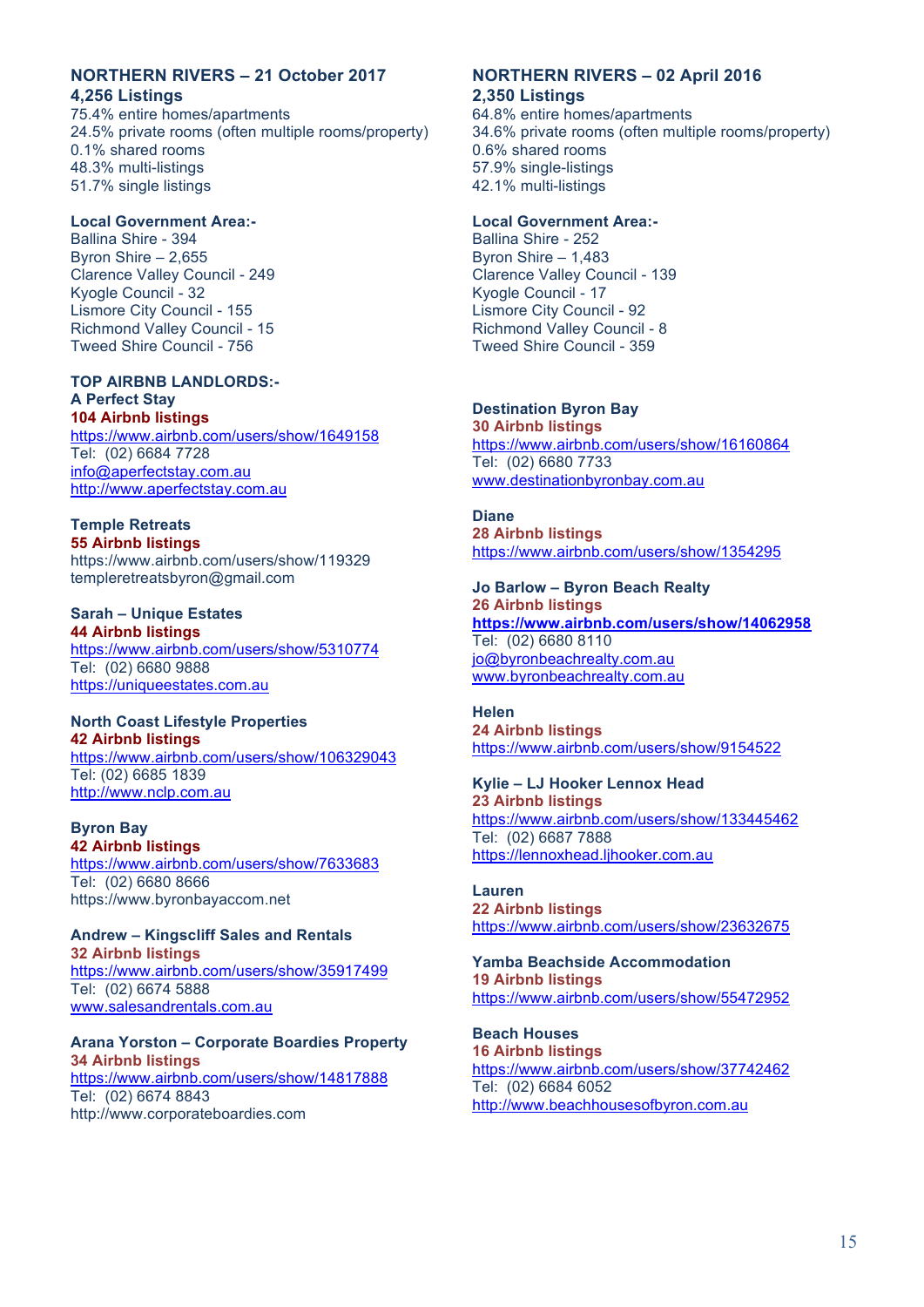## NORTHERN RIVERS – 21 October 2017

**4,256 Listings**

75.4% entire homes/apartments
24.5% private rooms (often multiple rooms/property)
0.1% shared rooms
48.3% multi-listings
51.7% single listings

**Local Government Area:-**

Ballina Shire - 394
Byron Shire – 2,655
Clarence Valley Council - 249
Kyogle Council - 32
Lismore City Council - 155
Richmond Valley Council - 15
Tweed Shire Council - 756

**TOP AIRBNB LANDLORDS:-**

**A Perfect Stay**
**104 Airbnb listings**
https://www.airbnb.com/users/show/1649158
Tel: (02) 6684 7728
info@aperfectstay.com.au
http://www.aperfectstay.com.au

**Temple Retreats**
**55 Airbnb listings**
https://www.airbnb.com/users/show/119329
templeretreatsbyron@gmail.com

**Sarah – Unique Estates**
**44 Airbnb listings**
https://www.airbnb.com/users/show/5310774
Tel: (02) 6680 9888
https://uniqueestates.com.au

**North Coast Lifestyle Properties**
**42 Airbnb listings**
https://www.airbnb.com/users/show/106329043
Tel: (02) 6685 1839
http://www.nclp.com.au

**Byron Bay**
**42 Airbnb listings**
https://www.airbnb.com/users/show/7633683
Tel: (02) 6680 8666
https://www.byronbayaccom.net

**Andrew – Kingscliff Sales and Rentals**
**32 Airbnb listings**
https://www.airbnb.com/users/show/35917499
Tel: (02) 6674 5888
www.salesandrentals.com.au

**Arana Yorston – Corporate Boardies Property**
**34 Airbnb listings**
https://www.airbnb.com/users/show/14817888
Tel: (02) 6674 8843
http://www.corporateboardies.com

## NORTHERN RIVERS – 02 April 2016

**2,350 Listings**

64.8% entire homes/apartments
34.6% private rooms (often multiple rooms/property)
0.6% shared rooms
57.9% single-listings
42.1% multi-listings

**Local Government Area:-**

Ballina Shire - 252
Byron Shire – 1,483
Clarence Valley Council - 139
Kyogle Council - 17
Lismore City Council - 92
Richmond Valley Council - 8
Tweed Shire Council - 359

**Destination Byron Bay**
**30 Airbnb listings**
https://www.airbnb.com/users/show/16160864
Tel: (02) 6680 7733
www.destinationbyronbay.com.au

**Diane**
**28 Airbnb listings**
https://www.airbnb.com/users/show/1354295

**Jo Barlow – Byron Beach Realty**
**26 Airbnb listings**
**https://www.airbnb.com/users/show/14062958**
Tel: (02) 6680 8110
jo@byronbeachrealty.com.au
www.byronbeachrealty.com.au

**Helen**
**24 Airbnb listings**
https://www.airbnb.com/users/show/9154522

**Kylie – LJ Hooker Lennox Head**
**23 Airbnb listings**
https://www.airbnb.com/users/show/133445462
Tel: (02) 6687 7888
https://lennoxhead.ljhooker.com.au

**Lauren**
**22 Airbnb listings**
https://www.airbnb.com/users/show/23632675

**Yamba Beachside Accommodation**
**19 Airbnb listings**
https://www.airbnb.com/users/show/55472952

**Beach Houses**
**16 Airbnb listings**
https://www.airbnb.com/users/show/37742462
Tel: (02) 6684 6052
http://www.beachhousesofbyron.com.au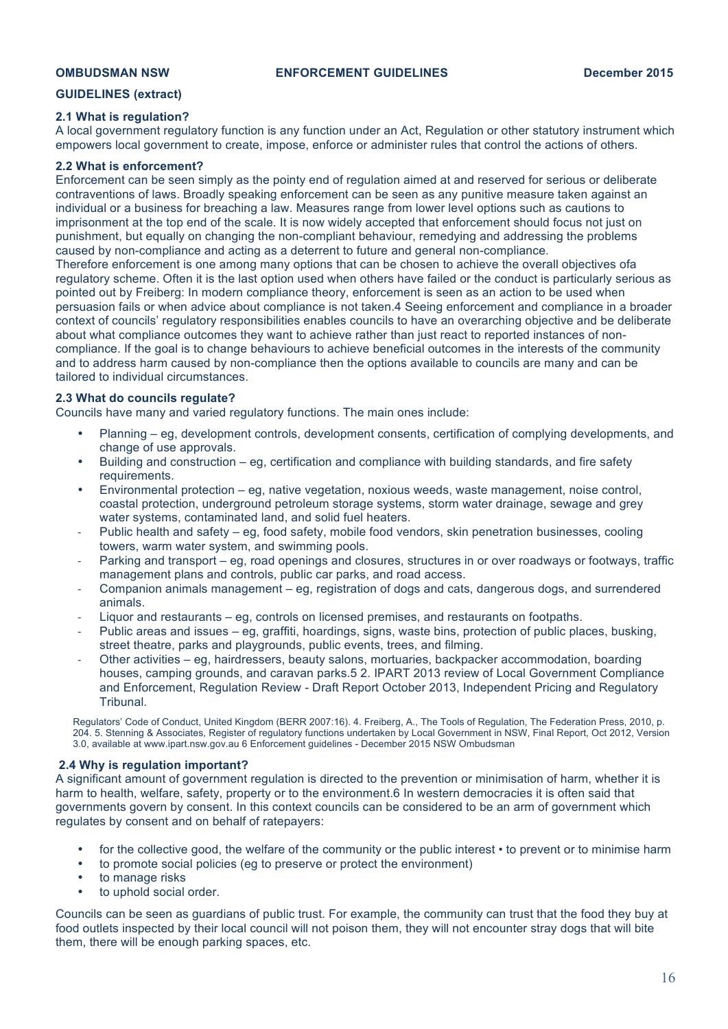**GUIDELINES (extract)**

**2.1 What is regulation?**

A local government regulatory function is any function under an Act, Regulation or other statutory instrument which empowers local government to create, impose, enforce or administer rules that control the actions of others.

**2.2 What is enforcement?**

Enforcement can be seen simply as the pointy end of regulation aimed at and reserved for serious or deliberate contraventions of laws. Broadly speaking enforcement can be seen as any punitive measure taken against an individual or a business for breaching a law. Measures range from lower level options such as cautions to imprisonment at the top end of the scale. It is now widely accepted that enforcement should focus not just on punishment, but equally on changing the non-compliant behaviour, remedying and addressing the problems caused by non-compliance and acting as a deterrent to future and general non-compliance.

Therefore enforcement is one among many options that can be chosen to achieve the overall objectives ofa regulatory scheme. Often it is the last option used when others have failed or the conduct is particularly serious as pointed out by Freiberg: In modern compliance theory, enforcement is seen as an action to be used when persuasion fails or when advice about compliance is not taken.4 Seeing enforcement and compliance in a broader context of councils' regulatory responsibilities enables councils to have an overarching objective and be deliberate about what compliance outcomes they want to achieve rather than just react to reported instances of non-compliance. If the goal is to change behaviours to achieve beneficial outcomes in the interests of the community and to address harm caused by non-compliance then the options available to councils are many and can be tailored to individual circumstances.

**2.3 What do councils regulate?**

Councils have many and varied regulatory functions. The main ones include:

- Planning – eg, development controls, development consents, certification of complying developments, and change of use approvals.
- Building and construction – eg, certification and compliance with building standards, and fire safety requirements.
- Environmental protection – eg, native vegetation, noxious weeds, waste management, noise control, coastal protection, underground petroleum storage systems, storm water drainage, sewage and grey water systems, contaminated land, and solid fuel heaters.
- Public health and safety – eg, food safety, mobile food vendors, skin penetration businesses, cooling towers, warm water system, and swimming pools.
- Parking and transport – eg, road openings and closures, structures in or over roadways or footways, traffic management plans and controls, public car parks, and road access.
- Companion animals management – eg, registration of dogs and cats, dangerous dogs, and surrendered animals.
- Liquor and restaurants – eg, controls on licensed premises, and restaurants on footpaths.
- Public areas and issues – eg, graffiti, hoardings, signs, waste bins, protection of public places, busking, street theatre, parks and playgrounds, public events, trees, and filming.
- Other activities – eg, hairdressers, beauty salons, mortuaries, backpacker accommodation, boarding houses, camping grounds, and caravan parks.5 2. IPART 2013 review of Local Government Compliance and Enforcement, Regulation Review - Draft Report October 2013, Independent Pricing and Regulatory Tribunal.

Regulators' Code of Conduct, United Kingdom (BERR 2007:16). 4. Freiberg, A., The Tools of Regulation, The Federation Press, 2010, p. 204. 5. Stenning & Associates, Register of regulatory functions undertaken by Local Government in NSW, Final Report, Oct 2012, Version 3.0, available at www.ipart.nsw.gov.au 6 Enforcement guidelines - December 2015 NSW Ombudsman

**2.4 Why is regulation important?**

A significant amount of government regulation is directed to the prevention or minimisation of harm, whether it is harm to health, welfare, safety, property or to the environment.6 In western democracies it is often said that governments govern by consent. In this context councils can be considered to be an arm of government which regulates by consent and on behalf of ratepayers:

- for the collective good, the welfare of the community or the public interest • to prevent or to minimise harm
- to promote social policies (eg to preserve or protect the environment)
- to manage risks
- to uphold social order.

Councils can be seen as guardians of public trust. For example, the community can trust that the food they buy at food outlets inspected by their local council will not poison them, they will not encounter stray dogs that will bite them, there will be enough parking spaces, etc.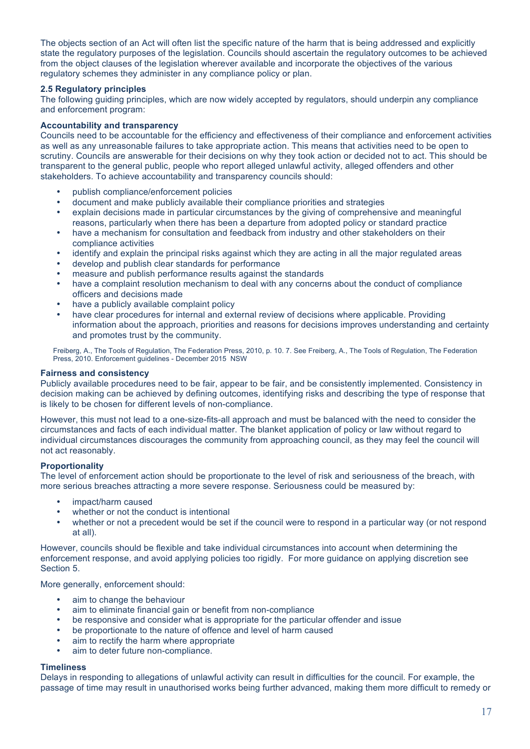The objects section of an Act will often list the specific nature of the harm that is being addressed and explicitly state the regulatory purposes of the legislation. Councils should ascertain the regulatory outcomes to be achieved from the object clauses of the legislation wherever available and incorporate the objectives of the various regulatory schemes they administer in any compliance policy or plan.

### 2.5 Regulatory principles

The following guiding principles, which are now widely accepted by regulators, should underpin any compliance and enforcement program:

**Accountability and transparency**

Councils need to be accountable for the efficiency and effectiveness of their compliance and enforcement activities as well as any unreasonable failures to take appropriate action. This means that activities need to be open to scrutiny. Councils are answerable for their decisions on why they took action or decided not to act. This should be transparent to the general public, people who report alleged unlawful activity, alleged offenders and other stakeholders. To achieve accountability and transparency councils should:

- publish compliance/enforcement policies
- document and make publicly available their compliance priorities and strategies
- explain decisions made in particular circumstances by the giving of comprehensive and meaningful reasons, particularly when there has been a departure from adopted policy or standard practice
- have a mechanism for consultation and feedback from industry and other stakeholders on their compliance activities
- identify and explain the principal risks against which they are acting in all the major regulated areas
- develop and publish clear standards for performance
- measure and publish performance results against the standards
- have a complaint resolution mechanism to deal with any concerns about the conduct of compliance officers and decisions made
- have a publicly available complaint policy
- have clear procedures for internal and external review of decisions where applicable. Providing information about the approach, priorities and reasons for decisions improves understanding and certainty and promotes trust by the community.

Freiberg, A., The Tools of Regulation, The Federation Press, 2010, p. 10. 7. See Freiberg, A., The Tools of Regulation, The Federation Press, 2010. Enforcement guidelines - December 2015 NSW

**Fairness and consistency**

Publicly available procedures need to be fair, appear to be fair, and be consistently implemented. Consistency in decision making can be achieved by defining outcomes, identifying risks and describing the type of response that is likely to be chosen for different levels of non-compliance.

However, this must not lead to a one-size-fits-all approach and must be balanced with the need to consider the circumstances and facts of each individual matter. The blanket application of policy or law without regard to individual circumstances discourages the community from approaching council, as they may feel the council will not act reasonably.

**Proportionality**

The level of enforcement action should be proportionate to the level of risk and seriousness of the breach, with more serious breaches attracting a more severe response. Seriousness could be measured by:

- impact/harm caused
- whether or not the conduct is intentional
- whether or not a precedent would be set if the council were to respond in a particular way (or not respond at all).

However, councils should be flexible and take individual circumstances into account when determining the enforcement response, and avoid applying policies too rigidly. For more guidance on applying discretion see Section 5.

More generally, enforcement should:

- aim to change the behaviour
- aim to eliminate financial gain or benefit from non-compliance
- be responsive and consider what is appropriate for the particular offender and issue
- be proportionate to the nature of offence and level of harm caused
- aim to rectify the harm where appropriate
- aim to deter future non-compliance.

**Timeliness**

Delays in responding to allegations of unlawful activity can result in difficulties for the council. For example, the passage of time may result in unauthorised works being further advanced, making them more difficult to remedy or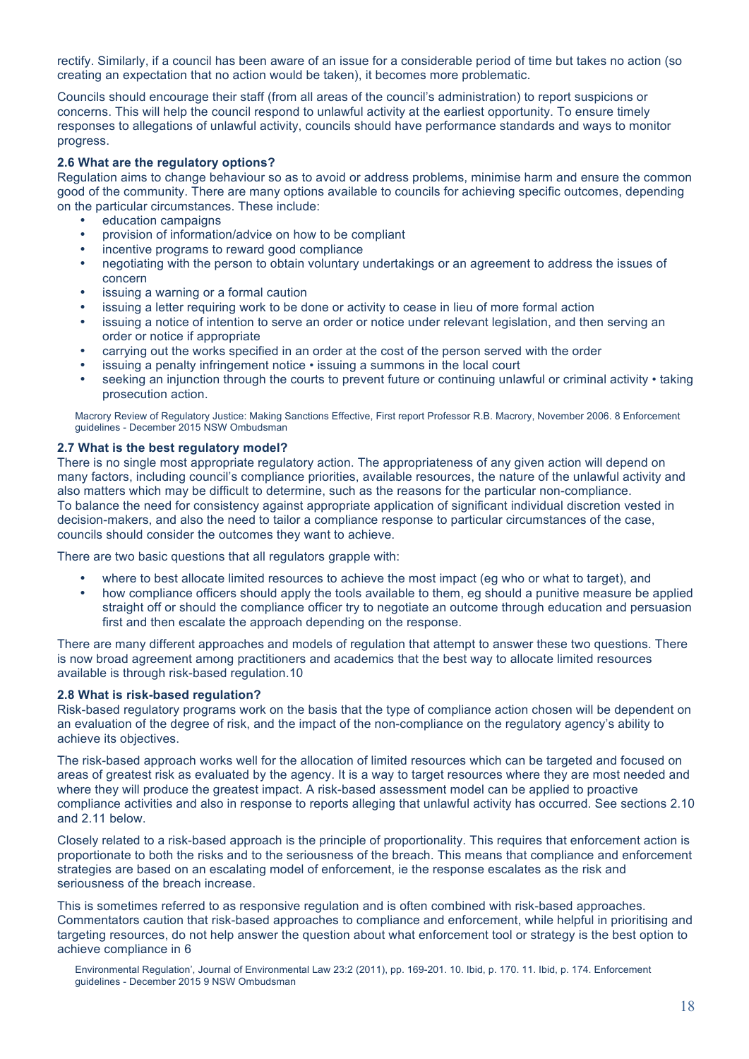rectify. Similarly, if a council has been aware of an issue for a considerable period of time but takes no action (so creating an expectation that no action would be taken), it becomes more problematic.

Councils should encourage their staff (from all areas of the council's administration) to report suspicions or concerns. This will help the council respond to unlawful activity at the earliest opportunity. To ensure timely responses to allegations of unlawful activity, councils should have performance standards and ways to monitor progress.

**2.6 What are the regulatory options?**

Regulation aims to change behaviour so as to avoid or address problems, minimise harm and ensure the common good of the community. There are many options available to councils for achieving specific outcomes, depending on the particular circumstances. These include:

- education campaigns
- provision of information/advice on how to be compliant
- incentive programs to reward good compliance
- negotiating with the person to obtain voluntary undertakings or an agreement to address the issues of concern
- issuing a warning or a formal caution
- issuing a letter requiring work to be done or activity to cease in lieu of more formal action
- issuing a notice of intention to serve an order or notice under relevant legislation, and then serving an order or notice if appropriate
- carrying out the works specified in an order at the cost of the person served with the order
- issuing a penalty infringement notice • issuing a summons in the local court
- seeking an injunction through the courts to prevent future or continuing unlawful or criminal activity • taking prosecution action.

Macrory Review of Regulatory Justice: Making Sanctions Effective, First report Professor R.B. Macrory, November 2006. 8 Enforcement guidelines - December 2015 NSW Ombudsman

**2.7 What is the best regulatory model?**

There is no single most appropriate regulatory action. The appropriateness of any given action will depend on many factors, including council's compliance priorities, available resources, the nature of the unlawful activity and also matters which may be difficult to determine, such as the reasons for the particular non-compliance.
To balance the need for consistency against appropriate application of significant individual discretion vested in decision-makers, and also the need to tailor a compliance response to particular circumstances of the case, councils should consider the outcomes they want to achieve.

There are two basic questions that all regulators grapple with:

- where to best allocate limited resources to achieve the most impact (eg who or what to target), and
- how compliance officers should apply the tools available to them, eg should a punitive measure be applied straight off or should the compliance officer try to negotiate an outcome through education and persuasion first and then escalate the approach depending on the response.

There are many different approaches and models of regulation that attempt to answer these two questions. There is now broad agreement among practitioners and academics that the best way to allocate limited resources available is through risk-based regulation.10

**2.8 What is risk-based regulation?**

Risk-based regulatory programs work on the basis that the type of compliance action chosen will be dependent on an evaluation of the degree of risk, and the impact of the non-compliance on the regulatory agency's ability to achieve its objectives.

The risk-based approach works well for the allocation of limited resources which can be targeted and focused on areas of greatest risk as evaluated by the agency. It is a way to target resources where they are most needed and where they will produce the greatest impact. A risk-based assessment model can be applied to proactive compliance activities and also in response to reports alleging that unlawful activity has occurred. See sections 2.10 and 2.11 below.

Closely related to a risk-based approach is the principle of proportionality. This requires that enforcement action is proportionate to both the risks and to the seriousness of the breach. This means that compliance and enforcement strategies are based on an escalating model of enforcement, ie the response escalates as the risk and seriousness of the breach increase.

This is sometimes referred to as responsive regulation and is often combined with risk-based approaches. Commentators caution that risk-based approaches to compliance and enforcement, while helpful in prioritising and targeting resources, do not help answer the question about what enforcement tool or strategy is the best option to achieve compliance in 6

Environmental Regulation', Journal of Environmental Law 23:2 (2011), pp. 169-201. 10. Ibid, p. 170. 11. Ibid, p. 174. Enforcement guidelines - December 2015 9 NSW Ombudsman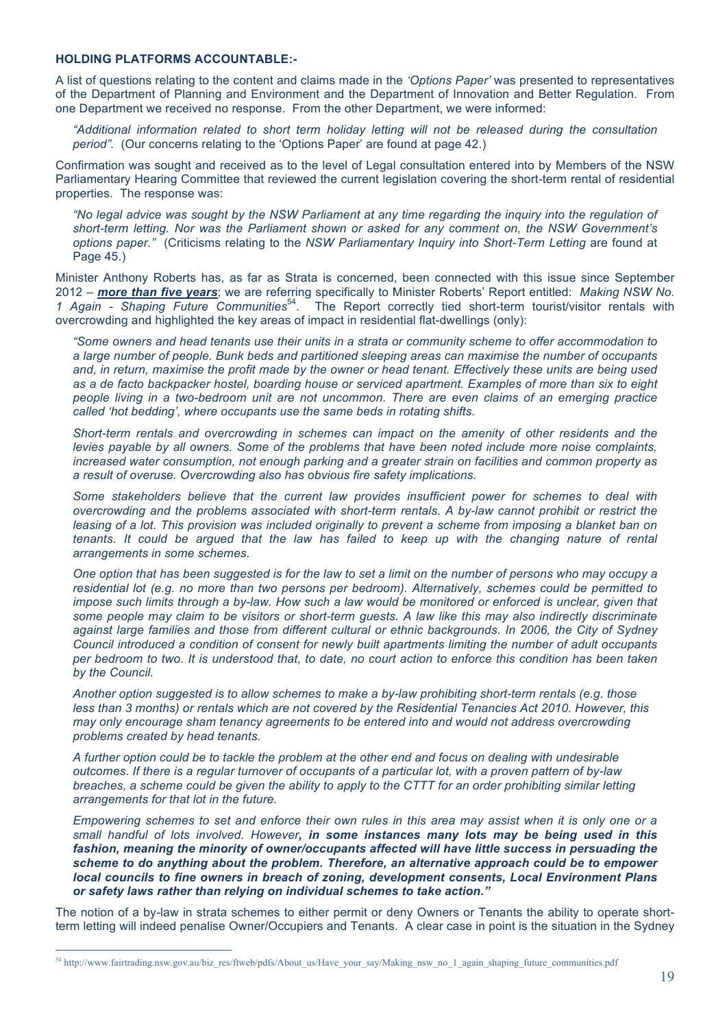**HOLDING PLATFORMS ACCOUNTABLE:-**

A list of questions relating to the content and claims made in the *'Options Paper'* was presented to representatives of the Department of Planning and Environment and the Department of Innovation and Better Regulation. From one Department we received no response. From the other Department, we were informed:

> *"Additional information related to short term holiday letting will not be released during the consultation period".* (Our concerns relating to the 'Options Paper' are found at page 42.)

Confirmation was sought and received as to the level of Legal consultation entered into by Members of the NSW Parliamentary Hearing Committee that reviewed the current legislation covering the short-term rental of residential properties. The response was:

> *"No legal advice was sought by the NSW Parliament at any time regarding the inquiry into the regulation of short-term letting. Nor was the Parliament shown or asked for any comment on, the NSW Government's options paper."* (Criticisms relating to the *NSW Parliamentary Inquiry into Short-Term Letting* are found at Page 45.)

Minister Anthony Roberts has, as far as Strata is concerned, been connected with this issue since September 2012 – ***more than five years***; we are referring specifically to Minister Roberts' Report entitled: *Making NSW No. 1 Again - Shaping Future Communities*[54]. The Report correctly tied short-term tourist/visitor rentals with overcrowding and highlighted the key areas of impact in residential flat-dwellings (only):

> *"Some owners and head tenants use their units in a strata or community scheme to offer accommodation to a large number of people. Bunk beds and partitioned sleeping areas can maximise the number of occupants and, in return, maximise the profit made by the owner or head tenant. Effectively these units are being used as a de facto backpacker hostel, boarding house or serviced apartment. Examples of more than six to eight people living in a two-bedroom unit are not uncommon. There are even claims of an emerging practice called 'hot bedding', where occupants use the same beds in rotating shifts.*
>
> *Short-term rentals and overcrowding in schemes can impact on the amenity of other residents and the levies payable by all owners. Some of the problems that have been noted include more noise complaints, increased water consumption, not enough parking and a greater strain on facilities and common property as a result of overuse. Overcrowding also has obvious fire safety implications.*
>
> *Some stakeholders believe that the current law provides insufficient power for schemes to deal with overcrowding and the problems associated with short-term rentals. A by-law cannot prohibit or restrict the leasing of a lot. This provision was included originally to prevent a scheme from imposing a blanket ban on tenants. It could be argued that the law has failed to keep up with the changing nature of rental arrangements in some schemes.*
>
> *One option that has been suggested is for the law to set a limit on the number of persons who may occupy a residential lot (e.g. no more than two persons per bedroom). Alternatively, schemes could be permitted to impose such limits through a by-law. How such a law would be monitored or enforced is unclear, given that some people may claim to be visitors or short-term guests. A law like this may also indirectly discriminate against large families and those from different cultural or ethnic backgrounds. In 2006, the City of Sydney Council introduced a condition of consent for newly built apartments limiting the number of adult occupants per bedroom to two. It is understood that, to date, no court action to enforce this condition has been taken by the Council.*
>
> *Another option suggested is to allow schemes to make a by-law prohibiting short-term rentals (e.g. those less than 3 months) or rentals which are not covered by the Residential Tenancies Act 2010. However, this may only encourage sham tenancy agreements to be entered into and would not address overcrowding problems created by head tenants.*
>
> *A further option could be to tackle the problem at the other end and focus on dealing with undesirable outcomes. If there is a regular turnover of occupants of a particular lot, with a proven pattern of by-law breaches, a scheme could be given the ability to apply to the CTTT for an order prohibiting similar letting arrangements for that lot in the future.*
>
> *Empowering schemes to set and enforce their own rules in this area may assist when it is only one or a small handful of lots involved. However**, in some instances many lots may be being used in this fashion, meaning the minority of owner/occupants affected will have little success in persuading the scheme to do anything about the problem. Therefore, an alternative approach could be to empower local councils to fine owners in breach of zoning, development consents, Local Environment Plans or safety laws rather than relying on individual schemes to take action."***

The notion of a by-law in strata schemes to either permit or deny Owners or Tenants the ability to operate short-term letting will indeed penalise Owner/Occupiers and Tenants. A clear case in point is the situation in the Sydney

[54] http://www.fairtrading.nsw.gov.au/biz_res/ftweb/pdfs/About_us/Have_your_say/Making_nsw_no_1_again_shaping_future_communities.pdf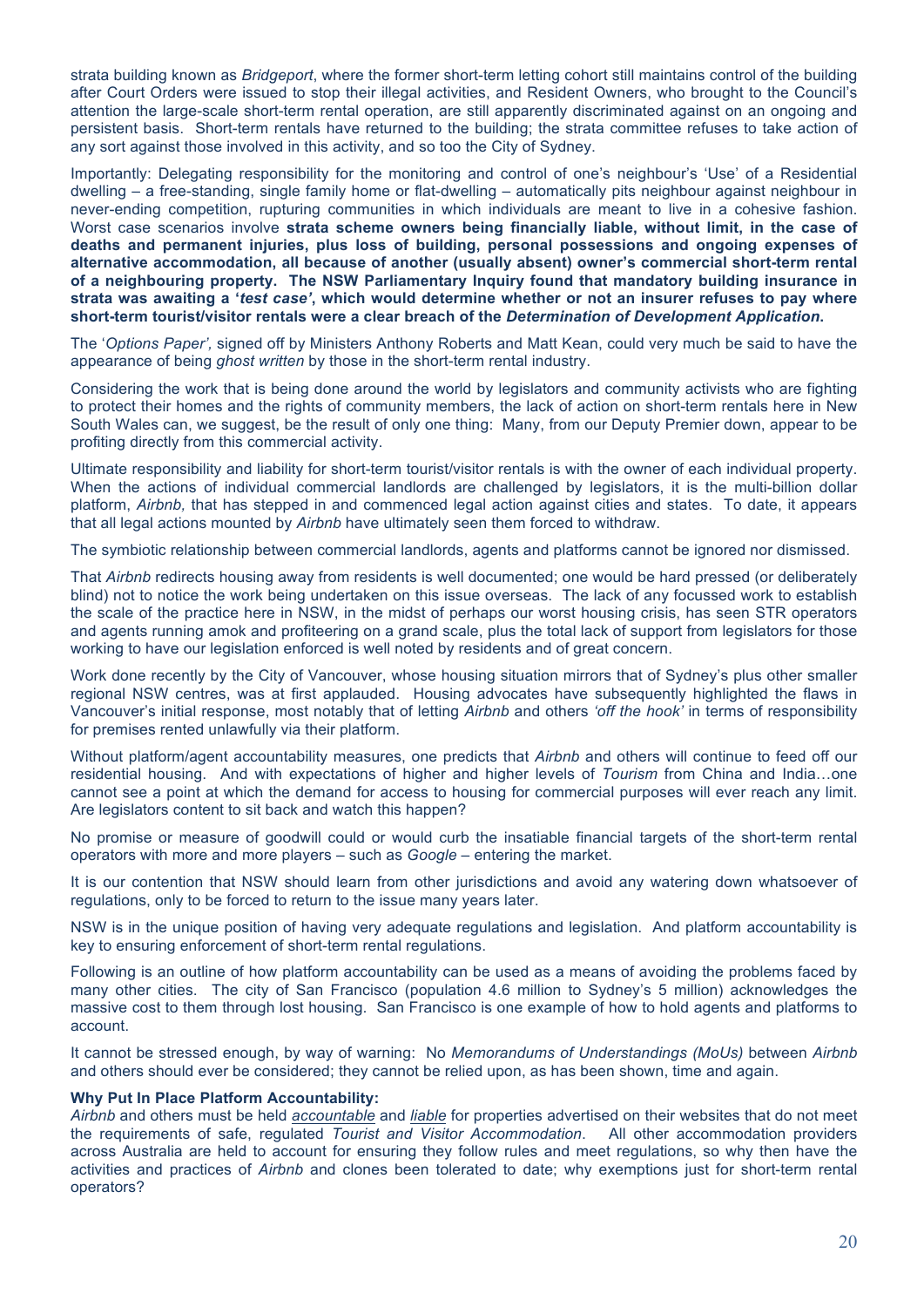strata building known as *Bridgeport*, where the former short-term letting cohort still maintains control of the building after Court Orders were issued to stop their illegal activities, and Resident Owners, who brought to the Council's attention the large-scale short-term rental operation, are still apparently discriminated against on an ongoing and persistent basis. Short-term rentals have returned to the building; the strata committee refuses to take action of any sort against those involved in this activity, and so too the City of Sydney.

Importantly: Delegating responsibility for the monitoring and control of one's neighbour's 'Use' of a Residential dwelling – a free-standing, single family home or flat-dwelling – automatically pits neighbour against neighbour in never-ending competition, rupturing communities in which individuals are meant to live in a cohesive fashion. Worst case scenarios involve **strata scheme owners being financially liable, without limit, in the case of deaths and permanent injuries, plus loss of building, personal possessions and ongoing expenses of alternative accommodation, all because of another (usually absent) owner's commercial short-term rental of a neighbouring property. The NSW Parliamentary Inquiry found that mandatory building insurance in strata was awaiting a '*test case*', which would determine whether or not an insurer refuses to pay where short-term tourist/visitor rentals were a clear breach of the *Determination of Development Application*.**

The '*Options Paper',* signed off by Ministers Anthony Roberts and Matt Kean, could very much be said to have the appearance of being *ghost written* by those in the short-term rental industry.

Considering the work that is being done around the world by legislators and community activists who are fighting to protect their homes and the rights of community members, the lack of action on short-term rentals here in New South Wales can, we suggest, be the result of only one thing: Many, from our Deputy Premier down, appear to be profiting directly from this commercial activity.

Ultimate responsibility and liability for short-term tourist/visitor rentals is with the owner of each individual property. When the actions of individual commercial landlords are challenged by legislators, it is the multi-billion dollar platform, *Airbnb,* that has stepped in and commenced legal action against cities and states. To date, it appears that all legal actions mounted by *Airbnb* have ultimately seen them forced to withdraw.

The symbiotic relationship between commercial landlords, agents and platforms cannot be ignored nor dismissed.

That *Airbnb* redirects housing away from residents is well documented; one would be hard pressed (or deliberately blind) not to notice the work being undertaken on this issue overseas. The lack of any focussed work to establish the scale of the practice here in NSW, in the midst of perhaps our worst housing crisis, has seen STR operators and agents running amok and profiteering on a grand scale, plus the total lack of support from legislators for those working to have our legislation enforced is well noted by residents and of great concern.

Work done recently by the City of Vancouver, whose housing situation mirrors that of Sydney's plus other smaller regional NSW centres, was at first applauded. Housing advocates have subsequently highlighted the flaws in Vancouver's initial response, most notably that of letting *Airbnb* and others *'off the hook'* in terms of responsibility for premises rented unlawfully via their platform.

Without platform/agent accountability measures, one predicts that *Airbnb* and others will continue to feed off our residential housing. And with expectations of higher and higher levels of *Tourism* from China and India…one cannot see a point at which the demand for access to housing for commercial purposes will ever reach any limit. Are legislators content to sit back and watch this happen?

No promise or measure of goodwill could or would curb the insatiable financial targets of the short-term rental operators with more and more players – such as *Google* – entering the market.

It is our contention that NSW should learn from other jurisdictions and avoid any watering down whatsoever of regulations, only to be forced to return to the issue many years later.

NSW is in the unique position of having very adequate regulations and legislation. And platform accountability is key to ensuring enforcement of short-term rental regulations.

Following is an outline of how platform accountability can be used as a means of avoiding the problems faced by many other cities. The city of San Francisco (population 4.6 million to Sydney's 5 million) acknowledges the massive cost to them through lost housing. San Francisco is one example of how to hold agents and platforms to account.

It cannot be stressed enough, by way of warning: No *Memorandums of Understandings (MoUs)* between *Airbnb* and others should ever be considered; they cannot be relied upon, as has been shown, time and again.

**Why Put In Place Platform Accountability:**
*Airbnb* and others must be held *accountable* and *liable* for properties advertised on their websites that do not meet the requirements of safe, regulated *Tourist and Visitor Accommodation*. All other accommodation providers across Australia are held to account for ensuring they follow rules and meet regulations, so why then have the activities and practices of *Airbnb* and clones been tolerated to date; why exemptions just for short-term rental operators?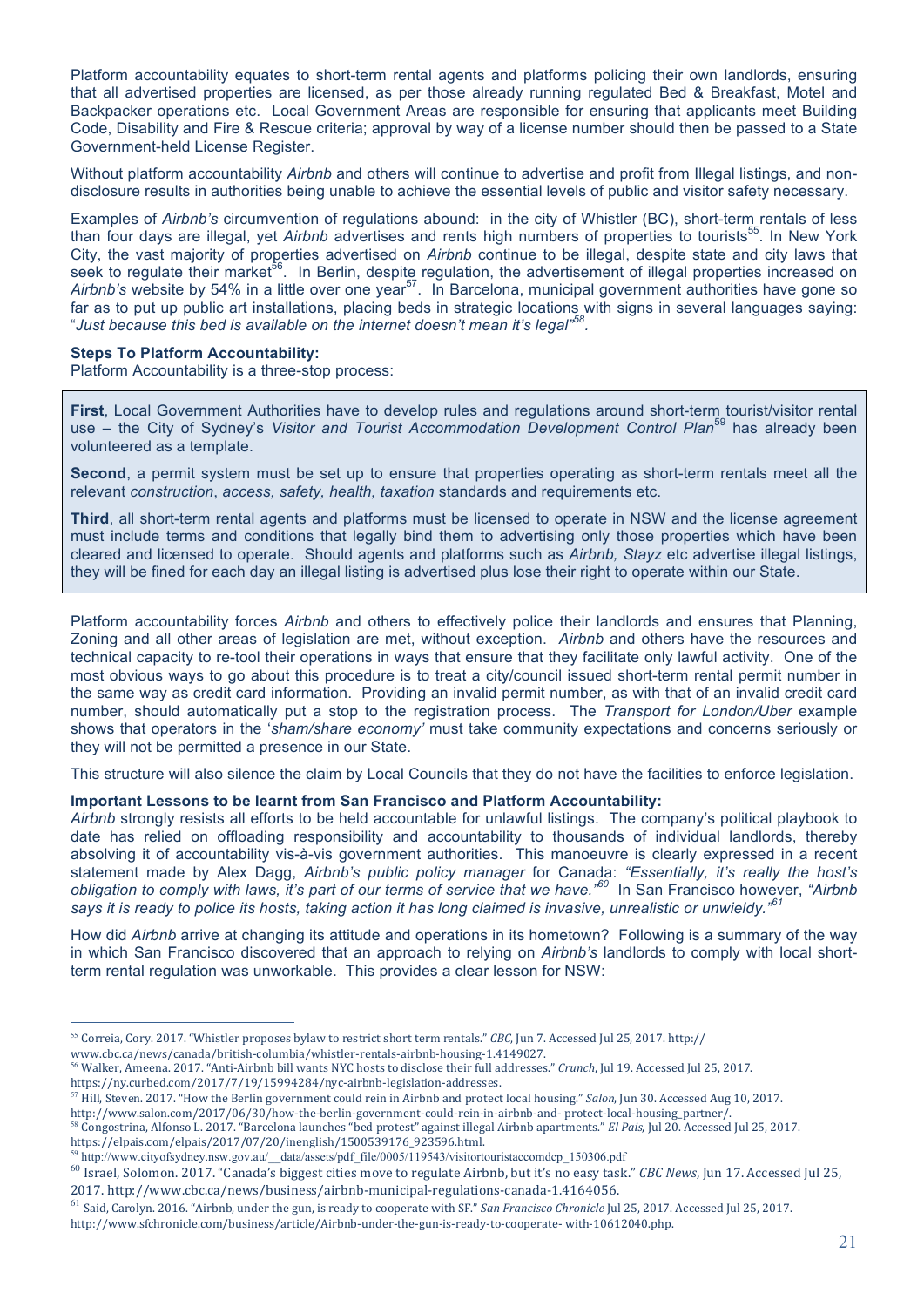Platform accountability equates to short-term rental agents and platforms policing their own landlords, ensuring that all advertised properties are licensed, as per those already running regulated Bed & Breakfast, Motel and Backpacker operations etc. Local Government Areas are responsible for ensuring that applicants meet Building Code, Disability and Fire & Rescue criteria; approval by way of a license number should then be passed to a State Government-held License Register.

Without platform accountability *Airbnb* and others will continue to advertise and profit from Illegal listings, and non-disclosure results in authorities being unable to achieve the essential levels of public and visitor safety necessary.

Examples of *Airbnb's* circumvention of regulations abound: in the city of Whistler (BC), short-term rentals of less than four days are illegal, yet *Airbnb* advertises and rents high numbers of properties to tourists[55]. In New York City, the vast majority of properties advertised on *Airbnb* continue to be illegal, despite state and city laws that seek to regulate their market[56]. In Berlin, despite regulation, the advertisement of illegal properties increased on *Airbnb's* website by 54% in a little over one year[57]. In Barcelona, municipal government authorities have gone so far as to put up public art installations, placing beds in strategic locations with signs in several languages saying: "*Just because this bed is available on the internet doesn't mean it's legal*"[58].

**Steps To Platform Accountability:**
Platform Accountability is a three-stop process:

**First**, Local Government Authorities have to develop rules and regulations around short-term tourist/visitor rental use – the City of Sydney's *Visitor and Tourist Accommodation Development Control Plan*[59] has already been volunteered as a template.

**Second**, a permit system must be set up to ensure that properties operating as short-term rentals meet all the relevant *construction*, *access, safety, health, taxation* standards and requirements etc.

**Third**, all short-term rental agents and platforms must be licensed to operate in NSW and the license agreement must include terms and conditions that legally bind them to advertising only those properties which have been cleared and licensed to operate. Should agents and platforms such as *Airbnb, Stayz* etc advertise illegal listings, they will be fined for each day an illegal listing is advertised plus lose their right to operate within our State.

Platform accountability forces *Airbnb* and others to effectively police their landlords and ensures that Planning, Zoning and all other areas of legislation are met, without exception. *Airbnb* and others have the resources and technical capacity to re-tool their operations in ways that ensure that they facilitate only lawful activity. One of the most obvious ways to go about this procedure is to treat a city/council issued short-term rental permit number in the same way as credit card information. Providing an invalid permit number, as with that of an invalid credit card number, should automatically put a stop to the registration process. The *Transport for London/Uber* example shows that operators in the '*sham/share economy'* must take community expectations and concerns seriously or they will not be permitted a presence in our State.

This structure will also silence the claim by Local Councils that they do not have the facilities to enforce legislation.

**Important Lessons to be learnt from San Francisco and Platform Accountability:**
*Airbnb* strongly resists all efforts to be held accountable for unlawful listings. The company's political playbook to date has relied on offloading responsibility and accountability to thousands of individual landlords, thereby absolving it of accountability vis-à-vis government authorities. This manoeuvre is clearly expressed in a recent statement made by Alex Dagg, *Airbnb's public policy manager* for Canada: *"Essentially, it's really the host's obligation to comply with laws, it's part of our terms of service that we have."*[60] In San Francisco however, *"Airbnb says it is ready to police its hosts, taking action it has long claimed is invasive, unrealistic or unwieldy."*[61]

How did *Airbnb* arrive at changing its attitude and operations in its hometown? Following is a summary of the way in which San Francisco discovered that an approach to relying on *Airbnb's* landlords to comply with local short-term rental regulation was unworkable. This provides a clear lesson for NSW:

---

[55] Correia, Cory. 2017. "Whistler proposes bylaw to restrict short term rentals." *CBC*, Jun 7. Accessed Jul 25, 2017. http://www.cbc.ca/news/canada/british-columbia/whistler-rentals-airbnb-housing-1.4149027.

[56] Walker, Ameena. 2017. "Anti-Airbnb bill wants NYC hosts to disclose their full addresses." *Crunch*, Jul 19. Accessed Jul 25, 2017. https://ny.curbed.com/2017/7/19/15994284/nyc-airbnb-legislation-addresses.

[57] Hill, Steven. 2017. "How the Berlin government could rein in Airbnb and protect local housing." *Salon*, Jun 30. Accessed Aug 10, 2017. http://www.salon.com/2017/06/30/how-the-berlin-government-could-rein-in-airbnb-and- protect-local-housing_partner/.

[58] Congostrina, Alfonso L. 2017. "Barcelona launches "bed protest" against illegal Airbnb apartments." *El Pais*, Jul 20. Accessed Jul 25, 2017. https://elpais.com/elpais/2017/07/20/inenglish/1500539176_923596.html.

[59] http://www.cityofsydney.nsw.gov.au/__data/assets/pdf_file/0005/119543/visitortouristaccomdcp_150306.pdf

[60] Israel, Solomon. 2017. "Canada's biggest cities move to regulate Airbnb, but it's no easy task." *CBC News*, Jun 17. Accessed Jul 25, 2017. http://www.cbc.ca/news/business/airbnb-municipal-regulations-canada-1.4164056.

[61] Said, Carolyn. 2016. "Airbnb, under the gun, is ready to cooperate with SF." *San Francisco Chronicle* Jul 25, 2017. Accessed Jul 25, 2017. http://www.sfchronicle.com/business/Article/Airbnb-under-the-gun-is-ready-to-cooperate- with-10612040.php.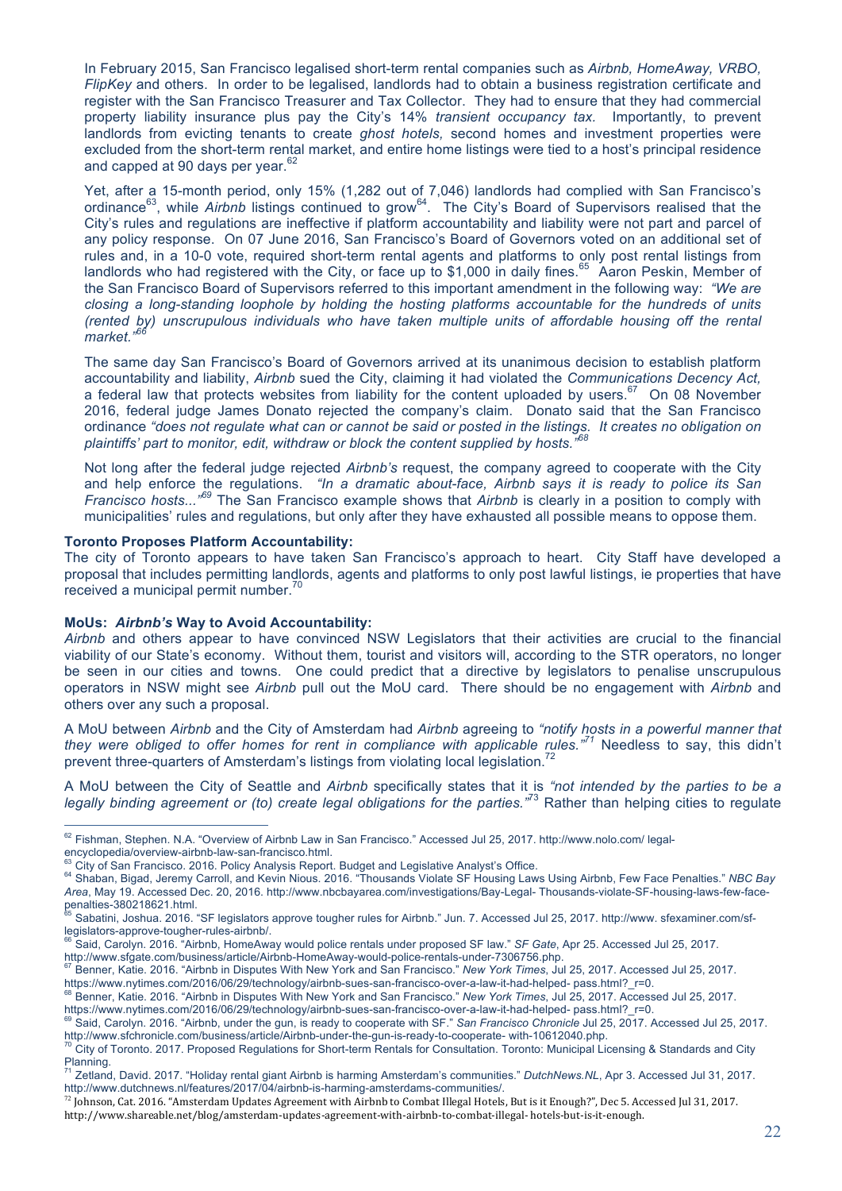In February 2015, San Francisco legalised short-term rental companies such as *Airbnb, HomeAway, VRBO, FlipKey* and others. In order to be legalised, landlords had to obtain a business registration certificate and register with the San Francisco Treasurer and Tax Collector. They had to ensure that they had commercial property liability insurance plus pay the City's 14% *transient occupancy tax.* Importantly, to prevent landlords from evicting tenants to create *ghost hotels,* second homes and investment properties were excluded from the short-term rental market, and entire home listings were tied to a host's principal residence and capped at 90 days per year.[62]

Yet, after a 15-month period, only 15% (1,282 out of 7,046) landlords had complied with San Francisco's ordinance[63], while *Airbnb* listings continued to grow[64]. The City's Board of Supervisors realised that the City's rules and regulations are ineffective if platform accountability and liability were not part and parcel of any policy response. On 07 June 2016, San Francisco's Board of Governors voted on an additional set of rules and, in a 10-0 vote, required short-term rental agents and platforms to only post rental listings from landlords who had registered with the City, or face up to $1,000 in daily fines.[65] Aaron Peskin, Member of the San Francisco Board of Supervisors referred to this important amendment in the following way: *"We are closing a long-standing loophole by holding the hosting platforms accountable for the hundreds of units (rented by) unscrupulous individuals who have taken multiple units of affordable housing off the rental market."*[66]

The same day San Francisco's Board of Governors arrived at its unanimous decision to establish platform accountability and liability, *Airbnb* sued the City, claiming it had violated the *Communications Decency Act,* a federal law that protects websites from liability for the content uploaded by users.[67] On 08 November 2016, federal judge James Donato rejected the company's claim. Donato said that the San Francisco ordinance *"does not regulate what can or cannot be said or posted in the listings. It creates no obligation on plaintiffs' part to monitor, edit, withdraw or block the content supplied by hosts."*[68]

Not long after the federal judge rejected *Airbnb's* request, the company agreed to cooperate with the City and help enforce the regulations. *"In a dramatic about-face, Airbnb says it is ready to police its San Francisco hosts..."*[69] The San Francisco example shows that *Airbnb* is clearly in a position to comply with municipalities' rules and regulations, but only after they have exhausted all possible means to oppose them.

**Toronto Proposes Platform Accountability:**

The city of Toronto appears to have taken San Francisco's approach to heart. City Staff have developed a proposal that includes permitting landlords, agents and platforms to only post lawful listings, ie properties that have received a municipal permit number.[70]

**MoUs: *Airbnb's* Way to Avoid Accountability:**

*Airbnb* and others appear to have convinced NSW Legislators that their activities are crucial to the financial viability of our State's economy. Without them, tourist and visitors will, according to the STR operators, no longer be seen in our cities and towns. One could predict that a directive by legislators to penalise unscrupulous operators in NSW might see *Airbnb* pull out the MoU card. There should be no engagement with *Airbnb* and others over any such a proposal.

A MoU between *Airbnb* and the City of Amsterdam had *Airbnb* agreeing to *"notify hosts in a powerful manner that they were obliged to offer homes for rent in compliance with applicable rules."*[71] Needless to say, this didn't prevent three-quarters of Amsterdam's listings from violating local legislation.[72]

A MoU between the City of Seattle and *Airbnb* specifically states that it is *"not intended by the parties to be a legally binding agreement or (to) create legal obligations for the parties."*[73] Rather than helping cities to regulate

---

[62] Fishman, Stephen. N.A. "Overview of Airbnb Law in San Francisco." Accessed Jul 25, 2017. http://www.nolo.com/ legal-encyclopedia/overview-airbnb-law-san-francisco.html.

[63] City of San Francisco. 2016. Policy Analysis Report. Budget and Legislative Analyst's Office.

[64] Shaban, Bigad, Jeremy Carroll, and Kevin Nious. 2016. "Thousands Violate SF Housing Laws Using Airbnb, Few Face Penalties." *NBC Bay Area*, May 19. Accessed Dec. 20, 2016. http://www.nbcbayarea.com/investigations/Bay-Legal- Thousands-violate-SF-housing-laws-few-face-penalties-380218621.html.

[65] Sabatini, Joshua. 2016. "SF legislators approve tougher rules for Airbnb." Jun. 7. Accessed Jul 25, 2017. http://www. sfexaminer.com/sf-legislators-approve-tougher-rules-airbnb/.

[66] Said, Carolyn. 2016. "Airbnb, HomeAway would police rentals under proposed SF law." *SF Gate*, Apr 25. Accessed Jul 25, 2017. http://www.sfgate.com/business/article/Airbnb-HomeAway-would-police-rentals-under-7306756.php.

[67] Benner, Katie. 2016. "Airbnb in Disputes With New York and San Francisco." *New York Times*, Jul 25, 2017. Accessed Jul 25, 2017. https://www.nytimes.com/2016/06/29/technology/airbnb-sues-san-francisco-over-a-law-it-had-helped- pass.html?_r=0.

[68] Benner, Katie. 2016. "Airbnb in Disputes With New York and San Francisco." *New York Times*, Jul 25, 2017. Accessed Jul 25, 2017. https://www.nytimes.com/2016/06/29/technology/airbnb-sues-san-francisco-over-a-law-it-had-helped- pass.html?_r=0.

[69] Said, Carolyn. 2016. "Airbnb, under the gun, is ready to cooperate with SF." *San Francisco Chronicle* Jul 25, 2017. Accessed Jul 25, 2017. http://www.sfchronicle.com/business/article/Airbnb-under-the-gun-is-ready-to-cooperate- with-10612040.php.

[70] City of Toronto. 2017. Proposed Regulations for Short-term Rentals for Consultation. Toronto: Municipal Licensing & Standards and City Planning.

[71] Zetland, David. 2017. "Holiday rental giant Airbnb is harming Amsterdam's communities." *DutchNews.NL*, Apr 3. Accessed Jul 31, 2017. http://www.dutchnews.nl/features/2017/04/airbnb-is-harming-amsterdams-communities/.

[72] Johnson, Cat. 2016. "Amsterdam Updates Agreement with Airbnb to Combat Illegal Hotels, But is it Enough?", Dec 5. Accessed Jul 31, 2017. http://www.shareable.net/blog/amsterdam-updates-agreement-with-airbnb-to-combat-illegal- hotels-but-is-it-enough.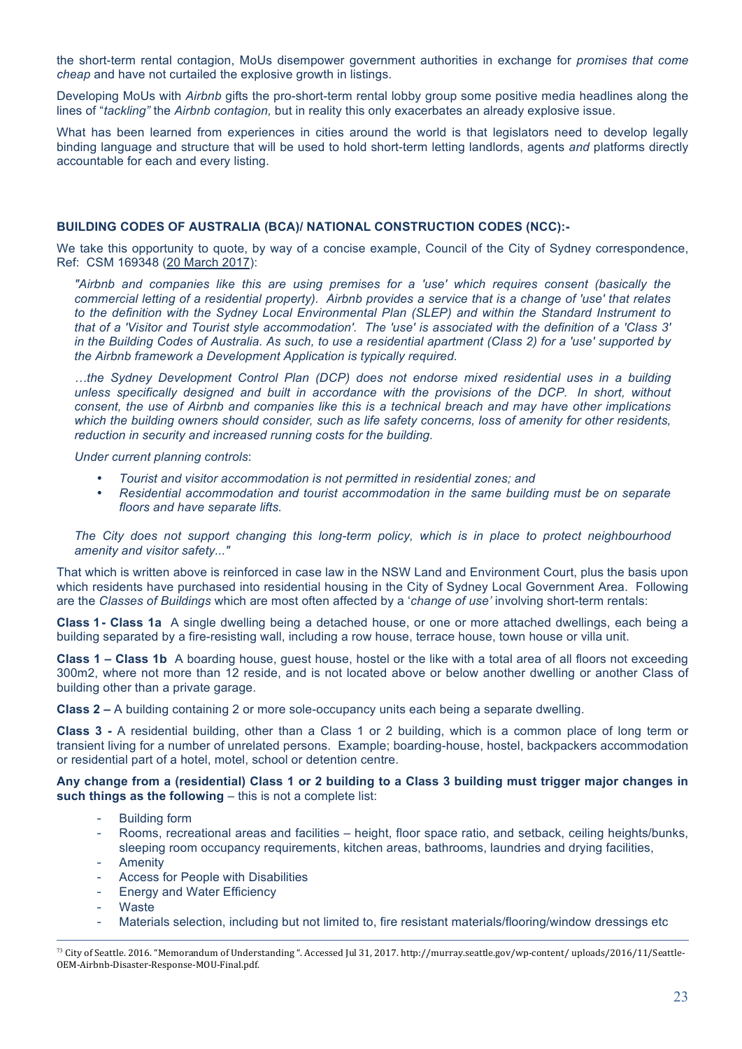the short-term rental contagion, MoUs disempower government authorities in exchange for *promises that come cheap* and have not curtailed the explosive growth in listings.

Developing MoUs with *Airbnb* gifts the pro-short-term rental lobby group some positive media headlines along the lines of "*tackling"* the *Airbnb contagion,* but in reality this only exacerbates an already explosive issue.

What has been learned from experiences in cities around the world is that legislators need to develop legally binding language and structure that will be used to hold short-term letting landlords, agents *and* platforms directly accountable for each and every listing.

### BUILDING CODES OF AUSTRALIA (BCA)/ NATIONAL CONSTRUCTION CODES (NCC):-

We take this opportunity to quote, by way of a concise example, Council of the City of Sydney correspondence, Ref: CSM 169348 (20 March 2017):

> *"Airbnb and companies like this are using premises for a 'use' which requires consent (basically the commercial letting of a residential property). Airbnb provides a service that is a change of 'use' that relates to the definition with the Sydney Local Environmental Plan (SLEP) and within the Standard Instrument to that of a 'Visitor and Tourist style accommodation'. The 'use' is associated with the definition of a 'Class 3' in the Building Codes of Australia. As such, to use a residential apartment (Class 2) for a 'use' supported by the Airbnb framework a Development Application is typically required.*
>
> *…the Sydney Development Control Plan (DCP) does not endorse mixed residential uses in a building unless specifically designed and built in accordance with the provisions of the DCP. In short, without consent, the use of Airbnb and companies like this is a technical breach and may have other implications which the building owners should consider, such as life safety concerns, loss of amenity for other residents, reduction in security and increased running costs for the building.*
>
> *Under current planning controls*:
>
> - *Tourist and visitor accommodation is not permitted in residential zones; and*
> - *Residential accommodation and tourist accommodation in the same building must be on separate floors and have separate lifts.*
>
> *The City does not support changing this long-term policy, which is in place to protect neighbourhood amenity and visitor safety..."*

That which is written above is reinforced in case law in the NSW Land and Environment Court, plus the basis upon which residents have purchased into residential housing in the City of Sydney Local Government Area. Following are the *Classes of Buildings* which are most often affected by a '*change of use'* involving short-term rentals:

**Class 1 - Class 1a** A single dwelling being a detached house, or one or more attached dwellings, each being a building separated by a fire-resisting wall, including a row house, terrace house, town house or villa unit.

**Class 1 – Class 1b** A boarding house, guest house, hostel or the like with a total area of all floors not exceeding 300m2, where not more than 12 reside, and is not located above or below another dwelling or another Class of building other than a private garage.

**Class 2 –** A building containing 2 or more sole-occupancy units each being a separate dwelling.

**Class 3 -** A residential building, other than a Class 1 or 2 building, which is a common place of long term or transient living for a number of unrelated persons. Example; boarding-house, hostel, backpackers accommodation or residential part of a hotel, motel, school or detention centre.

**Any change from a (residential) Class 1 or 2 building to a Class 3 building must trigger major changes in such things as the following** – this is not a complete list:

- Building form
- Rooms, recreational areas and facilities – height, floor space ratio, and setback, ceiling heights/bunks, sleeping room occupancy requirements, kitchen areas, bathrooms, laundries and drying facilities,
- Amenity
- Access for People with Disabilities
- Energy and Water Efficiency
- Waste
- Materials selection, including but not limited to, fire resistant materials/flooring/window dressings etc

---

[73] City of Seattle. 2016. "Memorandum of Understanding ". Accessed Jul 31, 2017. http://murray.seattle.gov/wp-content/ uploads/2016/11/Seattle-OEM-Airbnb-Disaster-Response-MOU-Final.pdf.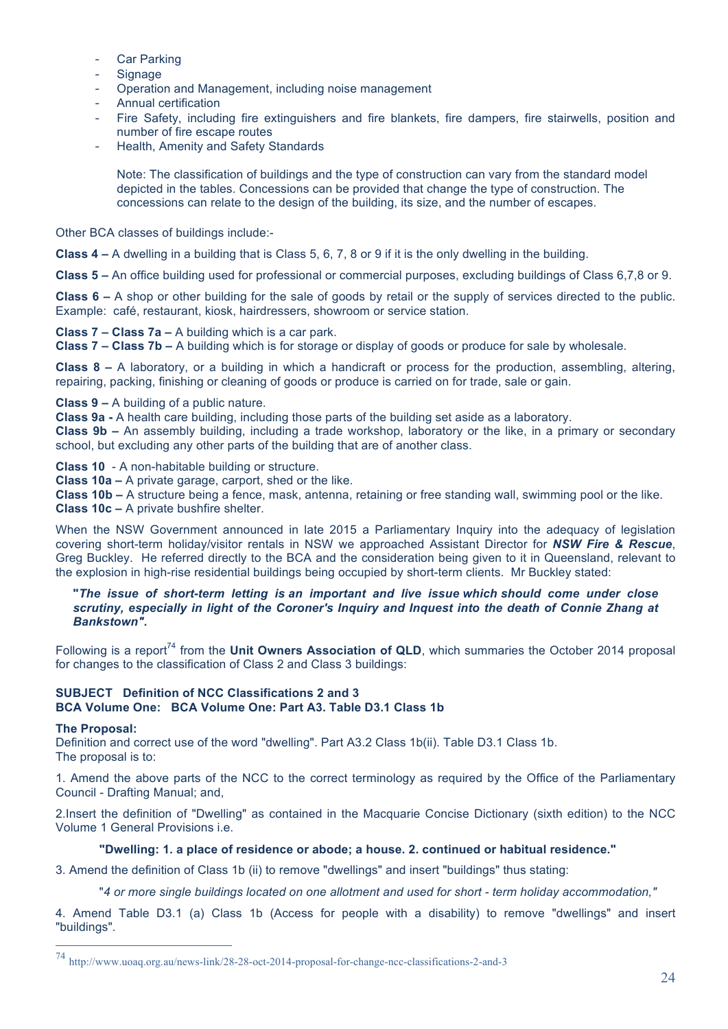- Car Parking
- Signage
- Operation and Management, including noise management
- Annual certification
- Fire Safety, including fire extinguishers and fire blankets, fire dampers, fire stairwells, position and number of fire escape routes
- Health, Amenity and Safety Standards

  Note: The classification of buildings and the type of construction can vary from the standard model depicted in the tables. Concessions can be provided that change the type of construction. The concessions can relate to the design of the building, its size, and the number of escapes.

Other BCA classes of buildings include:-

**Class 4 –** A dwelling in a building that is Class 5, 6, 7, 8 or 9 if it is the only dwelling in the building.

**Class 5 –** An office building used for professional or commercial purposes, excluding buildings of Class 6,7,8 or 9.

**Class 6 –** A shop or other building for the sale of goods by retail or the supply of services directed to the public. Example: café, restaurant, kiosk, hairdressers, showroom or service station.

**Class 7 – Class 7a –** A building which is a car park.
**Class 7 – Class 7b –** A building which is for storage or display of goods or produce for sale by wholesale.

**Class 8 –** A laboratory, or a building in which a handicraft or process for the production, assembling, altering, repairing, packing, finishing or cleaning of goods or produce is carried on for trade, sale or gain.

**Class 9 –** A building of a public nature.
**Class 9a -** A health care building, including those parts of the building set aside as a laboratory.
**Class 9b –** An assembly building, including a trade workshop, laboratory or the like, in a primary or secondary school, but excluding any other parts of the building that are of another class.

**Class 10** - A non-habitable building or structure.
**Class 10a –** A private garage, carport, shed or the like.
**Class 10b –** A structure being a fence, mask, antenna, retaining or free standing wall, swimming pool or the like.
**Class 10c –** A private bushfire shelter.

When the NSW Government announced in late 2015 a Parliamentary Inquiry into the adequacy of legislation covering short-term holiday/visitor rentals in NSW we approached Assistant Director for ***NSW Fire & Rescue***, Greg Buckley. He referred directly to the BCA and the consideration being given to it in Queensland, relevant to the explosion in high-rise residential buildings being occupied by short-term clients. Mr Buckley stated:

> **"*The issue of short-term letting is an important and live issue which should come under close scrutiny, especially in light of the Coroner's Inquiry and Inquest into the death of Connie Zhang at Bankstown".***

Following is a report[74] from the **Unit Owners Association of QLD**, which summaries the October 2014 proposal for changes to the classification of Class 2 and Class 3 buildings:

**SUBJECT Definition of NCC Classifications 2 and 3**
**BCA Volume One: BCA Volume One: Part A3. Table D3.1 Class 1b**

**The Proposal:**
Definition and correct use of the word "dwelling". Part A3.2 Class 1b(ii). Table D3.1 Class 1b.
The proposal is to:

1. Amend the above parts of the NCC to the correct terminology as required by the Office of the Parliamentary Council - Drafting Manual; and,

2. Insert the definition of "Dwelling" as contained in the Macquarie Concise Dictionary (sixth edition) to the NCC Volume 1 General Provisions i.e.

   **"Dwelling: 1. a place of residence or abode; a house. 2. continued or habitual residence."**

3. Amend the definition of Class 1b (ii) to remove "dwellings" and insert "buildings" thus stating:

   "*4 or more single buildings located on one allotment and used for short - term holiday accommodation,"*

4. Amend Table D3.1 (a) Class 1b (Access for people with a disability) to remove "dwellings" and insert "buildings".

[74] http://www.uoaq.org.au/news-link/28-28-oct-2014-proposal-for-change-ncc-classifications-2-and-3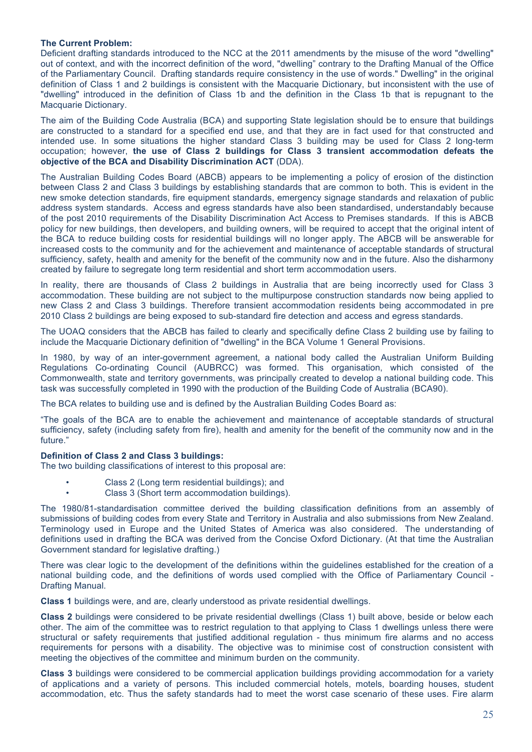**The Current Problem:**
Deficient drafting standards introduced to the NCC at the 2011 amendments by the misuse of the word "dwelling" out of context, and with the incorrect definition of the word, "dwelling" contrary to the Drafting Manual of the Office of the Parliamentary Council. Drafting standards require consistency in the use of words." Dwelling" in the original definition of Class 1 and 2 buildings is consistent with the Macquarie Dictionary, but inconsistent with the use of "dwelling" introduced in the definition of Class 1b and the definition in the Class 1b that is repugnant to the Macquarie Dictionary.

The aim of the Building Code Australia (BCA) and supporting State legislation should be to ensure that buildings are constructed to a standard for a specified end use, and that they are in fact used for that constructed and intended use. In some situations the higher standard Class 3 building may be used for Class 2 long-term occupation; however, **the use of Class 2 buildings for Class 3 transient accommodation defeats the objective of the BCA and Disability Discrimination ACT** (DDA).

The Australian Building Codes Board (ABCB) appears to be implementing a policy of erosion of the distinction between Class 2 and Class 3 buildings by establishing standards that are common to both. This is evident in the new smoke detection standards, fire equipment standards, emergency signage standards and relaxation of public address system standards. Access and egress standards have also been standardised, understandably because of the post 2010 requirements of the Disability Discrimination Act Access to Premises standards. If this is ABCB policy for new buildings, then developers, and building owners, will be required to accept that the original intent of the BCA to reduce building costs for residential buildings will no longer apply. The ABCB will be answerable for increased costs to the community and for the achievement and maintenance of acceptable standards of structural sufficiency, safety, health and amenity for the benefit of the community now and in the future. Also the disharmony created by failure to segregate long term residential and short term accommodation users.

In reality, there are thousands of Class 2 buildings in Australia that are being incorrectly used for Class 3 accommodation. These building are not subject to the multipurpose construction standards now being applied to new Class 2 and Class 3 buildings. Therefore transient accommodation residents being accommodated in pre 2010 Class 2 buildings are being exposed to sub-standard fire detection and access and egress standards.

The UOAQ considers that the ABCB has failed to clearly and specifically define Class 2 building use by failing to include the Macquarie Dictionary definition of "dwelling" in the BCA Volume 1 General Provisions.

In 1980, by way of an inter-government agreement, a national body called the Australian Uniform Building Regulations Co-ordinating Council (AUBRCC) was formed. This organisation, which consisted of the Commonwealth, state and territory governments, was principally created to develop a national building code. This task was successfully completed in 1990 with the production of the Building Code of Australia (BCA90).

The BCA relates to building use and is defined by the Australian Building Codes Board as:

"The goals of the BCA are to enable the achievement and maintenance of acceptable standards of structural sufficiency, safety (including safety from fire), health and amenity for the benefit of the community now and in the future."

**Definition of Class 2 and Class 3 buildings:**
The two building classifications of interest to this proposal are:

- Class 2 (Long term residential buildings); and
- Class 3 (Short term accommodation buildings).

The 1980/81-standardisation committee derived the building classification definitions from an assembly of submissions of building codes from every State and Territory in Australia and also submissions from New Zealand. Terminology used in Europe and the United States of America was also considered. The understanding of definitions used in drafting the BCA was derived from the Concise Oxford Dictionary. (At that time the Australian Government standard for legislative drafting.)

There was clear logic to the development of the definitions within the guidelines established for the creation of a national building code, and the definitions of words used complied with the Office of Parliamentary Council - Drafting Manual.

**Class 1** buildings were, and are, clearly understood as private residential dwellings.

**Class 2** buildings were considered to be private residential dwellings (Class 1) built above, beside or below each other. The aim of the committee was to restrict regulation to that applying to Class 1 dwellings unless there were structural or safety requirements that justified additional regulation - thus minimum fire alarms and no access requirements for persons with a disability. The objective was to minimise cost of construction consistent with meeting the objectives of the committee and minimum burden on the community.

**Class 3** buildings were considered to be commercial application buildings providing accommodation for a variety of applications and a variety of persons. This included commercial hotels, motels, boarding houses, student accommodation, etc. Thus the safety standards had to meet the worst case scenario of these uses. Fire alarm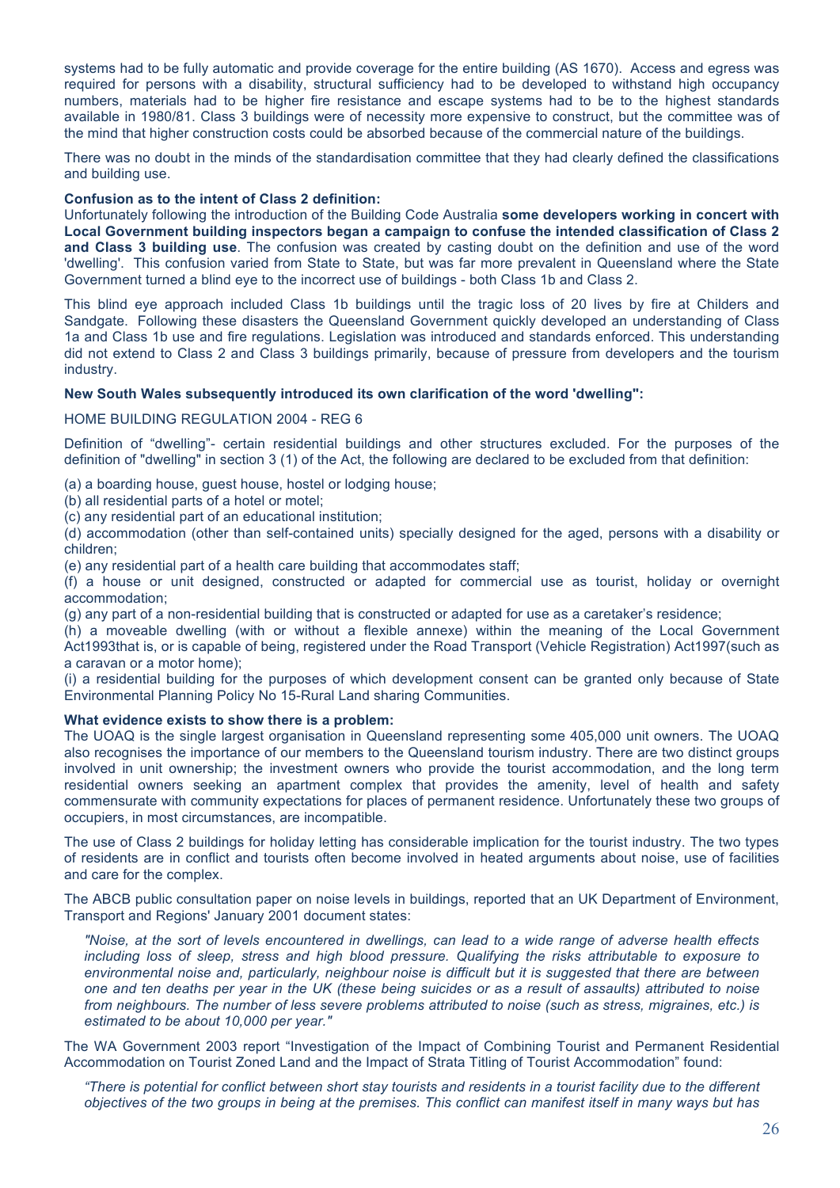systems had to be fully automatic and provide coverage for the entire building (AS 1670). Access and egress was required for persons with a disability, structural sufficiency had to be developed to withstand high occupancy numbers, materials had to be higher fire resistance and escape systems had to be to the highest standards available in 1980/81. Class 3 buildings were of necessity more expensive to construct, but the committee was of the mind that higher construction costs could be absorbed because of the commercial nature of the buildings.

There was no doubt in the minds of the standardisation committee that they had clearly defined the classifications and building use.

**Confusion as to the intent of Class 2 definition:**

Unfortunately following the introduction of the Building Code Australia **some developers working in concert with Local Government building inspectors began a campaign to confuse the intended classification of Class 2 and Class 3 building use**. The confusion was created by casting doubt on the definition and use of the word 'dwelling'. This confusion varied from State to State, but was far more prevalent in Queensland where the State Government turned a blind eye to the incorrect use of buildings - both Class 1b and Class 2.

This blind eye approach included Class 1b buildings until the tragic loss of 20 lives by fire at Childers and Sandgate. Following these disasters the Queensland Government quickly developed an understanding of Class 1a and Class 1b use and fire regulations. Legislation was introduced and standards enforced. This understanding did not extend to Class 2 and Class 3 buildings primarily, because of pressure from developers and the tourism industry.

**New South Wales subsequently introduced its own clarification of the word 'dwelling":**

HOME BUILDING REGULATION 2004 - REG 6

Definition of "dwelling"- certain residential buildings and other structures excluded. For the purposes of the definition of "dwelling" in section 3 (1) of the Act, the following are declared to be excluded from that definition:

(a) a boarding house, guest house, hostel or lodging house;
(b) all residential parts of a hotel or motel;
(c) any residential part of an educational institution;
(d) accommodation (other than self-contained units) specially designed for the aged, persons with a disability or children;
(e) any residential part of a health care building that accommodates staff;
(f) a house or unit designed, constructed or adapted for commercial use as tourist, holiday or overnight accommodation;
(g) any part of a non-residential building that is constructed or adapted for use as a caretaker's residence;
(h) a moveable dwelling (with or without a flexible annexe) within the meaning of the Local Government Act1993that is, or is capable of being, registered under the Road Transport (Vehicle Registration) Act1997(such as a caravan or a motor home);
(i) a residential building for the purposes of which development consent can be granted only because of State Environmental Planning Policy No 15-Rural Land sharing Communities.

**What evidence exists to show there is a problem:**

The UOAQ is the single largest organisation in Queensland representing some 405,000 unit owners. The UOAQ also recognises the importance of our members to the Queensland tourism industry. There are two distinct groups involved in unit ownership; the investment owners who provide the tourist accommodation, and the long term residential owners seeking an apartment complex that provides the amenity, level of health and safety commensurate with community expectations for places of permanent residence. Unfortunately these two groups of occupiers, in most circumstances, are incompatible.

The use of Class 2 buildings for holiday letting has considerable implication for the tourist industry. The two types of residents are in conflict and tourists often become involved in heated arguments about noise, use of facilities and care for the complex.

The ABCB public consultation paper on noise levels in buildings, reported that an UK Department of Environment, Transport and Regions' January 2001 document states:

> *"Noise, at the sort of levels encountered in dwellings, can lead to a wide range of adverse health effects including loss of sleep, stress and high blood pressure. Qualifying the risks attributable to exposure to environmental noise and, particularly, neighbour noise is difficult but it is suggested that there are between one and ten deaths per year in the UK (these being suicides or as a result of assaults) attributed to noise from neighbours. The number of less severe problems attributed to noise (such as stress, migraines, etc.) is estimated to be about 10,000 per year."*

The WA Government 2003 report "Investigation of the Impact of Combining Tourist and Permanent Residential Accommodation on Tourist Zoned Land and the Impact of Strata Titling of Tourist Accommodation" found:

> *"There is potential for conflict between short stay tourists and residents in a tourist facility due to the different objectives of the two groups in being at the premises. This conflict can manifest itself in many ways but has*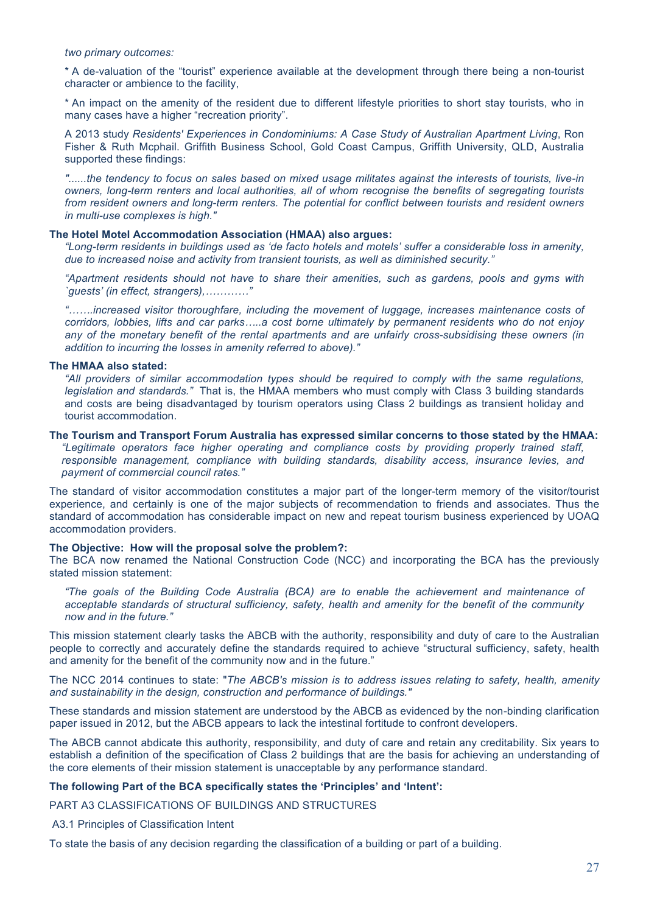*two primary outcomes:*

* A de-valuation of the "tourist" experience available at the development through there being a non-tourist character or ambience to the facility,

* An impact on the amenity of the resident due to different lifestyle priorities to short stay tourists, who in many cases have a higher "recreation priority".

A 2013 study *Residents' Experiences in Condominiums: A Case Study of Australian Apartment Living*, Ron Fisher & Ruth Mcphail. Griffith Business School, Gold Coast Campus, Griffith University, QLD, Australia supported these findings:

*"......the tendency to focus on sales based on mixed usage militates against the interests of tourists, live-in owners, long-term renters and local authorities, all of whom recognise the benefits of segregating tourists from resident owners and long-term renters. The potential for conflict between tourists and resident owners in multi-use complexes is high."*

**The Hotel Motel Accommodation Association (HMAA) also argues:**

*"Long-term residents in buildings used as 'de facto hotels and motels' suffer a considerable loss in amenity, due to increased noise and activity from transient tourists, as well as diminished security."*

*"Apartment residents should not have to share their amenities, such as gardens, pools and gyms with `guests' (in effect, strangers),…………"*

*"…….increased visitor thoroughfare, including the movement of luggage, increases maintenance costs of corridors, lobbies, lifts and car parks…..a cost borne ultimately by permanent residents who do not enjoy any of the monetary benefit of the rental apartments and are unfairly cross-subsidising these owners (in addition to incurring the losses in amenity referred to above)."*

**The HMAA also stated:**

*"All providers of similar accommodation types should be required to comply with the same regulations, legislation and standards."* That is, the HMAA members who must comply with Class 3 building standards and costs are being disadvantaged by tourism operators using Class 2 buildings as transient holiday and tourist accommodation.

**The Tourism and Transport Forum Australia has expressed similar concerns to those stated by the HMAA:**

*"Legitimate operators face higher operating and compliance costs by providing properly trained staff, responsible management, compliance with building standards, disability access, insurance levies, and payment of commercial council rates."*

The standard of visitor accommodation constitutes a major part of the longer-term memory of the visitor/tourist experience, and certainly is one of the major subjects of recommendation to friends and associates. Thus the standard of accommodation has considerable impact on new and repeat tourism business experienced by UOAQ accommodation providers.

**The Objective: How will the proposal solve the problem?:**

The BCA now renamed the National Construction Code (NCC) and incorporating the BCA has the previously stated mission statement:

*"The goals of the Building Code Australia (BCA) are to enable the achievement and maintenance of acceptable standards of structural sufficiency, safety, health and amenity for the benefit of the community now and in the future."*

This mission statement clearly tasks the ABCB with the authority, responsibility and duty of care to the Australian people to correctly and accurately define the standards required to achieve "structural sufficiency, safety, health and amenity for the benefit of the community now and in the future."

The NCC 2014 continues to state: "*The ABCB's mission is to address issues relating to safety, health, amenity and sustainability in the design, construction and performance of buildings."*

These standards and mission statement are understood by the ABCB as evidenced by the non-binding clarification paper issued in 2012, but the ABCB appears to lack the intestinal fortitude to confront developers.

The ABCB cannot abdicate this authority, responsibility, and duty of care and retain any creditability. Six years to establish a definition of the specification of Class 2 buildings that are the basis for achieving an understanding of the core elements of their mission statement is unacceptable by any performance standard.

**The following Part of the BCA specifically states the 'Principles' and 'Intent':**

PART A3 CLASSIFICATIONS OF BUILDINGS AND STRUCTURES

A3.1 Principles of Classification Intent

To state the basis of any decision regarding the classification of a building or part of a building.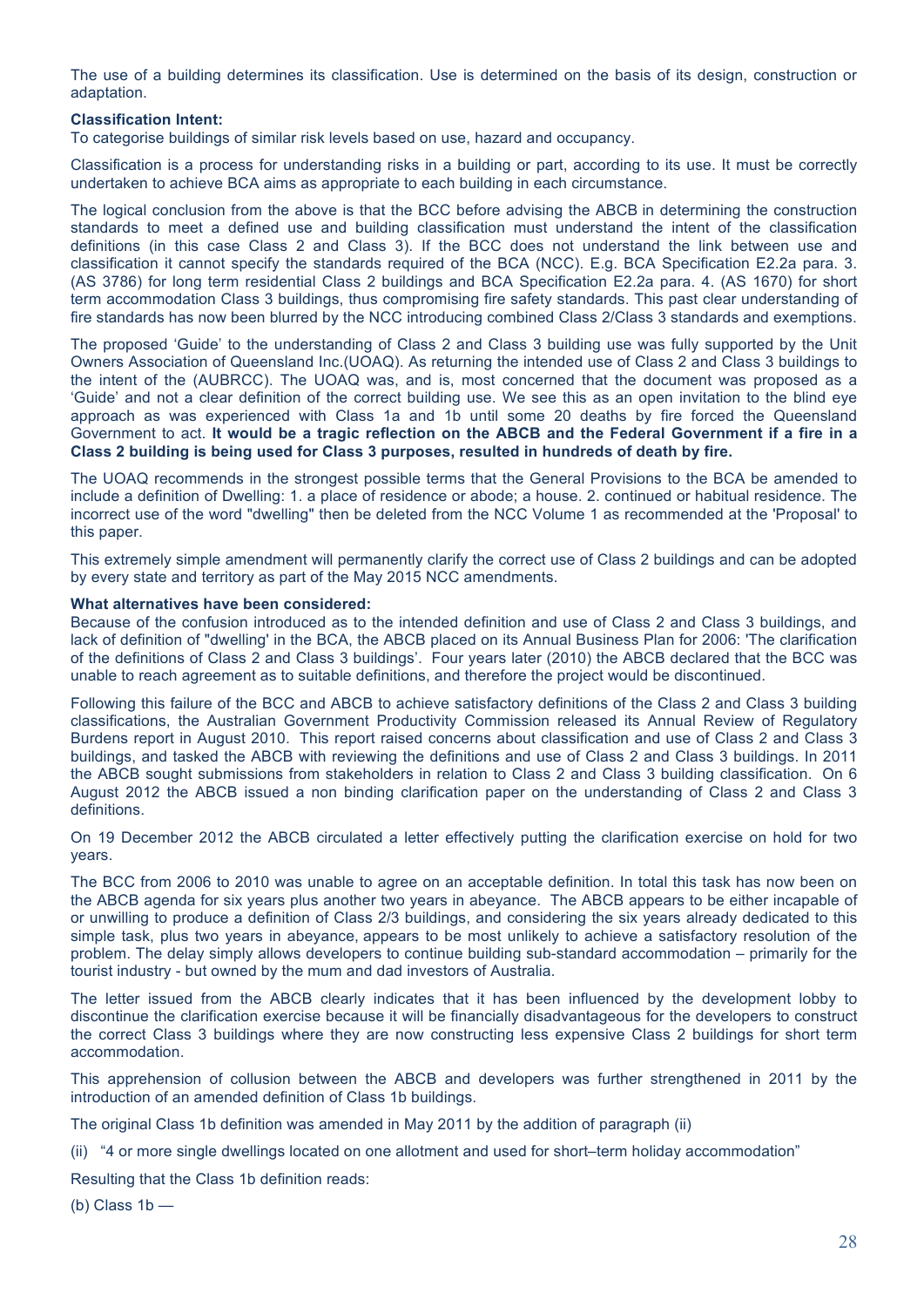The use of a building determines its classification. Use is determined on the basis of its design, construction or adaptation.

**Classification Intent:**
To categorise buildings of similar risk levels based on use, hazard and occupancy.

Classification is a process for understanding risks in a building or part, according to its use. It must be correctly undertaken to achieve BCA aims as appropriate to each building in each circumstance.

The logical conclusion from the above is that the BCC before advising the ABCB in determining the construction standards to meet a defined use and building classification must understand the intent of the classification definitions (in this case Class 2 and Class 3). If the BCC does not understand the link between use and classification it cannot specify the standards required of the BCA (NCC). E.g. BCA Specification E2.2a para. 3. (AS 3786) for long term residential Class 2 buildings and BCA Specification E2.2a para. 4. (AS 1670) for short term accommodation Class 3 buildings, thus compromising fire safety standards. This past clear understanding of fire standards has now been blurred by the NCC introducing combined Class 2/Class 3 standards and exemptions.

The proposed 'Guide' to the understanding of Class 2 and Class 3 building use was fully supported by the Unit Owners Association of Queensland Inc.(UOAQ). As returning the intended use of Class 2 and Class 3 buildings to the intent of the (AUBRCC). The UOAQ was, and is, most concerned that the document was proposed as a 'Guide' and not a clear definition of the correct building use. We see this as an open invitation to the blind eye approach as was experienced with Class 1a and 1b until some 20 deaths by fire forced the Queensland Government to act. **It would be a tragic reflection on the ABCB and the Federal Government if a fire in a Class 2 building is being used for Class 3 purposes, resulted in hundreds of death by fire.**

The UOAQ recommends in the strongest possible terms that the General Provisions to the BCA be amended to include a definition of Dwelling: 1. a place of residence or abode; a house. 2. continued or habitual residence. The incorrect use of the word "dwelling" then be deleted from the NCC Volume 1 as recommended at the 'Proposal' to this paper.

This extremely simple amendment will permanently clarify the correct use of Class 2 buildings and can be adopted by every state and territory as part of the May 2015 NCC amendments.

**What alternatives have been considered:**
Because of the confusion introduced as to the intended definition and use of Class 2 and Class 3 buildings, and lack of definition of "dwelling' in the BCA, the ABCB placed on its Annual Business Plan for 2006: 'The clarification of the definitions of Class 2 and Class 3 buildings'. Four years later (2010) the ABCB declared that the BCC was unable to reach agreement as to suitable definitions, and therefore the project would be discontinued.

Following this failure of the BCC and ABCB to achieve satisfactory definitions of the Class 2 and Class 3 building classifications, the Australian Government Productivity Commission released its Annual Review of Regulatory Burdens report in August 2010. This report raised concerns about classification and use of Class 2 and Class 3 buildings, and tasked the ABCB with reviewing the definitions and use of Class 2 and Class 3 buildings. In 2011 the ABCB sought submissions from stakeholders in relation to Class 2 and Class 3 building classification. On 6 August 2012 the ABCB issued a non binding clarification paper on the understanding of Class 2 and Class 3 definitions.

On 19 December 2012 the ABCB circulated a letter effectively putting the clarification exercise on hold for two years.

The BCC from 2006 to 2010 was unable to agree on an acceptable definition. In total this task has now been on the ABCB agenda for six years plus another two years in abeyance. The ABCB appears to be either incapable of or unwilling to produce a definition of Class 2/3 buildings, and considering the six years already dedicated to this simple task, plus two years in abeyance, appears to be most unlikely to achieve a satisfactory resolution of the problem. The delay simply allows developers to continue building sub-standard accommodation – primarily for the tourist industry - but owned by the mum and dad investors of Australia.

The letter issued from the ABCB clearly indicates that it has been influenced by the development lobby to discontinue the clarification exercise because it will be financially disadvantageous for the developers to construct the correct Class 3 buildings where they are now constructing less expensive Class 2 buildings for short term accommodation.

This apprehension of collusion between the ABCB and developers was further strengthened in 2011 by the introduction of an amended definition of Class 1b buildings.

The original Class 1b definition was amended in May 2011 by the addition of paragraph (ii)

(ii) "4 or more single dwellings located on one allotment and used for short–term holiday accommodation"

Resulting that the Class 1b definition reads:

(b) Class 1b —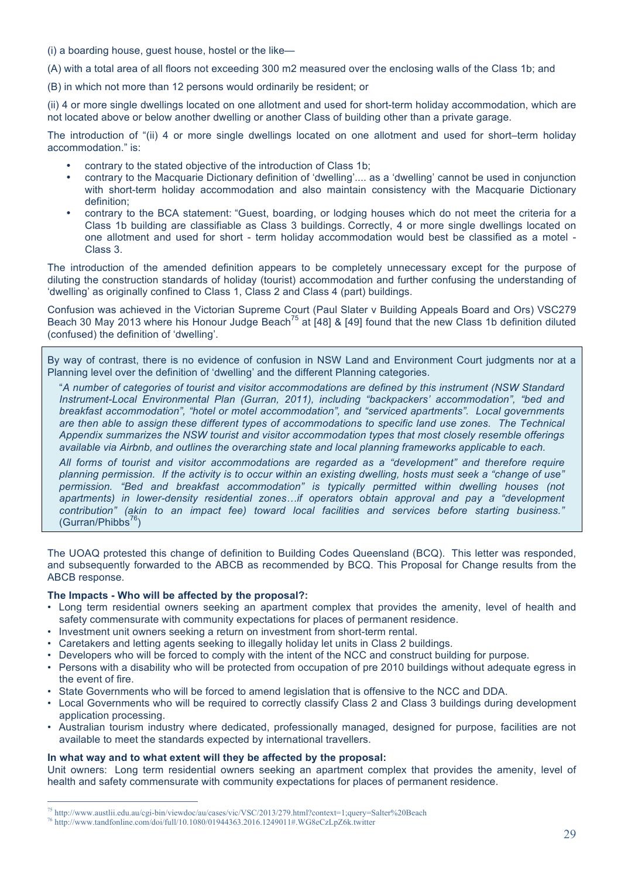(i) a boarding house, guest house, hostel or the like—

(A) with a total area of all floors not exceeding 300 m2 measured over the enclosing walls of the Class 1b; and

(B) in which not more than 12 persons would ordinarily be resident; or

(ii) 4 or more single dwellings located on one allotment and used for short-term holiday accommodation, which are not located above or below another dwelling or another Class of building other than a private garage.

The introduction of "(ii) 4 or more single dwellings located on one allotment and used for short–term holiday accommodation." is:

- contrary to the stated objective of the introduction of Class 1b;
- contrary to the Macquarie Dictionary definition of 'dwelling'.... as a 'dwelling' cannot be used in conjunction with short-term holiday accommodation and also maintain consistency with the Macquarie Dictionary definition;
- contrary to the BCA statement: "Guest, boarding, or lodging houses which do not meet the criteria for a Class 1b building are classifiable as Class 3 buildings. Correctly, 4 or more single dwellings located on one allotment and used for short - term holiday accommodation would best be classified as a motel - Class 3.

The introduction of the amended definition appears to be completely unnecessary except for the purpose of diluting the construction standards of holiday (tourist) accommodation and further confusing the understanding of 'dwelling' as originally confined to Class 1, Class 2 and Class 4 (part) buildings.

Confusion was achieved in the Victorian Supreme Court (Paul Slater v Building Appeals Board and Ors) VSC279 Beach 30 May 2013 where his Honour Judge Beach[75] at [48] & [49] found that the new Class 1b definition diluted (confused) the definition of 'dwelling'.

> By way of contrast, there is no evidence of confusion in NSW Land and Environment Court judgments nor at a Planning level over the definition of 'dwelling' and the different Planning categories.
>
> "*A number of categories of tourist and visitor accommodations are defined by this instrument (NSW Standard Instrument-Local Environmental Plan (Gurran, 2011), including "backpackers' accommodation", "bed and breakfast accommodation", "hotel or motel accommodation", and "serviced apartments". Local governments are then able to assign these different types of accommodations to specific land use zones. The Technical Appendix summarizes the NSW tourist and visitor accommodation types that most closely resemble offerings available via Airbnb, and outlines the overarching state and local planning frameworks applicable to each.*
>
> *All forms of tourist and visitor accommodations are regarded as a "development" and therefore require planning permission. If the activity is to occur within an existing dwelling, hosts must seek a "change of use" permission. "Bed and breakfast accommodation" is typically permitted within dwelling houses (not apartments) in lower-density residential zones…if operators obtain approval and pay a "development contribution" (akin to an impact fee) toward local facilities and services before starting business."* (Gurran/Phibbs[76])

The UOAQ protested this change of definition to Building Codes Queensland (BCQ). This letter was responded, and subsequently forwarded to the ABCB as recommended by BCQ. This Proposal for Change results from the ABCB response.

**The Impacts - Who will be affected by the proposal?:**

- Long term residential owners seeking an apartment complex that provides the amenity, level of health and safety commensurate with community expectations for places of permanent residence.
- Investment unit owners seeking a return on investment from short-term rental.
- Caretakers and letting agents seeking to illegally holiday let units in Class 2 buildings.
- Developers who will be forced to comply with the intent of the NCC and construct building for purpose.
- Persons with a disability who will be protected from occupation of pre 2010 buildings without adequate egress in the event of fire.
- State Governments who will be forced to amend legislation that is offensive to the NCC and DDA.
- Local Governments who will be required to correctly classify Class 2 and Class 3 buildings during development application processing.
- Australian tourism industry where dedicated, professionally managed, designed for purpose, facilities are not available to meet the standards expected by international travellers.

**In what way and to what extent will they be affected by the proposal:**

Unit owners: Long term residential owners seeking an apartment complex that provides the amenity, level of health and safety commensurate with community expectations for places of permanent residence.

[75] http://www.austlii.edu.au/cgi-bin/viewdoc/au/cases/vic/VSC/2013/279.html?context=1;query=Salter%20Beach

[76] http://www.tandfonline.com/doi/full/10.1080/01944363.2016.1249011#.WG8eCzLpZ6k.twitter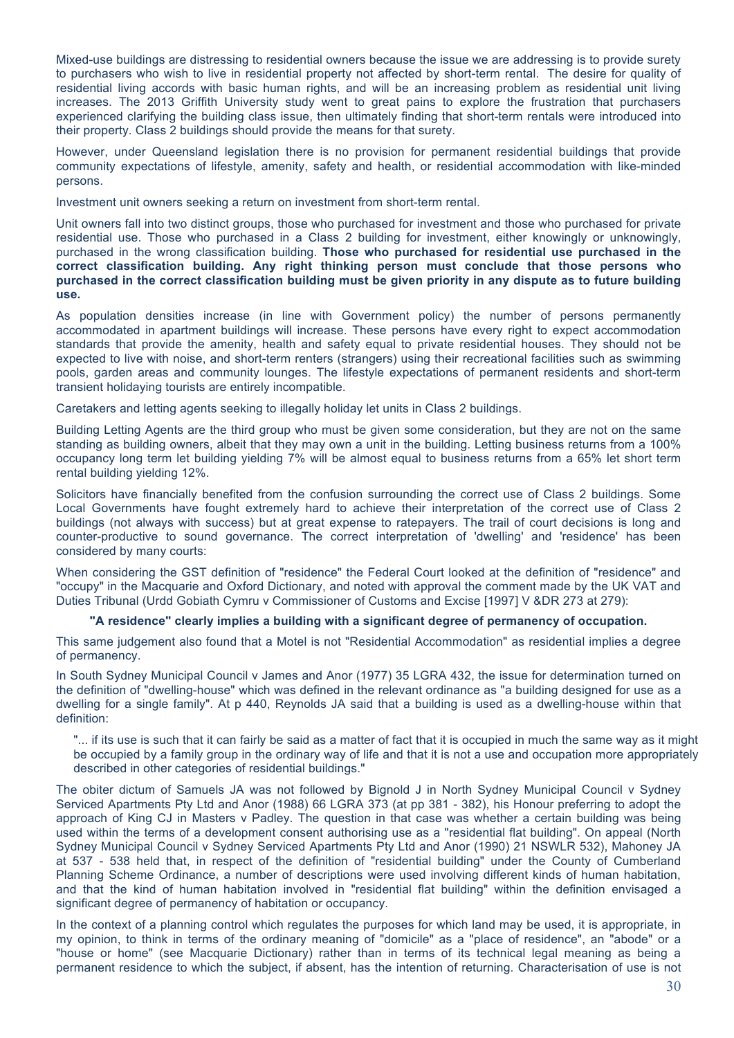Mixed-use buildings are distressing to residential owners because the issue we are addressing is to provide surety to purchasers who wish to live in residential property not affected by short-term rental. The desire for quality of residential living accords with basic human rights, and will be an increasing problem as residential unit living increases. The 2013 Griffith University study went to great pains to explore the frustration that purchasers experienced clarifying the building class issue, then ultimately finding that short-term rentals were introduced into their property. Class 2 buildings should provide the means for that surety.

However, under Queensland legislation there is no provision for permanent residential buildings that provide community expectations of lifestyle, amenity, safety and health, or residential accommodation with like-minded persons.

Investment unit owners seeking a return on investment from short-term rental.

Unit owners fall into two distinct groups, those who purchased for investment and those who purchased for private residential use. Those who purchased in a Class 2 building for investment, either knowingly or unknowingly, purchased in the wrong classification building. **Those who purchased for residential use purchased in the correct classification building. Any right thinking person must conclude that those persons who purchased in the correct classification building must be given priority in any dispute as to future building use.**

As population densities increase (in line with Government policy) the number of persons permanently accommodated in apartment buildings will increase. These persons have every right to expect accommodation standards that provide the amenity, health and safety equal to private residential houses. They should not be expected to live with noise, and short-term renters (strangers) using their recreational facilities such as swimming pools, garden areas and community lounges. The lifestyle expectations of permanent residents and short-term transient holidaying tourists are entirely incompatible.

Caretakers and letting agents seeking to illegally holiday let units in Class 2 buildings.

Building Letting Agents are the third group who must be given some consideration, but they are not on the same standing as building owners, albeit that they may own a unit in the building. Letting business returns from a 100% occupancy long term let building yielding 7% will be almost equal to business returns from a 65% let short term rental building yielding 12%.

Solicitors have financially benefited from the confusion surrounding the correct use of Class 2 buildings. Some Local Governments have fought extremely hard to achieve their interpretation of the correct use of Class 2 buildings (not always with success) but at great expense to ratepayers. The trail of court decisions is long and counter-productive to sound governance. The correct interpretation of 'dwelling' and 'residence' has been considered by many courts:

When considering the GST definition of "residence" the Federal Court looked at the definition of "residence" and "occupy" in the Macquarie and Oxford Dictionary, and noted with approval the comment made by the UK VAT and Duties Tribunal (Urdd Gobiath Cymru v Commissioner of Customs and Excise [1997] V &DR 273 at 279):

**"A residence" clearly implies a building with a significant degree of permanency of occupation.**

This same judgement also found that a Motel is not "Residential Accommodation" as residential implies a degree of permanency.

In South Sydney Municipal Council v James and Anor (1977) 35 LGRA 432, the issue for determination turned on the definition of "dwelling-house" which was defined in the relevant ordinance as "a building designed for use as a dwelling for a single family". At p 440, Reynolds JA said that a building is used as a dwelling-house within that definition:

> "... if its use is such that it can fairly be said as a matter of fact that it is occupied in much the same way as it might be occupied by a family group in the ordinary way of life and that it is not a use and occupation more appropriately described in other categories of residential buildings."

The obiter dictum of Samuels JA was not followed by Bignold J in North Sydney Municipal Council v Sydney Serviced Apartments Pty Ltd and Anor (1988) 66 LGRA 373 (at pp 381 - 382), his Honour preferring to adopt the approach of King CJ in Masters v Padley. The question in that case was whether a certain building was being used within the terms of a development consent authorising use as a "residential flat building". On appeal (North Sydney Municipal Council v Sydney Serviced Apartments Pty Ltd and Anor (1990) 21 NSWLR 532), Mahoney JA at 537 - 538 held that, in respect of the definition of "residential building" under the County of Cumberland Planning Scheme Ordinance, a number of descriptions were used involving different kinds of human habitation, and that the kind of human habitation involved in "residential flat building" within the definition envisaged a significant degree of permanency of habitation or occupancy.

In the context of a planning control which regulates the purposes for which land may be used, it is appropriate, in my opinion, to think in terms of the ordinary meaning of "domicile" as a "place of residence", an "abode" or a "house or home" (see Macquarie Dictionary) rather than in terms of its technical legal meaning as being a permanent residence to which the subject, if absent, has the intention of returning. Characterisation of use is not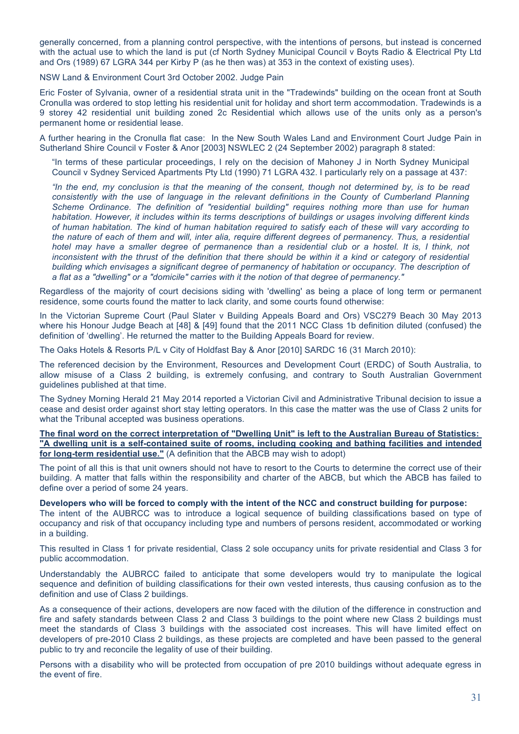generally concerned, from a planning control perspective, with the intentions of persons, but instead is concerned with the actual use to which the land is put (cf North Sydney Municipal Council v Boyts Radio & Electrical Pty Ltd and Ors (1989) 67 LGRA 344 per Kirby P (as he then was) at 353 in the context of existing uses).

NSW Land & Environment Court 3rd October 2002. Judge Pain

Eric Foster of Sylvania, owner of a residential strata unit in the "Tradewinds" building on the ocean front at South Cronulla was ordered to stop letting his residential unit for holiday and short term accommodation. Tradewinds is a 9 storey 42 residential unit building zoned 2c Residential which allows use of the units only as a person's permanent home or residential lease.

A further hearing in the Cronulla flat case: In the New South Wales Land and Environment Court Judge Pain in Sutherland Shire Council v Foster & Anor [2003] NSWLEC 2 (24 September 2002) paragraph 8 stated:

> "In terms of these particular proceedings, I rely on the decision of Mahoney J in North Sydney Municipal Council v Sydney Serviced Apartments Pty Ltd (1990) 71 LGRA 432. I particularly rely on a passage at 437:
>
> *"In the end, my conclusion is that the meaning of the consent, though not determined by, is to be read consistently with the use of language in the relevant definitions in the County of Cumberland Planning Scheme Ordinance. The definition of "residential building" requires nothing more than use for human habitation. However, it includes within its terms descriptions of buildings or usages involving different kinds of human habitation. The kind of human habitation required to satisfy each of these will vary according to the nature of each of them and will, inter alia, require different degrees of permanency. Thus, a residential hotel may have a smaller degree of permanence than a residential club or a hostel. It is, I think, not inconsistent with the thrust of the definition that there should be within it a kind or category of residential building which envisages a significant degree of permanency of habitation or occupancy. The description of a flat as a "dwelling" or a "domicile" carries with it the notion of that degree of permanency."*

Regardless of the majority of court decisions siding with 'dwelling' as being a place of long term or permanent residence, some courts found the matter to lack clarity, and some courts found otherwise:

In the Victorian Supreme Court (Paul Slater v Building Appeals Board and Ors) VSC279 Beach 30 May 2013 where his Honour Judge Beach at [48] & [49] found that the 2011 NCC Class 1b definition diluted (confused) the definition of 'dwelling'. He returned the matter to the Building Appeals Board for review.

The Oaks Hotels & Resorts P/L v City of Holdfast Bay & Anor [2010] SARDC 16 (31 March 2010):

The referenced decision by the Environment, Resources and Development Court (ERDC) of South Australia, to allow misuse of a Class 2 building, is extremely confusing, and contrary to South Australian Government guidelines published at that time.

The Sydney Morning Herald 21 May 2014 reported a Victorian Civil and Administrative Tribunal decision to issue a cease and desist order against short stay letting operators. In this case the matter was the use of Class 2 units for what the Tribunal accepted was business operations.

**The final word on the correct interpretation of "Dwelling Unit" is left to the Australian Bureau of Statistics: "A dwelling unit is a self-contained suite of rooms, including cooking and bathing facilities and intended for long-term residential use."** (A definition that the ABCB may wish to adopt)

The point of all this is that unit owners should not have to resort to the Courts to determine the correct use of their building. A matter that falls within the responsibility and charter of the ABCB, but which the ABCB has failed to define over a period of some 24 years.

**Developers who will be forced to comply with the intent of the NCC and construct building for purpose:**
The intent of the AUBRCC was to introduce a logical sequence of building classifications based on type of occupancy and risk of that occupancy including type and numbers of persons resident, accommodated or working in a building.

This resulted in Class 1 for private residential, Class 2 sole occupancy units for private residential and Class 3 for public accommodation.

Understandably the AUBRCC failed to anticipate that some developers would try to manipulate the logical sequence and definition of building classifications for their own vested interests, thus causing confusion as to the definition and use of Class 2 buildings.

As a consequence of their actions, developers are now faced with the dilution of the difference in construction and fire and safety standards between Class 2 and Class 3 buildings to the point where new Class 2 buildings must meet the standards of Class 3 buildings with the associated cost increases. This will have limited effect on developers of pre-2010 Class 2 buildings, as these projects are completed and have been passed to the general public to try and reconcile the legality of use of their building.

Persons with a disability who will be protected from occupation of pre 2010 buildings without adequate egress in the event of fire.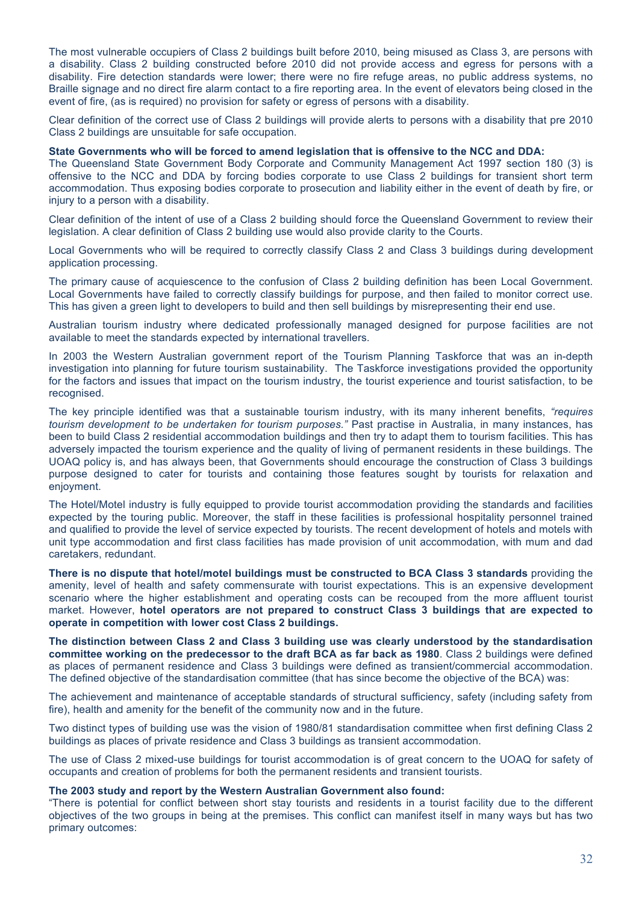The most vulnerable occupiers of Class 2 buildings built before 2010, being misused as Class 3, are persons with a disability. Class 2 building constructed before 2010 did not provide access and egress for persons with a disability. Fire detection standards were lower; there were no fire refuge areas, no public address systems, no Braille signage and no direct fire alarm contact to a fire reporting area. In the event of elevators being closed in the event of fire, (as is required) no provision for safety or egress of persons with a disability.

Clear definition of the correct use of Class 2 buildings will provide alerts to persons with a disability that pre 2010 Class 2 buildings are unsuitable for safe occupation.

**State Governments who will be forced to amend legislation that is offensive to the NCC and DDA:**
The Queensland State Government Body Corporate and Community Management Act 1997 section 180 (3) is offensive to the NCC and DDA by forcing bodies corporate to use Class 2 buildings for transient short term accommodation. Thus exposing bodies corporate to prosecution and liability either in the event of death by fire, or injury to a person with a disability.

Clear definition of the intent of use of a Class 2 building should force the Queensland Government to review their legislation. A clear definition of Class 2 building use would also provide clarity to the Courts.

Local Governments who will be required to correctly classify Class 2 and Class 3 buildings during development application processing.

The primary cause of acquiescence to the confusion of Class 2 building definition has been Local Government. Local Governments have failed to correctly classify buildings for purpose, and then failed to monitor correct use. This has given a green light to developers to build and then sell buildings by misrepresenting their end use.

Australian tourism industry where dedicated professionally managed designed for purpose facilities are not available to meet the standards expected by international travellers.

In 2003 the Western Australian government report of the Tourism Planning Taskforce that was an in-depth investigation into planning for future tourism sustainability. The Taskforce investigations provided the opportunity for the factors and issues that impact on the tourism industry, the tourist experience and tourist satisfaction, to be recognised.

The key principle identified was that a sustainable tourism industry, with its many inherent benefits, *"requires tourism development to be undertaken for tourism purposes."* Past practise in Australia, in many instances, has been to build Class 2 residential accommodation buildings and then try to adapt them to tourism facilities. This has adversely impacted the tourism experience and the quality of living of permanent residents in these buildings. The UOAQ policy is, and has always been, that Governments should encourage the construction of Class 3 buildings purpose designed to cater for tourists and containing those features sought by tourists for relaxation and enjoyment.

The Hotel/Motel industry is fully equipped to provide tourist accommodation providing the standards and facilities expected by the touring public. Moreover, the staff in these facilities is professional hospitality personnel trained and qualified to provide the level of service expected by tourists. The recent development of hotels and motels with unit type accommodation and first class facilities has made provision of unit accommodation, with mum and dad caretakers, redundant.

**There is no dispute that hotel/motel buildings must be constructed to BCA Class 3 standards** providing the amenity, level of health and safety commensurate with tourist expectations. This is an expensive development scenario where the higher establishment and operating costs can be recouped from the more affluent tourist market. However, **hotel operators are not prepared to construct Class 3 buildings that are expected to operate in competition with lower cost Class 2 buildings.**

**The distinction between Class 2 and Class 3 building use was clearly understood by the standardisation committee working on the predecessor to the draft BCA as far back as 1980**. Class 2 buildings were defined as places of permanent residence and Class 3 buildings were defined as transient/commercial accommodation. The defined objective of the standardisation committee (that has since become the objective of the BCA) was:

The achievement and maintenance of acceptable standards of structural sufficiency, safety (including safety from fire), health and amenity for the benefit of the community now and in the future.

Two distinct types of building use was the vision of 1980/81 standardisation committee when first defining Class 2 buildings as places of private residence and Class 3 buildings as transient accommodation.

The use of Class 2 mixed-use buildings for tourist accommodation is of great concern to the UOAQ for safety of occupants and creation of problems for both the permanent residents and transient tourists.

**The 2003 study and report by the Western Australian Government also found:**
"There is potential for conflict between short stay tourists and residents in a tourist facility due to the different objectives of the two groups in being at the premises. This conflict can manifest itself in many ways but has two primary outcomes: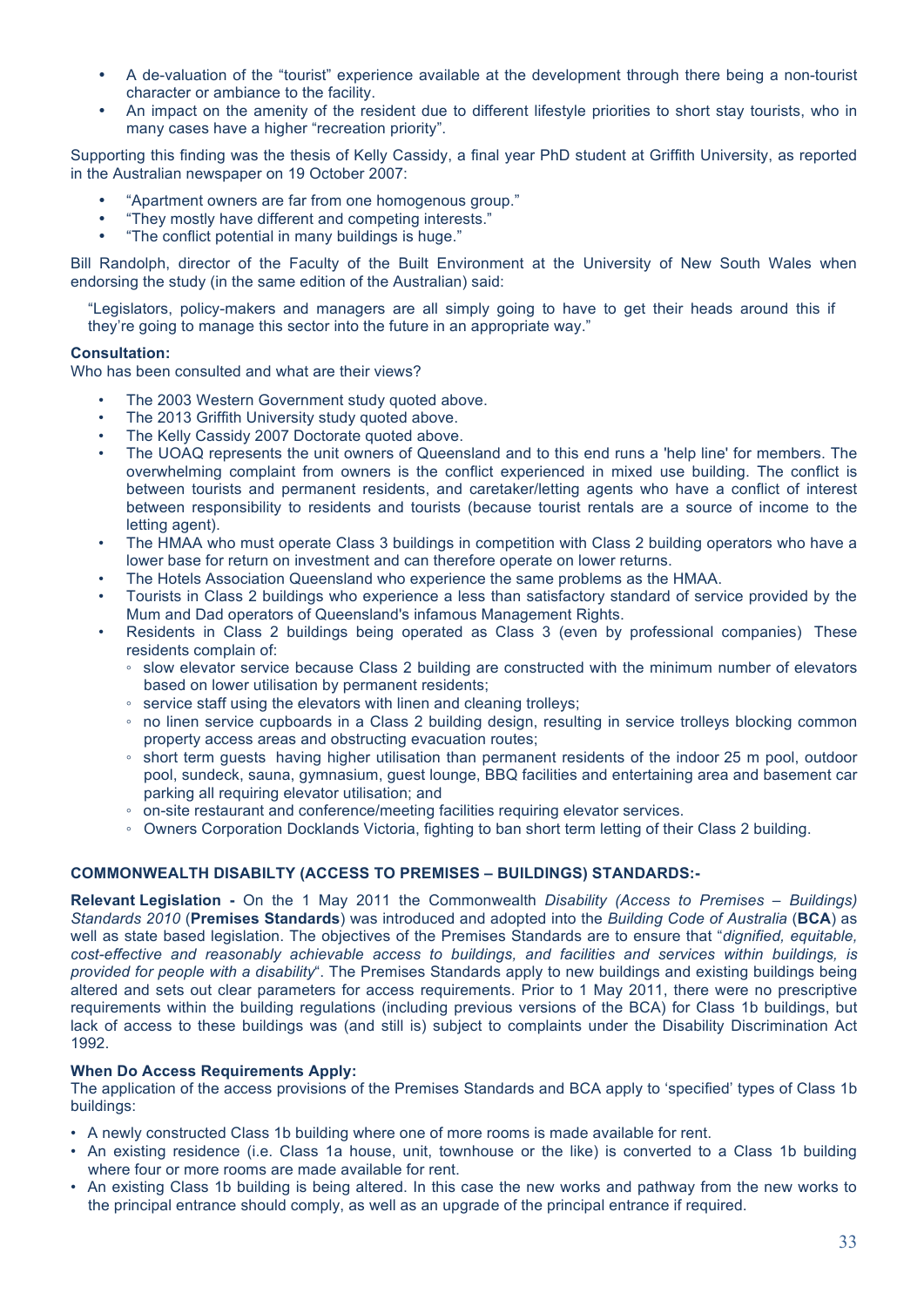- A de-valuation of the "tourist" experience available at the development through there being a non-tourist character or ambiance to the facility.
- An impact on the amenity of the resident due to different lifestyle priorities to short stay tourists, who in many cases have a higher "recreation priority".

Supporting this finding was the thesis of Kelly Cassidy, a final year PhD student at Griffith University, as reported in the Australian newspaper on 19 October 2007:

- "Apartment owners are far from one homogenous group."
- "They mostly have different and competing interests."
- "The conflict potential in many buildings is huge."

Bill Randolph, director of the Faculty of the Built Environment at the University of New South Wales when endorsing the study (in the same edition of the Australian) said:

> "Legislators, policy-makers and managers are all simply going to have to get their heads around this if they're going to manage this sector into the future in an appropriate way."

**Consultation:**
Who has been consulted and what are their views?

- The 2003 Western Government study quoted above.
- The 2013 Griffith University study quoted above.
- The Kelly Cassidy 2007 Doctorate quoted above.
- The UOAQ represents the unit owners of Queensland and to this end runs a 'help line' for members. The overwhelming complaint from owners is the conflict experienced in mixed use building. The conflict is between tourists and permanent residents, and caretaker/letting agents who have a conflict of interest between responsibility to residents and tourists (because tourist rentals are a source of income to the letting agent).
- The HMAA who must operate Class 3 buildings in competition with Class 2 building operators who have a lower base for return on investment and can therefore operate on lower returns.
- The Hotels Association Queensland who experience the same problems as the HMAA.
- Tourists in Class 2 buildings who experience a less than satisfactory standard of service provided by the Mum and Dad operators of Queensland's infamous Management Rights.
- Residents in Class 2 buildings being operated as Class 3 (even by professional companies) These residents complain of:
  - slow elevator service because Class 2 building are constructed with the minimum number of elevators based on lower utilisation by permanent residents;
  - service staff using the elevators with linen and cleaning trolleys;
  - no linen service cupboards in a Class 2 building design, resulting in service trolleys blocking common property access areas and obstructing evacuation routes;
  - short term guests having higher utilisation than permanent residents of the indoor 25 m pool, outdoor pool, sundeck, sauna, gymnasium, guest lounge, BBQ facilities and entertaining area and basement car parking all requiring elevator utilisation; and
  - on-site restaurant and conference/meeting facilities requiring elevator services.
  - Owners Corporation Docklands Victoria, fighting to ban short term letting of their Class 2 building.

**COMMONWEALTH DISABILTY (ACCESS TO PREMISES – BUILDINGS) STANDARDS:-**

**Relevant Legislation -** On the 1 May 2011 the Commonwealth *Disability (Access to Premises – Buildings) Standards 2010* (**Premises Standards**) was introduced and adopted into the *Building Code of Australia* (**BCA**) as well as state based legislation. The objectives of the Premises Standards are to ensure that "*dignified, equitable, cost-effective and reasonably achievable access to buildings, and facilities and services within buildings, is provided for people with a disability*". The Premises Standards apply to new buildings and existing buildings being altered and sets out clear parameters for access requirements. Prior to 1 May 2011, there were no prescriptive requirements within the building regulations (including previous versions of the BCA) for Class 1b buildings, but lack of access to these buildings was (and still is) subject to complaints under the Disability Discrimination Act 1992.

**When Do Access Requirements Apply:**
The application of the access provisions of the Premises Standards and BCA apply to 'specified' types of Class 1b buildings:

- A newly constructed Class 1b building where one of more rooms is made available for rent.
- An existing residence (i.e. Class 1a house, unit, townhouse or the like) is converted to a Class 1b building where four or more rooms are made available for rent.
- An existing Class 1b building is being altered. In this case the new works and pathway from the new works to the principal entrance should comply, as well as an upgrade of the principal entrance if required.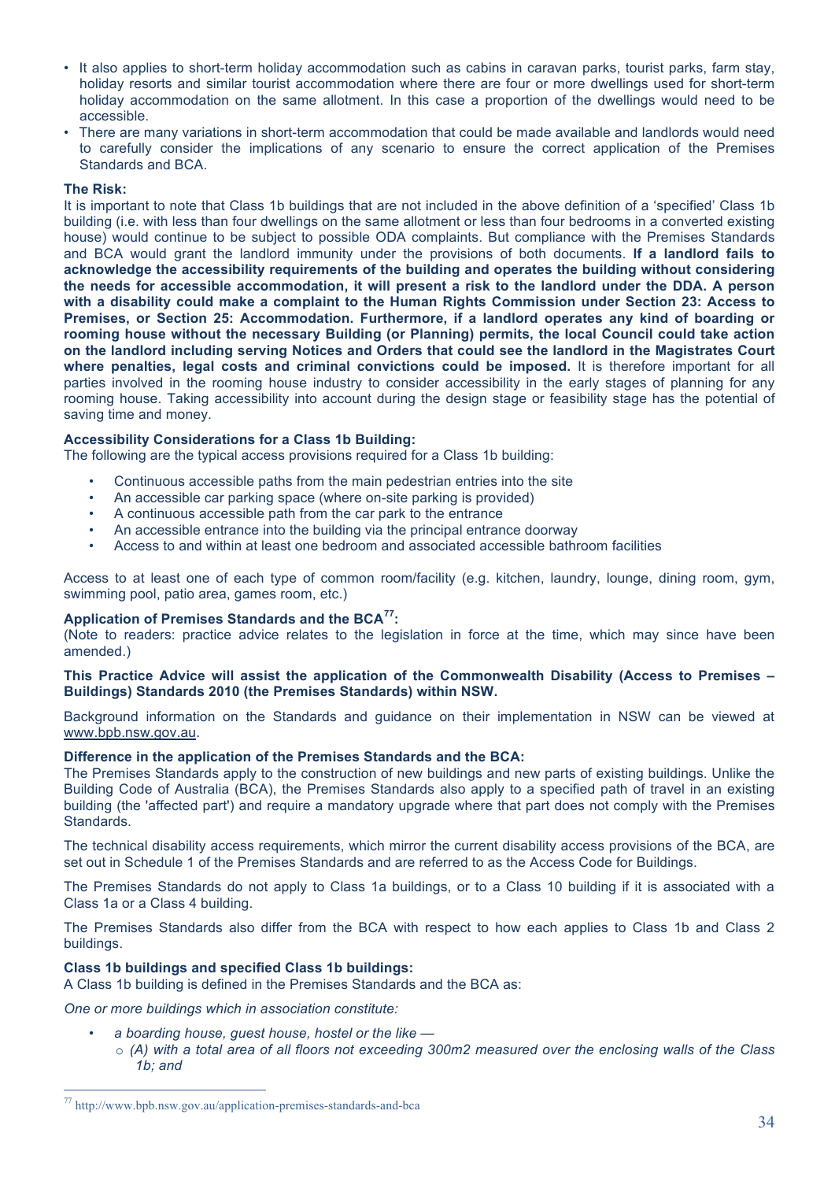- It also applies to short-term holiday accommodation such as cabins in caravan parks, tourist parks, farm stay, holiday resorts and similar tourist accommodation where there are four or more dwellings used for short-term holiday accommodation on the same allotment. In this case a proportion of the dwellings would need to be accessible.
- There are many variations in short-term accommodation that could be made available and landlords would need to carefully consider the implications of any scenario to ensure the correct application of the Premises Standards and BCA.

**The Risk:**

It is important to note that Class 1b buildings that are not included in the above definition of a 'specified' Class 1b building (i.e. with less than four dwellings on the same allotment or less than four bedrooms in a converted existing house) would continue to be subject to possible ODA complaints. But compliance with the Premises Standards and BCA would grant the landlord immunity under the provisions of both documents. **If a landlord fails to acknowledge the accessibility requirements of the building and operates the building without considering the needs for accessible accommodation, it will present a risk to the landlord under the DDA. A person with a disability could make a complaint to the Human Rights Commission under Section 23: Access to Premises, or Section 25: Accommodation. Furthermore, if a landlord operates any kind of boarding or rooming house without the necessary Building (or Planning) permits, the local Council could take action on the landlord including serving Notices and Orders that could see the landlord in the Magistrates Court where penalties, legal costs and criminal convictions could be imposed.** It is therefore important for all parties involved in the rooming house industry to consider accessibility in the early stages of planning for any rooming house. Taking accessibility into account during the design stage or feasibility stage has the potential of saving time and money.

**Accessibility Considerations for a Class 1b Building:**

The following are the typical access provisions required for a Class 1b building:

- Continuous accessible paths from the main pedestrian entries into the site
- An accessible car parking space (where on-site parking is provided)
- A continuous accessible path from the car park to the entrance
- An accessible entrance into the building via the principal entrance doorway
- Access to and within at least one bedroom and associated accessible bathroom facilities

Access to at least one of each type of common room/facility (e.g. kitchen, laundry, lounge, dining room, gym, swimming pool, patio area, games room, etc.)

**Application of Premises Standards and the BCA[77]:**

(Note to readers: practice advice relates to the legislation in force at the time, which may since have been amended.)

**This Practice Advice will assist the application of the Commonwealth Disability (Access to Premises – Buildings) Standards 2010 (the Premises Standards) within NSW.**

Background information on the Standards and guidance on their implementation in NSW can be viewed at www.bpb.nsw.gov.au.

**Difference in the application of the Premises Standards and the BCA:**

The Premises Standards apply to the construction of new buildings and new parts of existing buildings. Unlike the Building Code of Australia (BCA), the Premises Standards also apply to a specified path of travel in an existing building (the 'affected part') and require a mandatory upgrade where that part does not comply with the Premises Standards.

The technical disability access requirements, which mirror the current disability access provisions of the BCA, are set out in Schedule 1 of the Premises Standards and are referred to as the Access Code for Buildings.

The Premises Standards do not apply to Class 1a buildings, or to a Class 10 building if it is associated with a Class 1a or a Class 4 building.

The Premises Standards also differ from the BCA with respect to how each applies to Class 1b and Class 2 buildings.

**Class 1b buildings and specified Class 1b buildings:**

A Class 1b building is defined in the Premises Standards and the BCA as:

*One or more buildings which in association constitute:*

- *a boarding house, guest house, hostel or the like —*
  - *(A) with a total area of all floors not exceeding 300m2 measured over the enclosing walls of the Class 1b; and*

[77] http://www.bpb.nsw.gov.au/application-premises-standards-and-bca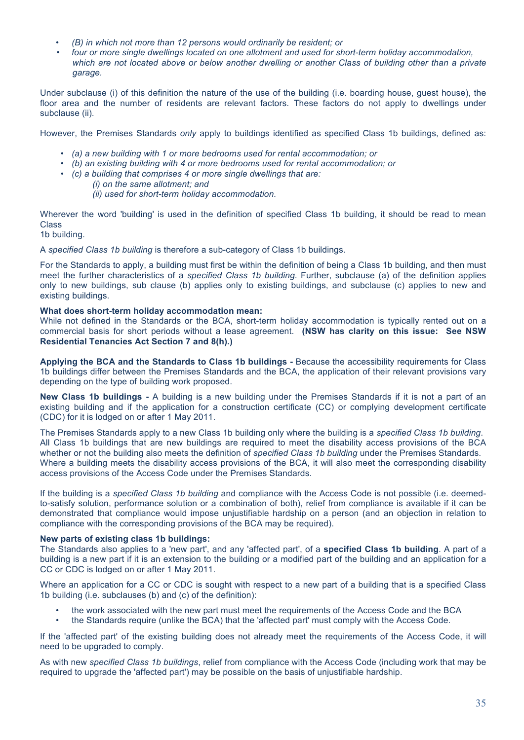- *(B) in which not more than 12 persons would ordinarily be resident; or*
- *four or more single dwellings located on one allotment and used for short-term holiday accommodation, which are not located above or below another dwelling or another Class of building other than a private garage.*

Under subclause (i) of this definition the nature of the use of the building (i.e. boarding house, guest house), the floor area and the number of residents are relevant factors. These factors do not apply to dwellings under subclause (ii).

However, the Premises Standards *only* apply to buildings identified as specified Class 1b buildings, defined as:

- *(a) a new building with 1 or more bedrooms used for rental accommodation; or*
- *(b) an existing building with 4 or more bedrooms used for rental accommodation; or*
- *(c) a building that comprises 4 or more single dwellings that are:*
  - *(i) on the same allotment; and*
  - *(ii) used for short-term holiday accommodation.*

Wherever the word 'building' is used in the definition of specified Class 1b building, it should be read to mean Class
1b building.

A *specified Class 1b building* is therefore a sub-category of Class 1b buildings.

For the Standards to apply, a building must first be within the definition of being a Class 1b building, and then must meet the further characteristics of a *specified Class 1b building*. Further, subclause (a) of the definition applies only to new buildings, sub clause (b) applies only to existing buildings, and subclause (c) applies to new and existing buildings.

**What does short-term holiday accommodation mean:**
While not defined in the Standards or the BCA, short-term holiday accommodation is typically rented out on a commercial basis for short periods without a lease agreement. **(NSW has clarity on this issue: See NSW Residential Tenancies Act Section 7 and 8(h).)**

**Applying the BCA and the Standards to Class 1b buildings -** Because the accessibility requirements for Class 1b buildings differ between the Premises Standards and the BCA, the application of their relevant provisions vary depending on the type of building work proposed.

**New Class 1b buildings -** A building is a new building under the Premises Standards if it is not a part of an existing building and if the application for a construction certificate (CC) or complying development certificate (CDC) for it is lodged on or after 1 May 2011.

The Premises Standards apply to a new Class 1b building only where the building is a *specified Class 1b building*. All Class 1b buildings that are new buildings are required to meet the disability access provisions of the BCA whether or not the building also meets the definition of *specified Class 1b building* under the Premises Standards. Where a building meets the disability access provisions of the BCA, it will also meet the corresponding disability access provisions of the Access Code under the Premises Standards.

If the building is a *specified Class 1b building* and compliance with the Access Code is not possible (i.e. deemed-to-satisfy solution, performance solution or a combination of both), relief from compliance is available if it can be demonstrated that compliance would impose unjustifiable hardship on a person (and an objection in relation to compliance with the corresponding provisions of the BCA may be required).

**New parts of existing class 1b buildings:**
The Standards also applies to a 'new part', and any 'affected part', of a **specified Class 1b building**. A part of a building is a new part if it is an extension to the building or a modified part of the building and an application for a CC or CDC is lodged on or after 1 May 2011.

Where an application for a CC or CDC is sought with respect to a new part of a building that is a specified Class 1b building (i.e. subclauses (b) and (c) of the definition):

- the work associated with the new part must meet the requirements of the Access Code and the BCA
- the Standards require (unlike the BCA) that the 'affected part' must comply with the Access Code.

If the 'affected part' of the existing building does not already meet the requirements of the Access Code, it will need to be upgraded to comply.

As with new *specified Class 1b buildings*, relief from compliance with the Access Code (including work that may be required to upgrade the 'affected part') may be possible on the basis of unjustifiable hardship.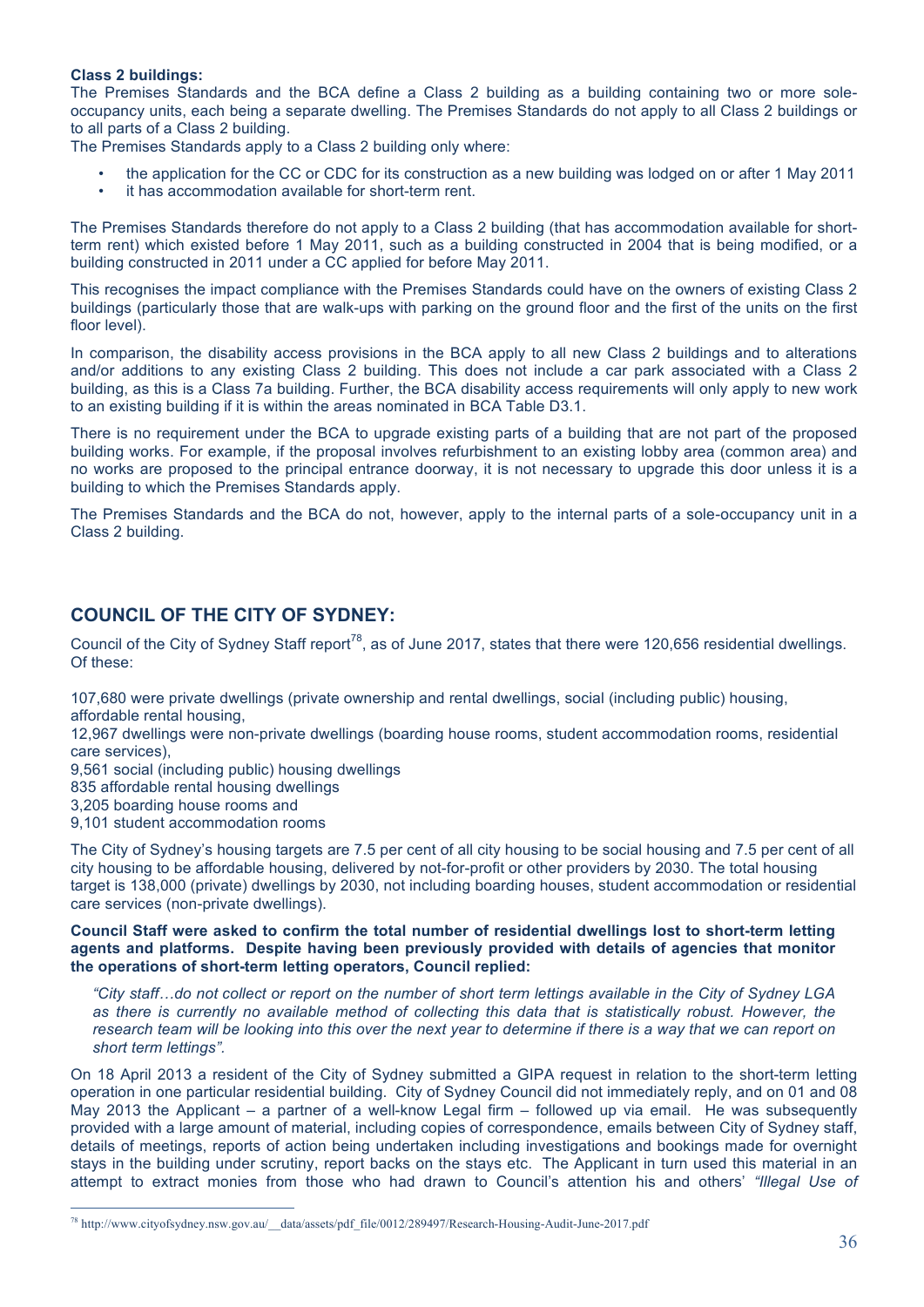**Class 2 buildings:**
The Premises Standards and the BCA define a Class 2 building as a building containing two or more sole-occupancy units, each being a separate dwelling. The Premises Standards do not apply to all Class 2 buildings or to all parts of a Class 2 building.
The Premises Standards apply to a Class 2 building only where:

- the application for the CC or CDC for its construction as a new building was lodged on or after 1 May 2011
- it has accommodation available for short-term rent.

The Premises Standards therefore do not apply to a Class 2 building (that has accommodation available for short-term rent) which existed before 1 May 2011, such as a building constructed in 2004 that is being modified, or a building constructed in 2011 under a CC applied for before May 2011.

This recognises the impact compliance with the Premises Standards could have on the owners of existing Class 2 buildings (particularly those that are walk-ups with parking on the ground floor and the first of the units on the first floor level).

In comparison, the disability access provisions in the BCA apply to all new Class 2 buildings and to alterations and/or additions to any existing Class 2 building. This does not include a car park associated with a Class 2 building, as this is a Class 7a building. Further, the BCA disability access requirements will only apply to new work to an existing building if it is within the areas nominated in BCA Table D3.1.

There is no requirement under the BCA to upgrade existing parts of a building that are not part of the proposed building works. For example, if the proposal involves refurbishment to an existing lobby area (common area) and no works are proposed to the principal entrance doorway, it is not necessary to upgrade this door unless it is a building to which the Premises Standards apply.

The Premises Standards and the BCA do not, however, apply to the internal parts of a sole-occupancy unit in a Class 2 building.

## COUNCIL OF THE CITY OF SYDNEY:

Council of the City of Sydney Staff report[78], as of June 2017, states that there were 120,656 residential dwellings. Of these:

107,680 were private dwellings (private ownership and rental dwellings, social (including public) housing, affordable rental housing,
12,967 dwellings were non-private dwellings (boarding house rooms, student accommodation rooms, residential care services),
9,561 social (including public) housing dwellings
835 affordable rental housing dwellings
3,205 boarding house rooms and
9,101 student accommodation rooms

The City of Sydney's housing targets are 7.5 per cent of all city housing to be social housing and 7.5 per cent of all city housing to be affordable housing, delivered by not-for-profit or other providers by 2030. The total housing target is 138,000 (private) dwellings by 2030, not including boarding houses, student accommodation or residential care services (non-private dwellings).

**Council Staff were asked to confirm the total number of residential dwellings lost to short-term letting agents and platforms. Despite having been previously provided with details of agencies that monitor the operations of short-term letting operators, Council replied:**

> *"City staff…do not collect or report on the number of short term lettings available in the City of Sydney LGA as there is currently no available method of collecting this data that is statistically robust. However, the research team will be looking into this over the next year to determine if there is a way that we can report on short term lettings".*

On 18 April 2013 a resident of the City of Sydney submitted a GIPA request in relation to the short-term letting operation in one particular residential building. City of Sydney Council did not immediately reply, and on 01 and 08 May 2013 the Applicant – a partner of a well-know Legal firm – followed up via email. He was subsequently provided with a large amount of material, including copies of correspondence, emails between City of Sydney staff, details of meetings, reports of action being undertaken including investigations and bookings made for overnight stays in the building under scrutiny, report backs on the stays etc. The Applicant in turn used this material in an attempt to extract monies from those who had drawn to Council's attention his and others' *"Illegal Use of*

[78] http://www.cityofsydney.nsw.gov.au/__data/assets/pdf_file/0012/289497/Research-Housing-Audit-June-2017.pdf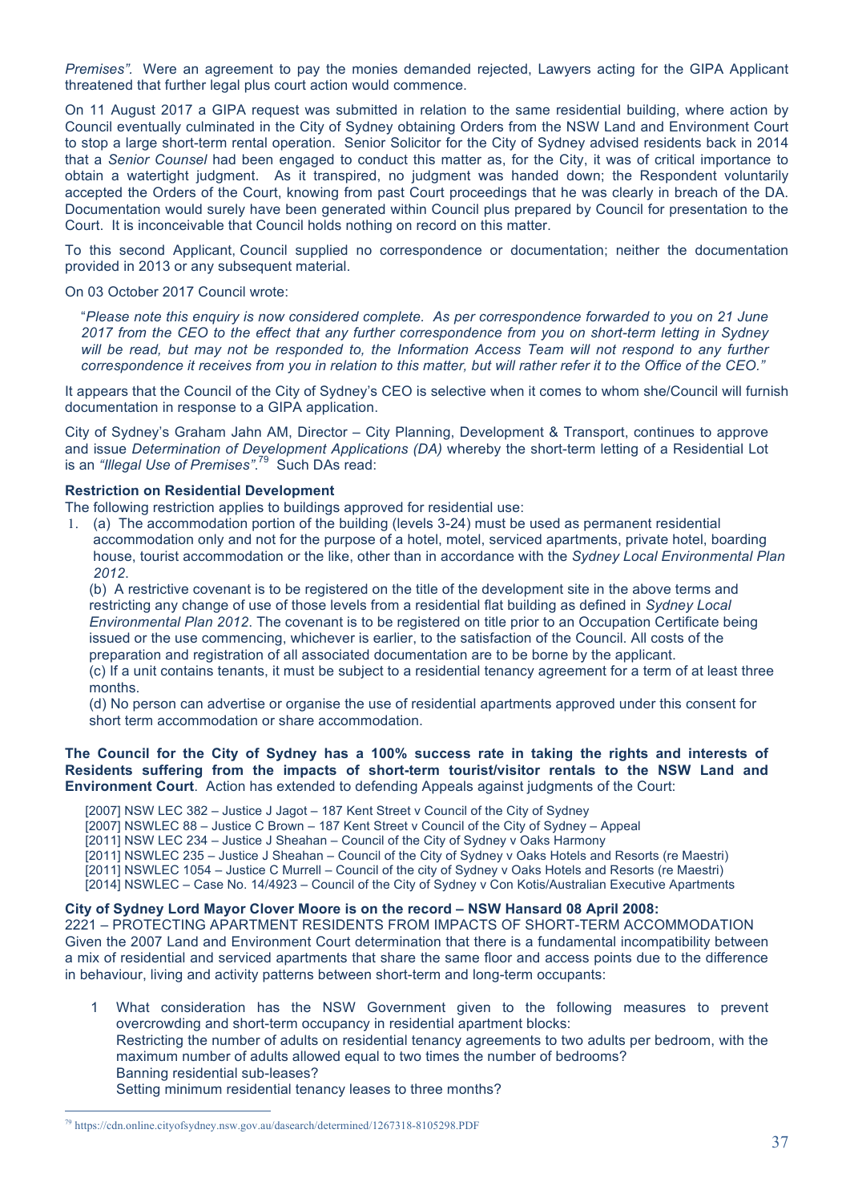*Premises"*. Were an agreement to pay the monies demanded rejected, Lawyers acting for the GIPA Applicant threatened that further legal plus court action would commence.

On 11 August 2017 a GIPA request was submitted in relation to the same residential building, where action by Council eventually culminated in the City of Sydney obtaining Orders from the NSW Land and Environment Court to stop a large short-term rental operation. Senior Solicitor for the City of Sydney advised residents back in 2014 that a *Senior Counsel* had been engaged to conduct this matter as, for the City, it was of critical importance to obtain a watertight judgment. As it transpired, no judgment was handed down; the Respondent voluntarily accepted the Orders of the Court, knowing from past Court proceedings that he was clearly in breach of the DA. Documentation would surely have been generated within Council plus prepared by Council for presentation to the Court. It is inconceivable that Council holds nothing on record on this matter.

To this second Applicant, Council supplied no correspondence or documentation; neither the documentation provided in 2013 or any subsequent material.

On 03 October 2017 Council wrote:

> "*Please note this enquiry is now considered complete. As per correspondence forwarded to you on 21 June 2017 from the CEO to the effect that any further correspondence from you on short-term letting in Sydney will be read, but may not be responded to, the Information Access Team will not respond to any further correspondence it receives from you in relation to this matter, but will rather refer it to the Office of the CEO."*

It appears that the Council of the City of Sydney's CEO is selective when it comes to whom she/Council will furnish documentation in response to a GIPA application.

City of Sydney's Graham Jahn AM, Director – City Planning, Development & Transport, continues to approve and issue *Determination of Development Applications (DA)* whereby the short-term letting of a Residential Lot is an *"Illegal Use of Premises"*.[79] Such DAs read:

**Restriction on Residential Development**

The following restriction applies to buildings approved for residential use:

1. (a) The accommodation portion of the building (levels 3-24) must be used as permanent residential accommodation only and not for the purpose of a hotel, motel, serviced apartments, private hotel, boarding house, tourist accommodation or the like, other than in accordance with the *Sydney Local Environmental Plan 2012*.

   (b) A restrictive covenant is to be registered on the title of the development site in the above terms and restricting any change of use of those levels from a residential flat building as defined in *Sydney Local Environmental Plan 2012*. The covenant is to be registered on title prior to an Occupation Certificate being issued or the use commencing, whichever is earlier, to the satisfaction of the Council. All costs of the preparation and registration of all associated documentation are to be borne by the applicant.

   (c) If a unit contains tenants, it must be subject to a residential tenancy agreement for a term of at least three months.

   (d) No person can advertise or organise the use of residential apartments approved under this consent for short term accommodation or share accommodation.

**The Council for the City of Sydney has a 100% success rate in taking the rights and interests of Residents suffering from the impacts of short-term tourist/visitor rentals to the NSW Land and Environment Court**. Action has extended to defending Appeals against judgments of the Court:

- [2007] NSW LEC 382 – Justice J Jagot – 187 Kent Street v Council of the City of Sydney
- [2007] NSWLEC 88 – Justice C Brown – 187 Kent Street v Council of the City of Sydney – Appeal
- [2011] NSW LEC 234 – Justice J Sheahan – Council of the City of Sydney v Oaks Harmony
- [2011] NSWLEC 235 – Justice J Sheahan – Council of the City of Sydney v Oaks Hotels and Resorts (re Maestri)
- [2011] NSWLEC 1054 – Justice C Murrell – Council of the city of Sydney v Oaks Hotels and Resorts (re Maestri)
- [2014] NSWLEC – Case No. 14/4923 – Council of the City of Sydney v Con Kotis/Australian Executive Apartments

**City of Sydney Lord Mayor Clover Moore is on the record – NSW Hansard 08 April 2008:**

2221 – PROTECTING APARTMENT RESIDENTS FROM IMPACTS OF SHORT-TERM ACCOMMODATION

Given the 2007 Land and Environment Court determination that there is a fundamental incompatibility between a mix of residential and serviced apartments that share the same floor and access points due to the difference in behaviour, living and activity patterns between short-term and long-term occupants:

1. What consideration has the NSW Government given to the following measures to prevent overcrowding and short-term occupancy in residential apartment blocks:
   Restricting the number of adults on residential tenancy agreements to two adults per bedroom, with the maximum number of adults allowed equal to two times the number of bedrooms?
   Banning residential sub-leases?
   Setting minimum residential tenancy leases to three months?

---

[79] https://cdn.online.cityofsydney.nsw.gov.au/dasearch/determined/1267318-8105298.PDF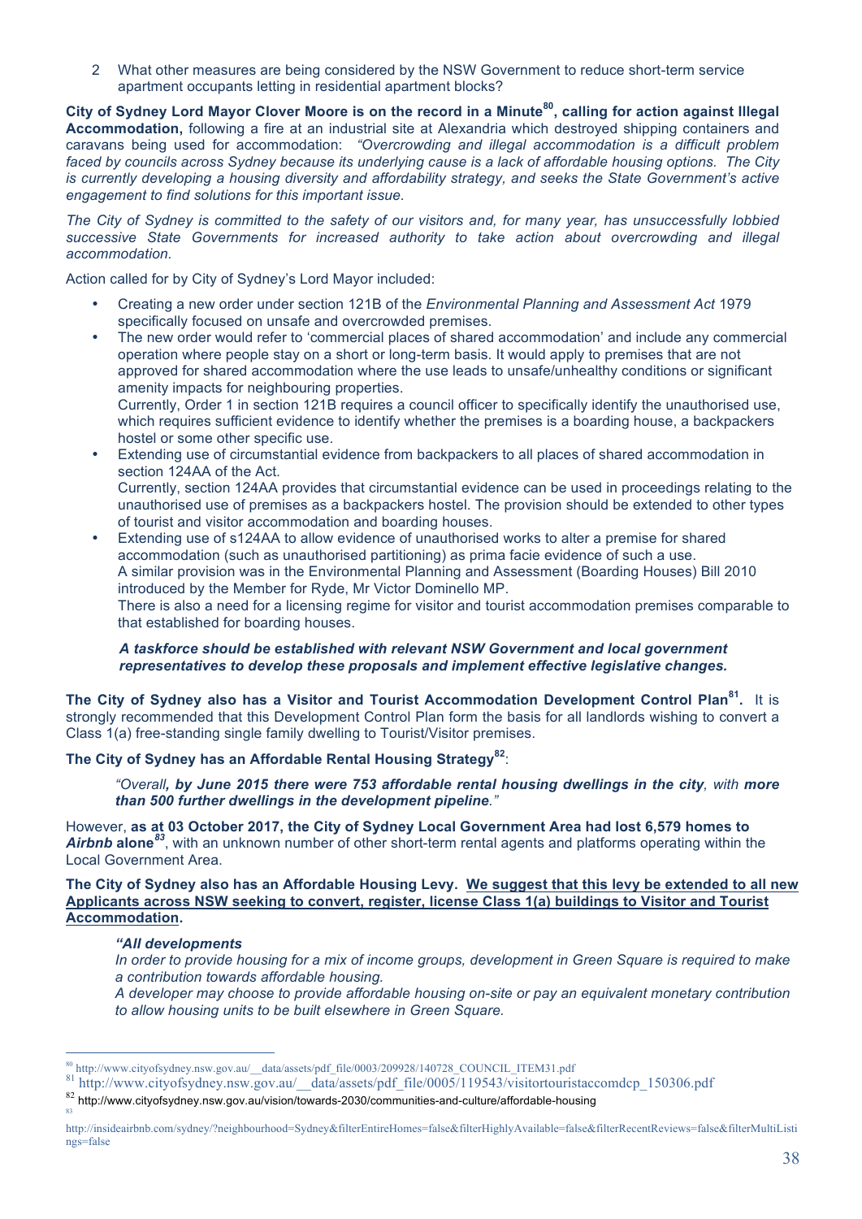2 What other measures are being considered by the NSW Government to reduce short-term service apartment occupants letting in residential apartment blocks?

**City of Sydney Lord Mayor Clover Moore is on the record in a Minute[80], calling for action against Illegal Accommodation,** following a fire at an industrial site at Alexandria which destroyed shipping containers and caravans being used for accommodation: *"Overcrowding and illegal accommodation is a difficult problem faced by councils across Sydney because its underlying cause is a lack of affordable housing options. The City is currently developing a housing diversity and affordability strategy, and seeks the State Government's active engagement to find solutions for this important issue.*

*The City of Sydney is committed to the safety of our visitors and, for many year, has unsuccessfully lobbied successive State Governments for increased authority to take action about overcrowding and illegal accommodation.*

Action called for by City of Sydney's Lord Mayor included:

- Creating a new order under section 121B of the *Environmental Planning and Assessment Act* 1979 specifically focused on unsafe and overcrowded premises.
- The new order would refer to 'commercial places of shared accommodation' and include any commercial operation where people stay on a short or long-term basis. It would apply to premises that are not approved for shared accommodation where the use leads to unsafe/unhealthy conditions or significant amenity impacts for neighbouring properties.
  Currently, Order 1 in section 121B requires a council officer to specifically identify the unauthorised use, which requires sufficient evidence to identify whether the premises is a boarding house, a backpackers hostel or some other specific use.
- Extending use of circumstantial evidence from backpackers to all places of shared accommodation in section 124AA of the Act.
  Currently, section 124AA provides that circumstantial evidence can be used in proceedings relating to the unauthorised use of premises as a backpackers hostel. The provision should be extended to other types of tourist and visitor accommodation and boarding houses.
- Extending use of s124AA to allow evidence of unauthorised works to alter a premise for shared accommodation (such as unauthorised partitioning) as prima facie evidence of such a use.
  A similar provision was in the Environmental Planning and Assessment (Boarding Houses) Bill 2010 introduced by the Member for Ryde, Mr Victor Dominello MP.
  There is also a need for a licensing regime for visitor and tourist accommodation premises comparable to that established for boarding houses.

***A taskforce should be established with relevant NSW Government and local government representatives to develop these proposals and implement effective legislative changes.***

**The City of Sydney also has a Visitor and Tourist Accommodation Development Control Plan[81].** It is strongly recommended that this Development Control Plan form the basis for all landlords wishing to convert a Class 1(a) free-standing single family dwelling to Tourist/Visitor premises.

**The City of Sydney has an Affordable Rental Housing Strategy[82]**:

> *"Overall**, by June 2015 there were 753 affordable rental housing dwellings in the city**, with **more than 500 further dwellings in the development pipeline**."*

However, **as at 03 October 2017, the City of Sydney Local Government Area had lost 6,579 homes to *Airbnb* alone[83]**, with an unknown number of other short-term rental agents and platforms operating within the Local Government Area.

**The City of Sydney also has an Affordable Housing Levy. <u>We suggest that this levy be extended to all new Applicants across NSW seeking to convert, register, license Class 1(a) buildings to Visitor and Tourist Accommodation</u>.**

> ***"All developments***
> *In order to provide housing for a mix of income groups, development in Green Square is required to make a contribution towards affordable housing.*
> *A developer may choose to provide affordable housing on-site or pay an equivalent monetary contribution to allow housing units to be built elsewhere in Green Square.*

---

[80] http://www.cityofsydney.nsw.gov.au/__data/assets/pdf_file/0003/209928/140728_COUNCIL_ITEM31.pdf

[81] http://www.cityofsydney.nsw.gov.au/__data/assets/pdf_file/0005/119543/visitortouristaccomdcp_150306.pdf

[82] http://www.cityofsydney.nsw.gov.au/vision/towards-2030/communities-and-culture/affordable-housing

[83] http://insideairbnb.com/sydney/?neighbourhood=Sydney&filterEntireHomes=false&filterHighlyAvailable=false&filterRecentReviews=false&filterMultiListings=false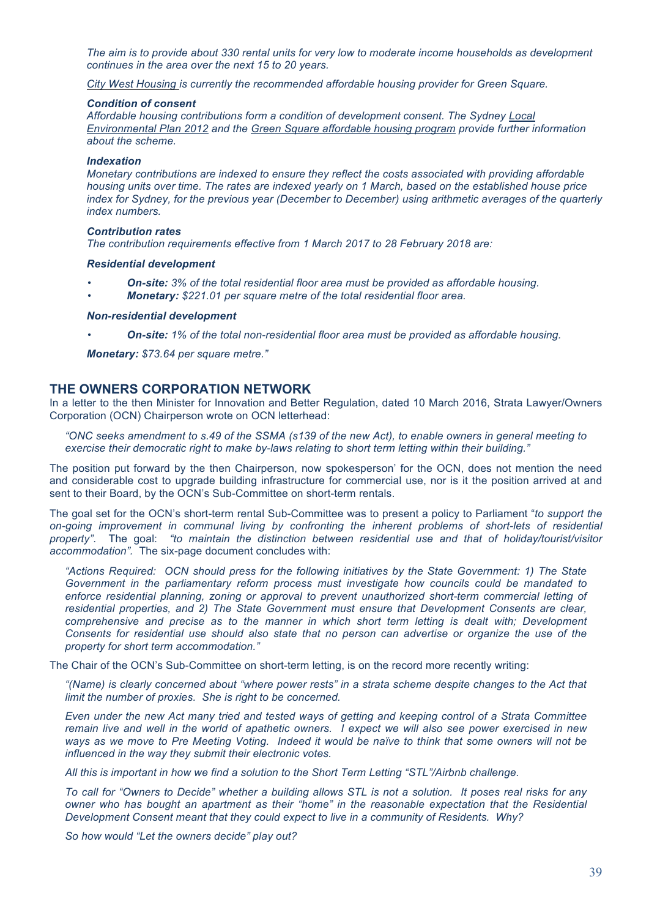*The aim is to provide about 330 rental units for very low to moderate income households as development continues in the area over the next 15 to 20 years.*

*City West Housing is currently the recommended affordable housing provider for Green Square.*

***Condition of consent***
*Affordable housing contributions form a condition of development consent. The Sydney Local Environmental Plan 2012 and the Green Square affordable housing program provide further information about the scheme.*

***Indexation***
*Monetary contributions are indexed to ensure they reflect the costs associated with providing affordable housing units over time. The rates are indexed yearly on 1 March, based on the established house price index for Sydney, for the previous year (December to December) using arithmetic averages of the quarterly index numbers.*

***Contribution rates***
*The contribution requirements effective from 1 March 2017 to 28 February 2018 are:*

***Residential development***

- ***On-site:*** *3% of the total residential floor area must be provided as affordable housing.*
- ***Monetary:*** *$221.01 per square metre of the total residential floor area.*

***Non-residential development***

- ***On-site:*** *1% of the total non-residential floor area must be provided as affordable housing.*

***Monetary:*** *$73.64 per square metre."*

## THE OWNERS CORPORATION NETWORK

In a letter to the then Minister for Innovation and Better Regulation, dated 10 March 2016, Strata Lawyer/Owners Corporation (OCN) Chairperson wrote on OCN letterhead:

> *"ONC seeks amendment to s.49 of the SSMA (s139 of the new Act), to enable owners in general meeting to exercise their democratic right to make by-laws relating to short term letting within their building."*

The position put forward by the then Chairperson, now spokesperson' for the OCN, does not mention the need and considerable cost to upgrade building infrastructure for commercial use, nor is it the position arrived at and sent to their Board, by the OCN's Sub-Committee on short-term rentals.

The goal set for the OCN's short-term rental Sub-Committee was to present a policy to Parliament "*to support the on-going improvement in communal living by confronting the inherent problems of short-lets of residential property"*. The goal: *"to maintain the distinction between residential use and that of holiday/tourist/visitor accommodation".* The six-page document concludes with:

> *"Actions Required: OCN should press for the following initiatives by the State Government: 1) The State Government in the parliamentary reform process must investigate how councils could be mandated to enforce residential planning, zoning or approval to prevent unauthorized short-term commercial letting of residential properties, and 2) The State Government must ensure that Development Consents are clear, comprehensive and precise as to the manner in which short term letting is dealt with; Development Consents for residential use should also state that no person can advertise or organize the use of the property for short term accommodation."*

The Chair of the OCN's Sub-Committee on short-term letting, is on the record more recently writing:

> *"(Name) is clearly concerned about "where power rests" in a strata scheme despite changes to the Act that limit the number of proxies. She is right to be concerned.*
>
> *Even under the new Act many tried and tested ways of getting and keeping control of a Strata Committee remain live and well in the world of apathetic owners. I expect we will also see power exercised in new ways as we move to Pre Meeting Voting. Indeed it would be naïve to think that some owners will not be influenced in the way they submit their electronic votes.*
>
> *All this is important in how we find a solution to the Short Term Letting "STL"/Airbnb challenge.*
>
> *To call for "Owners to Decide" whether a building allows STL is not a solution. It poses real risks for any owner who has bought an apartment as their "home" in the reasonable expectation that the Residential Development Consent meant that they could expect to live in a community of Residents. Why?*
>
> *So how would "Let the owners decide" play out?*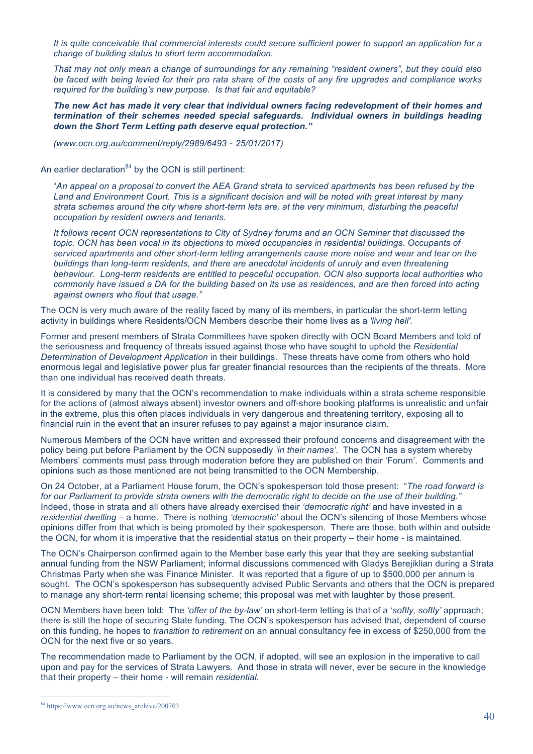*It is quite conceivable that commercial interests could secure sufficient power to support an application for a change of building status to short term accommodation.*

*That may not only mean a change of surroundings for any remaining "resident owners", but they could also be faced with being levied for their pro rata share of the costs of any fire upgrades and compliance works required for the building's new purpose. Is that fair and equitable?*

***The new Act has made it very clear that individual owners facing redevelopment of their homes and termination of their schemes needed special safeguards. Individual owners in buildings heading down the Short Term Letting path deserve equal protection."***

*(www.ocn.org.au/comment/reply/2989/6493 - 25/01/2017)*

An earlier declaration[84] by the OCN is still pertinent:

"*An appeal on a proposal to convert the AEA Grand strata to serviced apartments has been refused by the Land and Environment Court. This is a significant decision and will be noted with great interest by many strata schemes around the city where short-term lets are, at the very minimum, disturbing the peaceful occupation by resident owners and tenants.*

*It follows recent OCN representations to City of Sydney forums and an OCN Seminar that discussed the topic. OCN has been vocal in its objections to mixed occupancies in residential buildings. Occupants of serviced apartments and other short-term letting arrangements cause more noise and wear and tear on the buildings than long-term residents, and there are anecdotal incidents of unruly and even threatening behaviour. Long-term residents are entitled to peaceful occupation. OCN also supports local authorities who commonly have issued a DA for the building based on its use as residences, and are then forced into acting against owners who flout that usage."*

The OCN is very much aware of the reality faced by many of its members, in particular the short-term letting activity in buildings where Residents/OCN Members describe their home lives as a *'living hell'*.

Former and present members of Strata Committees have spoken directly with OCN Board Members and told of the seriousness and frequency of threats issued against those who have sought to uphold the *Residential Determination of Development Application* in their buildings. These threats have come from others who hold enormous legal and legislative power plus far greater financial resources than the recipients of the threats. More than one individual has received death threats.

It is considered by many that the OCN's recommendation to make individuals within a strata scheme responsible for the actions of (almost always absent) investor owners and off-shore booking platforms is unrealistic and unfair in the extreme, plus this often places individuals in very dangerous and threatening territory, exposing all to financial ruin in the event that an insurer refuses to pay against a major insurance claim.

Numerous Members of the OCN have written and expressed their profound concerns and disagreement with the policy being put before Parliament by the OCN supposedly *'in their names'*. The OCN has a system whereby Members' comments must pass through moderation before they are published on their 'Forum'. Comments and opinions such as those mentioned are not being transmitted to the OCN Membership.

On 24 October, at a Parliament House forum, the OCN's spokesperson told those present: "*The road forward is for our Parliament to provide strata owners with the democratic right to decide on the use of their building."* Indeed, those in strata and all others have already exercised their *'democratic right'* and have invested in a *residential dwelling* – a home. There is nothing *'democratic'* about the OCN's silencing of those Members whose opinions differ from that which is being promoted by their spokesperson. There are those, both within and outside the OCN, for whom it is imperative that the residential status on their property – their home - is maintained.

The OCN's Chairperson confirmed again to the Member base early this year that they are seeking substantial annual funding from the NSW Parliament; informal discussions commenced with Gladys Berejiklian during a Strata Christmas Party when she was Finance Minister. It was reported that a figure of up to $500,000 per annum is sought. The OCN's spokesperson has subsequently advised Public Servants and others that the OCN is prepared to manage any short-term rental licensing scheme; this proposal was met with laughter by those present.

OCN Members have been told: The *'offer of the by-law'* on short-term letting is that of a '*softly, softly'* approach; there is still the hope of securing State funding. The OCN's spokesperson has advised that, dependent of course on this funding, he hopes to *transition to retirement* on an annual consultancy fee in excess of $250,000 from the OCN for the next five or so years.

The recommendation made to Parliament by the OCN, if adopted, will see an explosion in the imperative to call upon and pay for the services of Strata Lawyers. And those in strata will never, ever be secure in the knowledge that their property – their home - will remain *residential.*

[84] https://www.ocn.org.au/news_archive/200703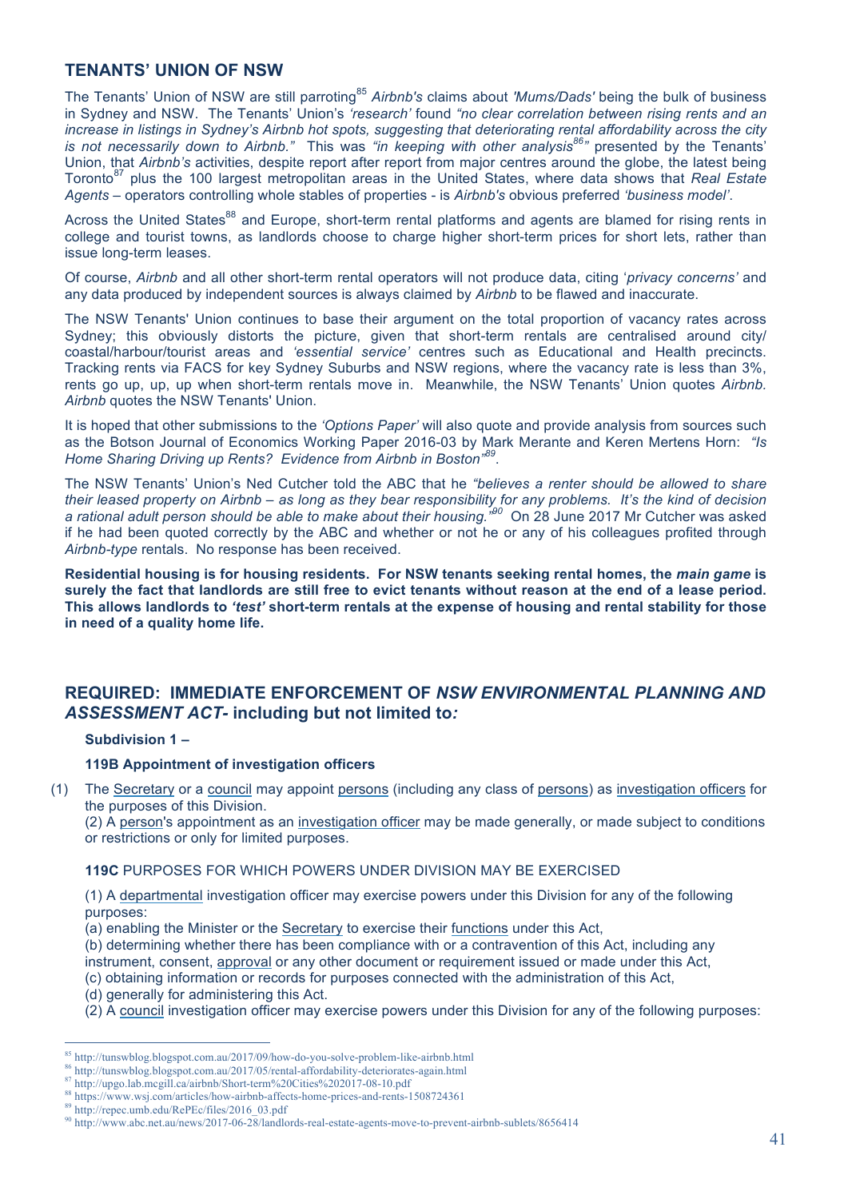## TENANTS' UNION OF NSW

The Tenants' Union of NSW are still parroting[85] *Airbnb's* claims about *'Mums/Dads'* being the bulk of business in Sydney and NSW. The Tenants' Union's *'research'* found *"no clear correlation between rising rents and an increase in listings in Sydney's Airbnb hot spots, suggesting that deteriorating rental affordability across the city is not necessarily down to Airbnb."* This was *"in keeping with other analysis[86]"* presented by the Tenants' Union, that *Airbnb's* activities, despite report after report from major centres around the globe, the latest being Toronto[87] plus the 100 largest metropolitan areas in the United States, where data shows that *Real Estate Agents* – operators controlling whole stables of properties - is *Airbnb's* obvious preferred *'business model'*.

Across the United States[88] and Europe, short-term rental platforms and agents are blamed for rising rents in college and tourist towns, as landlords choose to charge higher short-term prices for short lets, rather than issue long-term leases.

Of course, *Airbnb* and all other short-term rental operators will not produce data, citing '*privacy concerns'* and any data produced by independent sources is always claimed by *Airbnb* to be flawed and inaccurate.

The NSW Tenants' Union continues to base their argument on the total proportion of vacancy rates across Sydney; this obviously distorts the picture, given that short-term rentals are centralised around city/ coastal/harbour/tourist areas and *'essential service'* centres such as Educational and Health precincts. Tracking rents via FACS for key Sydney Suburbs and NSW regions, where the vacancy rate is less than 3%, rents go up, up, up when short-term rentals move in. Meanwhile, the NSW Tenants' Union quotes *Airbnb. Airbnb* quotes the NSW Tenants' Union.

It is hoped that other submissions to the *'Options Paper'* will also quote and provide analysis from sources such as the Botson Journal of Economics Working Paper 2016-03 by Mark Merante and Keren Mertens Horn: *"Is Home Sharing Driving up Rents? Evidence from Airbnb in Boston"[89]*.

The NSW Tenants' Union's Ned Cutcher told the ABC that he *"believes a renter should be allowed to share their leased property on Airbnb – as long as they bear responsibility for any problems. It's the kind of decision a rational adult person should be able to make about their housing."[90]* On 28 June 2017 Mr Cutcher was asked if he had been quoted correctly by the ABC and whether or not he or any of his colleagues profited through *Airbnb-type* rentals. No response has been received.

**Residential housing is for housing residents. For NSW tenants seeking rental homes, the *main game* is surely the fact that landlords are still free to evict tenants without reason at the end of a lease period. This allows landlords to *'test'* short-term rentals at the expense of housing and rental stability for those in need of a quality home life.**

## REQUIRED: IMMEDIATE ENFORCEMENT OF *NSW ENVIRONMENTAL PLANNING AND ASSESSMENT ACT*- including but not limited to*:*

**Subdivision 1 –**

**119B Appointment of investigation officers**

(1) The Secretary or a council may appoint persons (including any class of persons) as investigation officers for the purposes of this Division.
(2) A person's appointment as an investigation officer may be made generally, or made subject to conditions or restrictions or only for limited purposes.

**119C** PURPOSES FOR WHICH POWERS UNDER DIVISION MAY BE EXERCISED

(1) A departmental investigation officer may exercise powers under this Division for any of the following purposes:
(a) enabling the Minister or the Secretary to exercise their functions under this Act,
(b) determining whether there has been compliance with or a contravention of this Act, including any instrument, consent, approval or any other document or requirement issued or made under this Act,
(c) obtaining information or records for purposes connected with the administration of this Act,
(d) generally for administering this Act.
(2) A council investigation officer may exercise powers under this Division for any of the following purposes:

[85] http://tunswblog.blogspot.com.au/2017/09/how-do-you-solve-problem-like-airbnb.html
[86] http://tunswblog.blogspot.com.au/2017/05/rental-affordability-deteriorates-again.html
[87] http://upgo.lab.mcgill.ca/airbnb/Short-term%20Cities%202017-08-10.pdf
[88] https://www.wsj.com/articles/how-airbnb-affects-home-prices-and-rents-1508724361
[89] http://repec.umb.edu/RePEc/files/2016_03.pdf
[90] http://www.abc.net.au/news/2017-06-28/landlords-real-estate-agents-move-to-prevent-airbnb-sublets/8656414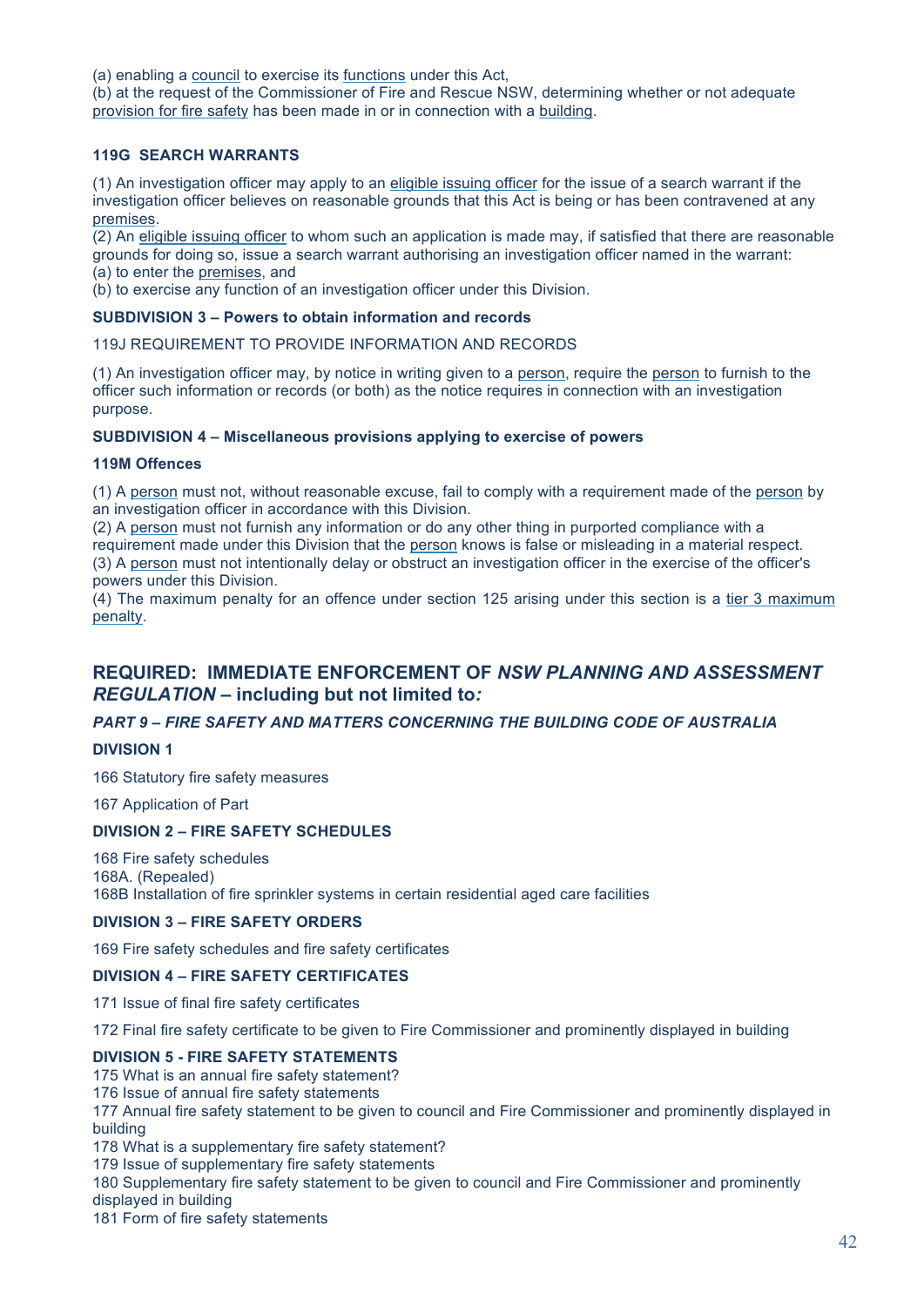(a) enabling a council to exercise its functions under this Act,
(b) at the request of the Commissioner of Fire and Rescue NSW, determining whether or not adequate provision for fire safety has been made in or in connection with a building.

**119G SEARCH WARRANTS**

(1) An investigation officer may apply to an eligible issuing officer for the issue of a search warrant if the investigation officer believes on reasonable grounds that this Act is being or has been contravened at any premises.
(2) An eligible issuing officer to whom such an application is made may, if satisfied that there are reasonable grounds for doing so, issue a search warrant authorising an investigation officer named in the warrant:
(a) to enter the premises, and
(b) to exercise any function of an investigation officer under this Division.

**SUBDIVISION 3 – Powers to obtain information and records**

119J REQUIREMENT TO PROVIDE INFORMATION AND RECORDS

(1) An investigation officer may, by notice in writing given to a person, require the person to furnish to the officer such information or records (or both) as the notice requires in connection with an investigation purpose.

**SUBDIVISION 4 – Miscellaneous provisions applying to exercise of powers**

**119M Offences**

(1) A person must not, without reasonable excuse, fail to comply with a requirement made of the person by an investigation officer in accordance with this Division.
(2) A person must not furnish any information or do any other thing in purported compliance with a requirement made under this Division that the person knows is false or misleading in a material respect.
(3) A person must not intentionally delay or obstruct an investigation officer in the exercise of the officer's powers under this Division.
(4) The maximum penalty for an offence under section 125 arising under this section is a tier 3 maximum penalty.

## REQUIRED: IMMEDIATE ENFORCEMENT OF *NSW PLANNING AND ASSESSMENT REGULATION* – including but not limited to*:*

***PART 9 – FIRE SAFETY AND MATTERS CONCERNING THE BUILDING CODE OF AUSTRALIA***

**DIVISION 1**

166 Statutory fire safety measures

167 Application of Part

**DIVISION 2 – FIRE SAFETY SCHEDULES**

168 Fire safety schedules
168A. (Repealed)
168B Installation of fire sprinkler systems in certain residential aged care facilities

**DIVISION 3 – FIRE SAFETY ORDERS**

169 Fire safety schedules and fire safety certificates

**DIVISION 4 – FIRE SAFETY CERTIFICATES**

171 Issue of final fire safety certificates

172 Final fire safety certificate to be given to Fire Commissioner and prominently displayed in building

**DIVISION 5 - FIRE SAFETY STATEMENTS**

175 What is an annual fire safety statement?
176 Issue of annual fire safety statements
177 Annual fire safety statement to be given to council and Fire Commissioner and prominently displayed in building
178 What is a supplementary fire safety statement?
179 Issue of supplementary fire safety statements
180 Supplementary fire safety statement to be given to council and Fire Commissioner and prominently displayed in building
181 Form of fire safety statements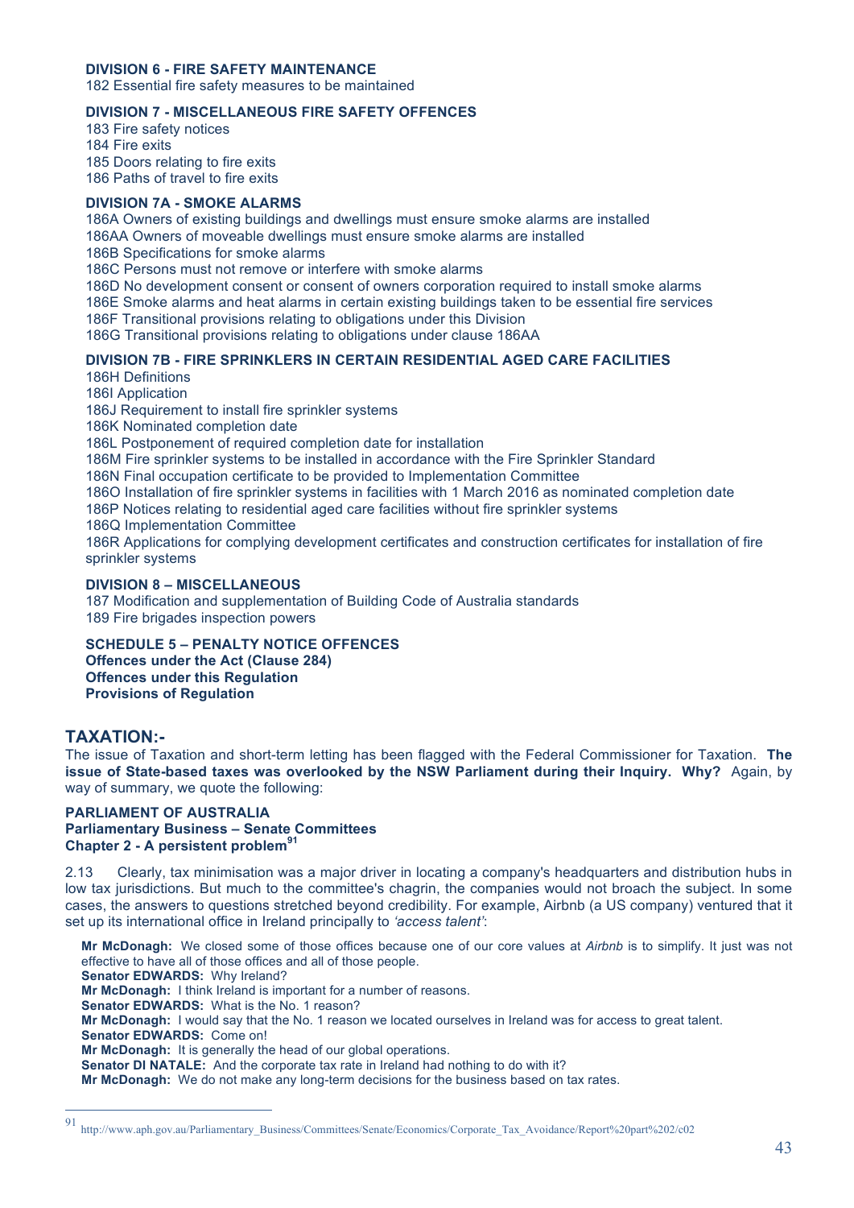**DIVISION 6 - FIRE SAFETY MAINTENANCE**

182 Essential fire safety measures to be maintained

**DIVISION 7 - MISCELLANEOUS FIRE SAFETY OFFENCES**

183 Fire safety notices
184 Fire exits
185 Doors relating to fire exits
186 Paths of travel to fire exits

**DIVISION 7A - SMOKE ALARMS**

186A Owners of existing buildings and dwellings must ensure smoke alarms are installed
186AA Owners of moveable dwellings must ensure smoke alarms are installed
186B Specifications for smoke alarms
186C Persons must not remove or interfere with smoke alarms
186D No development consent or consent of owners corporation required to install smoke alarms
186E Smoke alarms and heat alarms in certain existing buildings taken to be essential fire services
186F Transitional provisions relating to obligations under this Division
186G Transitional provisions relating to obligations under clause 186AA

**DIVISION 7B - FIRE SPRINKLERS IN CERTAIN RESIDENTIAL AGED CARE FACILITIES**

186H Definitions
186I Application
186J Requirement to install fire sprinkler systems
186K Nominated completion date
186L Postponement of required completion date for installation
186M Fire sprinkler systems to be installed in accordance with the Fire Sprinkler Standard
186N Final occupation certificate to be provided to Implementation Committee
186O Installation of fire sprinkler systems in facilities with 1 March 2016 as nominated completion date
186P Notices relating to residential aged care facilities without fire sprinkler systems
186Q Implementation Committee
186R Applications for complying development certificates and construction certificates for installation of fire sprinkler systems

**DIVISION 8 – MISCELLANEOUS**

187 Modification and supplementation of Building Code of Australia standards
189 Fire brigades inspection powers

**SCHEDULE 5 – PENALTY NOTICE OFFENCES**
**Offences under the Act (Clause 284)**
**Offences under this Regulation**
**Provisions of Regulation**

## TAXATION:-

The issue of Taxation and short-term letting has been flagged with the Federal Commissioner for Taxation. **The issue of State-based taxes was overlooked by the NSW Parliament during their Inquiry. Why?** Again, by way of summary, we quote the following:

**PARLIAMENT OF AUSTRALIA**
**Parliamentary Business – Senate Committees**
**Chapter 2 - A persistent problem**[91]

2.13 Clearly, tax minimisation was a major driver in locating a company's headquarters and distribution hubs in low tax jurisdictions. But much to the committee's chagrin, the companies would not broach the subject. In some cases, the answers to questions stretched beyond credibility. For example, Airbnb (a US company) ventured that it set up its international office in Ireland principally to *'access talent'*:

> **Mr McDonagh:** We closed some of those offices because one of our core values at *Airbnb* is to simplify. It just was not effective to have all of those offices and all of those people.
> **Senator EDWARDS:** Why Ireland?
> **Mr McDonagh:** I think Ireland is important for a number of reasons.
> **Senator EDWARDS:** What is the No. 1 reason?
> **Mr McDonagh:** I would say that the No. 1 reason we located ourselves in Ireland was for access to great talent.
> **Senator EDWARDS:** Come on!
> **Mr McDonagh:** It is generally the head of our global operations.
> **Senator DI NATALE:** And the corporate tax rate in Ireland had nothing to do with it?
> **Mr McDonagh:** We do not make any long-term decisions for the business based on tax rates.

[91] http://www.aph.gov.au/Parliamentary_Business/Committees/Senate/Economics/Corporate_Tax_Avoidance/Report%20part%202/c02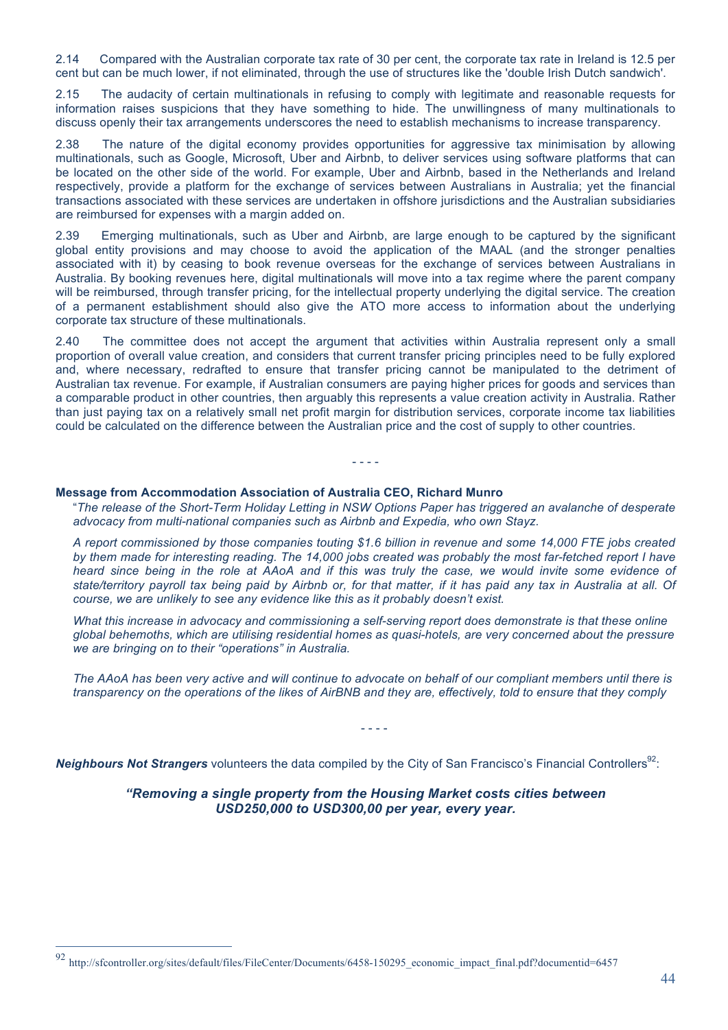2.14 Compared with the Australian corporate tax rate of 30 per cent, the corporate tax rate in Ireland is 12.5 per cent but can be much lower, if not eliminated, through the use of structures like the 'double Irish Dutch sandwich'.

2.15 The audacity of certain multinationals in refusing to comply with legitimate and reasonable requests for information raises suspicions that they have something to hide. The unwillingness of many multinationals to discuss openly their tax arrangements underscores the need to establish mechanisms to increase transparency.

2.38 The nature of the digital economy provides opportunities for aggressive tax minimisation by allowing multinationals, such as Google, Microsoft, Uber and Airbnb, to deliver services using software platforms that can be located on the other side of the world. For example, Uber and Airbnb, based in the Netherlands and Ireland respectively, provide a platform for the exchange of services between Australians in Australia; yet the financial transactions associated with these services are undertaken in offshore jurisdictions and the Australian subsidiaries are reimbursed for expenses with a margin added on.

2.39 Emerging multinationals, such as Uber and Airbnb, are large enough to be captured by the significant global entity provisions and may choose to avoid the application of the MAAL (and the stronger penalties associated with it) by ceasing to book revenue overseas for the exchange of services between Australians in Australia. By booking revenues here, digital multinationals will move into a tax regime where the parent company will be reimbursed, through transfer pricing, for the intellectual property underlying the digital service. The creation of a permanent establishment should also give the ATO more access to information about the underlying corporate tax structure of these multinationals.

2.40 The committee does not accept the argument that activities within Australia represent only a small proportion of overall value creation, and considers that current transfer pricing principles need to be fully explored and, where necessary, redrafted to ensure that transfer pricing cannot be manipulated to the detriment of Australian tax revenue. For example, if Australian consumers are paying higher prices for goods and services than a comparable product in other countries, then arguably this represents a value creation activity in Australia. Rather than just paying tax on a relatively small net profit margin for distribution services, corporate income tax liabilities could be calculated on the difference between the Australian price and the cost of supply to other countries.

- - - -

**Message from Accommodation Association of Australia CEO, Richard Munro**

"*The release of the Short-Term Holiday Letting in NSW Options Paper has triggered an avalanche of desperate advocacy from multi-national companies such as Airbnb and Expedia, who own Stayz.*

*A report commissioned by those companies touting $1.6 billion in revenue and some 14,000 FTE jobs created by them made for interesting reading. The 14,000 jobs created was probably the most far-fetched report I have heard since being in the role at AAoA and if this was truly the case, we would invite some evidence of state/territory payroll tax being paid by Airbnb or, for that matter, if it has paid any tax in Australia at all. Of course, we are unlikely to see any evidence like this as it probably doesn't exist.*

*What this increase in advocacy and commissioning a self-serving report does demonstrate is that these online global behemoths, which are utilising residential homes as quasi-hotels, are very concerned about the pressure we are bringing on to their "operations" in Australia.*

*The AAoA has been very active and will continue to advocate on behalf of our compliant members until there is transparency on the operations of the likes of AirBNB and they are, effectively, told to ensure that they comply*

- - - -

***Neighbours Not Strangers*** volunteers the data compiled by the City of San Francisco's Financial Controllers[92]:

***"Removing a single property from the Housing Market costs cities between USD250,000 to USD300,00 per year, every year.***

[92] http://sfcontroller.org/sites/default/files/FileCenter/Documents/6458-150295_economic_impact_final.pdf?documentid=6457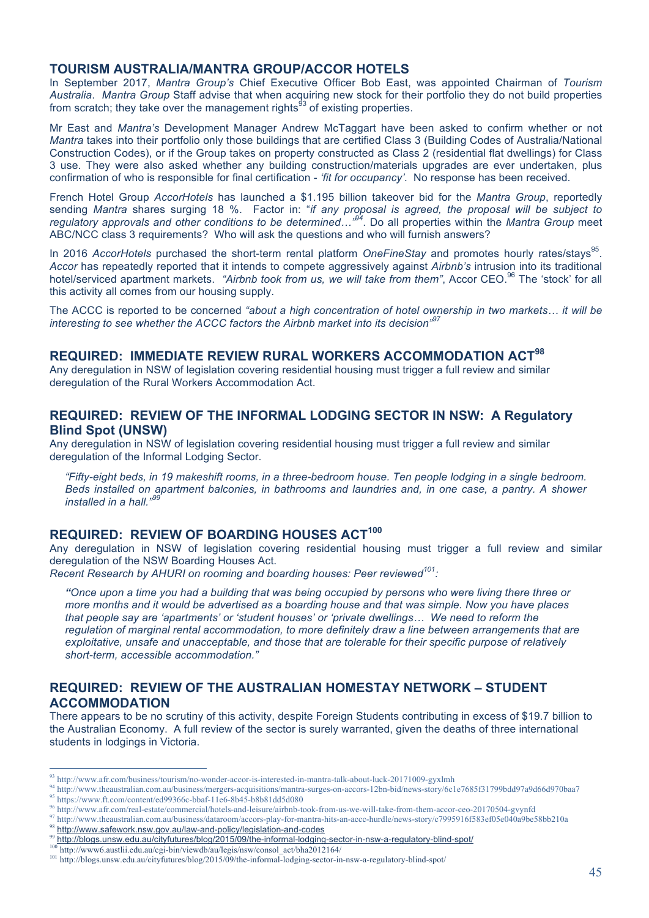## TOURISM AUSTRALIA/MANTRA GROUP/ACCOR HOTELS

In September 2017, *Mantra Group's* Chief Executive Officer Bob East, was appointed Chairman of *Tourism Australia*. *Mantra Group* Staff advise that when acquiring new stock for their portfolio they do not build properties from scratch; they take over the management rights[93] of existing properties.

Mr East and *Mantra's* Development Manager Andrew McTaggart have been asked to confirm whether or not *Mantra* takes into their portfolio only those buildings that are certified Class 3 (Building Codes of Australia/National Construction Codes), or if the Group takes on property constructed as Class 2 (residential flat dwellings) for Class 3 use. They were also asked whether any building construction/materials upgrades are ever undertaken, plus confirmation of who is responsible for final certification - *'fit for occupancy'*. No response has been received.

French Hotel Group *AccorHotels* has launched a $1.195 billion takeover bid for the *Mantra Group*, reportedly sending *Mantra* shares surging 18 %. Factor in: "*if any proposal is agreed, the proposal will be subject to regulatory approvals and other conditions to be determined…*"[94]. Do all properties within the *Mantra Group* meet ABC/NCC class 3 requirements? Who will ask the questions and who will furnish answers?

In 2016 *AccorHotels* purchased the short-term rental platform *OneFineStay* and promotes hourly rates/stays[95]. *Accor* has repeatedly reported that it intends to compete aggressively against *Airbnb's* intrusion into its traditional hotel/serviced apartment markets. *"Airbnb took from us, we will take from them"*, Accor CEO.[96] The 'stock' for all this activity all comes from our housing supply.

The ACCC is reported to be concerned *"about a high concentration of hotel ownership in two markets… it will be interesting to see whether the ACCC factors the Airbnb market into its decision"*[97]

## REQUIRED: IMMEDIATE REVIEW RURAL WORKERS ACCOMMODATION ACT[98]

Any deregulation in NSW of legislation covering residential housing must trigger a full review and similar deregulation of the Rural Workers Accommodation Act.

## REQUIRED: REVIEW OF THE INFORMAL LODGING SECTOR IN NSW: A Regulatory Blind Spot (UNSW)

Any deregulation in NSW of legislation covering residential housing must trigger a full review and similar deregulation of the Informal Lodging Sector.

> *"Fifty-eight beds, in 19 makeshift rooms, in a three-bedroom house. Ten people lodging in a single bedroom. Beds installed on apartment balconies, in bathrooms and laundries and, in one case, a pantry. A shower installed in a hall."*[99]

## REQUIRED: REVIEW OF BOARDING HOUSES ACT[100]

Any deregulation in NSW of legislation covering residential housing must trigger a full review and similar deregulation of the NSW Boarding Houses Act.

*Recent Research by AHURI on rooming and boarding houses: Peer reviewed[101]:*

> ***"****Once upon a time you had a building that was being occupied by persons who were living there three or more months and it would be advertised as a boarding house and that was simple. Now you have places that people say are 'apartments' or 'student houses' or 'private dwellings… We need to reform the regulation of marginal rental accommodation, to more definitely draw a line between arrangements that are exploitative, unsafe and unacceptable, and those that are tolerable for their specific purpose of relatively short-term, accessible accommodation."*

## REQUIRED: REVIEW OF THE AUSTRALIAN HOMESTAY NETWORK – STUDENT ACCOMMODATION

There appears to be no scrutiny of this activity, despite Foreign Students contributing in excess of $19.7 billion to the Australian Economy. A full review of the sector is surely warranted, given the deaths of three international students in lodgings in Victoria.

---

[93] http://www.afr.com/business/tourism/no-wonder-accor-is-interested-in-mantra-talk-about-luck-20171009-gyxlmh
[94] http://www.theaustralian.com.au/business/mergers-acquisitions/mantra-surges-on-accors-12bn-bid/news-story/6c1e7685f31799bdd97a9d66d970baa7
[95] https://www.ft.com/content/ed99366c-bbaf-11e6-8b45-b8b81dd5d080
[96] http://www.afr.com/real-estate/commercial/hotels-and-leisure/airbnb-took-from-us-we-will-take-from-them-accor-ceo-20170504-gvynfd
[97] http://www.theaustralian.com.au/business/dataroom/accors-play-for-mantra-hits-an-accc-hurdle/news-story/c7995916f583ef05e040a9be58bb210a
[98] http://www.safework.nsw.gov.au/law-and-policy/legislation-and-codes
[99] http://blogs.unsw.edu.au/cityfutures/blog/2015/09/the-informal-lodging-sector-in-nsw-a-regulatory-blind-spot/
[100] http://www6.austlii.edu.au/cgi-bin/viewdb/au/legis/nsw/consol_act/bha2012164/
[101] http://blogs.unsw.edu.au/cityfutures/blog/2015/09/the-informal-lodging-sector-in-nsw-a-regulatory-blind-spot/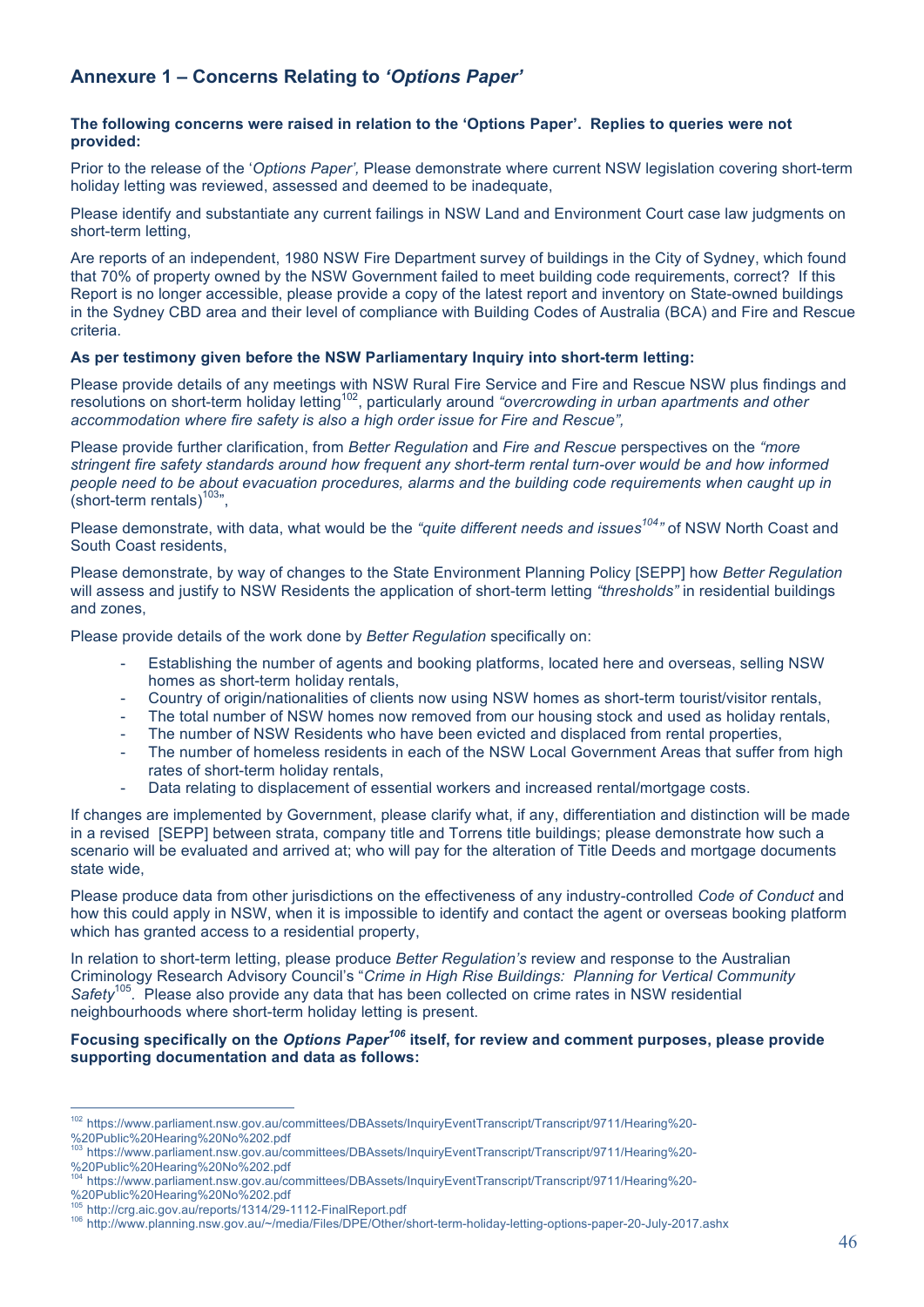## Annexure 1 – Concerns Relating to *'Options Paper'*

**The following concerns were raised in relation to the 'Options Paper'. Replies to queries were not provided:**

Prior to the release of the '*Options Paper',* Please demonstrate where current NSW legislation covering short-term holiday letting was reviewed, assessed and deemed to be inadequate,

Please identify and substantiate any current failings in NSW Land and Environment Court case law judgments on short-term letting,

Are reports of an independent, 1980 NSW Fire Department survey of buildings in the City of Sydney, which found that 70% of property owned by the NSW Government failed to meet building code requirements, correct? If this Report is no longer accessible, please provide a copy of the latest report and inventory on State-owned buildings in the Sydney CBD area and their level of compliance with Building Codes of Australia (BCA) and Fire and Rescue criteria.

**As per testimony given before the NSW Parliamentary Inquiry into short-term letting:**

Please provide details of any meetings with NSW Rural Fire Service and Fire and Rescue NSW plus findings and resolutions on short-term holiday letting[102], particularly around *"overcrowding in urban apartments and other accommodation where fire safety is also a high order issue for Fire and Rescue",*

Please provide further clarification, from *Better Regulation* and *Fire and Rescue* perspectives on the *"more stringent fire safety standards around how frequent any short-term rental turn-over would be and how informed people need to be about evacuation procedures, alarms and the building code requirements when caught up in* (short-term rentals)[103]",

Please demonstrate, with data, what would be the *"quite different needs and issues[104]"* of NSW North Coast and South Coast residents,

Please demonstrate, by way of changes to the State Environment Planning Policy [SEPP] how *Better Regulation* will assess and justify to NSW Residents the application of short-term letting *"thresholds"* in residential buildings and zones,

Please provide details of the work done by *Better Regulation* specifically on:

- Establishing the number of agents and booking platforms, located here and overseas, selling NSW homes as short-term holiday rentals,
- Country of origin/nationalities of clients now using NSW homes as short-term tourist/visitor rentals,
- The total number of NSW homes now removed from our housing stock and used as holiday rentals,
- The number of NSW Residents who have been evicted and displaced from rental properties,
- The number of homeless residents in each of the NSW Local Government Areas that suffer from high rates of short-term holiday rentals,
- Data relating to displacement of essential workers and increased rental/mortgage costs.

If changes are implemented by Government, please clarify what, if any, differentiation and distinction will be made in a revised [SEPP] between strata, company title and Torrens title buildings; please demonstrate how such a scenario will be evaluated and arrived at; who will pay for the alteration of Title Deeds and mortgage documents state wide,

Please produce data from other jurisdictions on the effectiveness of any industry-controlled *Code of Conduct* and how this could apply in NSW, when it is impossible to identify and contact the agent or overseas booking platform which has granted access to a residential property,

In relation to short-term letting, please produce *Better Regulation's* review and response to the Australian Criminology Research Advisory Council's "*Crime in High Rise Buildings: Planning for Vertical Community Safety*[105]. Please also provide any data that has been collected on crime rates in NSW residential neighbourhoods where short-term holiday letting is present.

**Focusing specifically on the *Options Paper*[106] itself, for review and comment purposes, please provide supporting documentation and data as follows:**

---

[102] https://www.parliament.nsw.gov.au/committees/DBAssets/InquiryEventTranscript/Transcript/9711/Hearing%20-%20Public%20Hearing%20No%202.pdf

[103] https://www.parliament.nsw.gov.au/committees/DBAssets/InquiryEventTranscript/Transcript/9711/Hearing%20-%20Public%20Hearing%20No%202.pdf

[104] https://www.parliament.nsw.gov.au/committees/DBAssets/InquiryEventTranscript/Transcript/9711/Hearing%20-%20Public%20Hearing%20No%202.pdf

[105] http://crg.aic.gov.au/reports/1314/29-1112-FinalReport.pdf

[106] http://www.planning.nsw.gov.au/~/media/Files/DPE/Other/short-term-holiday-letting-options-paper-20-July-2017.ashx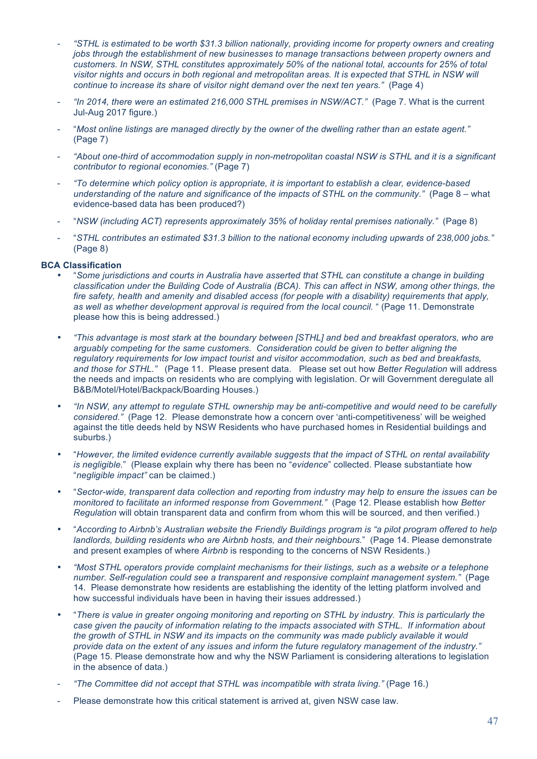- *"STHL is estimated to be worth $31.3 billion nationally, providing income for property owners and creating jobs through the establishment of new businesses to manage transactions between property owners and customers. In NSW, STHL constitutes approximately 50% of the national total, accounts for 25% of total visitor nights and occurs in both regional and metropolitan areas. It is expected that STHL in NSW will continue to increase its share of visitor night demand over the next ten years."* (Page 4)

- *"In 2014, there were an estimated 216,000 STHL premises in NSW/ACT."* (Page 7. What is the current Jul-Aug 2017 figure.)

- "*Most online listings are managed directly by the owner of the dwelling rather than an estate agent."* (Page 7)

- *"About one-third of accommodation supply in non-metropolitan coastal NSW is STHL and it is a significant contributor to regional economies."* (Page 7)

- *"To determine which policy option is appropriate, it is important to establish a clear, evidence-based understanding of the nature and significance of the impacts of STHL on the community."* (Page 8 – what evidence-based data has been produced?)

- "*NSW (including ACT) represents approximately 35% of holiday rental premises nationally."* (Page 8)

- "*STHL contributes an estimated $31.3 billion to the national economy including upwards of 238,000 jobs."* (Page 8)

**BCA Classification**

- "*Some jurisdictions and courts in Australia have asserted that STHL can constitute a change in building classification under the Building Code of Australia (BCA). This can affect in NSW, among other things, the fire safety, health and amenity and disabled access (for people with a disability) requirements that apply, as well as whether development approval is required from the local council.* " (Page 11. Demonstrate please how this is being addressed.)

- *"This advantage is most stark at the boundary between [STHL] and bed and breakfast operators, who are arguably competing for the same customers. Consideration could be given to better aligning the regulatory requirements for low impact tourist and visitor accommodation, such as bed and breakfasts, and those for STHL."* (Page 11. Please present data. Please set out how *Better Regulation* will address the needs and impacts on residents who are complying with legislation. Or will Government deregulate all B&B/Motel/Hotel/Backpack/Boarding Houses.)

- *"In NSW, any attempt to regulate STHL ownership may be anti-competitive and would need to be carefully considered."* (Page 12. Please demonstrate how a concern over 'anti-competitiveness' will be weighed against the title deeds held by NSW Residents who have purchased homes in Residential buildings and suburbs.)

- "*However, the limited evidence currently available suggests that the impact of STHL on rental availability is negligible.*" (Please explain why there has been no "*evidence*" collected. Please substantiate how "*negligible impact"* can be claimed.)

- "*Sector-wide, transparent data collection and reporting from industry may help to ensure the issues can be monitored to facilitate an informed response from Government."* (Page 12. Please establish how *Better Regulation* will obtain transparent data and confirm from whom this will be sourced, and then verified.)

- "*According to Airbnb's Australian website the Friendly Buildings program is "a pilot program offered to help landlords, building residents who are Airbnb hosts, and their neighbours.*" (Page 14. Please demonstrate and present examples of where *Airbnb* is responding to the concerns of NSW Residents.)

- *"Most STHL operators provide complaint mechanisms for their listings, such as a website or a telephone number. Self-regulation could see a transparent and responsive complaint management system."* (Page 14. Please demonstrate how residents are establishing the identity of the letting platform involved and how successful individuals have been in having their issues addressed.)

- "*There is value in greater ongoing monitoring and reporting on STHL by industry. This is particularly the case given the paucity of information relating to the impacts associated with STHL. If information about the growth of STHL in NSW and its impacts on the community was made publicly available it would provide data on the extent of any issues and inform the future regulatory management of the industry."* (Page 15. Please demonstrate how and why the NSW Parliament is considering alterations to legislation in the absence of data.)

- *"The Committee did not accept that STHL was incompatible with strata living."* (Page 16.)

- Please demonstrate how this critical statement is arrived at, given NSW case law.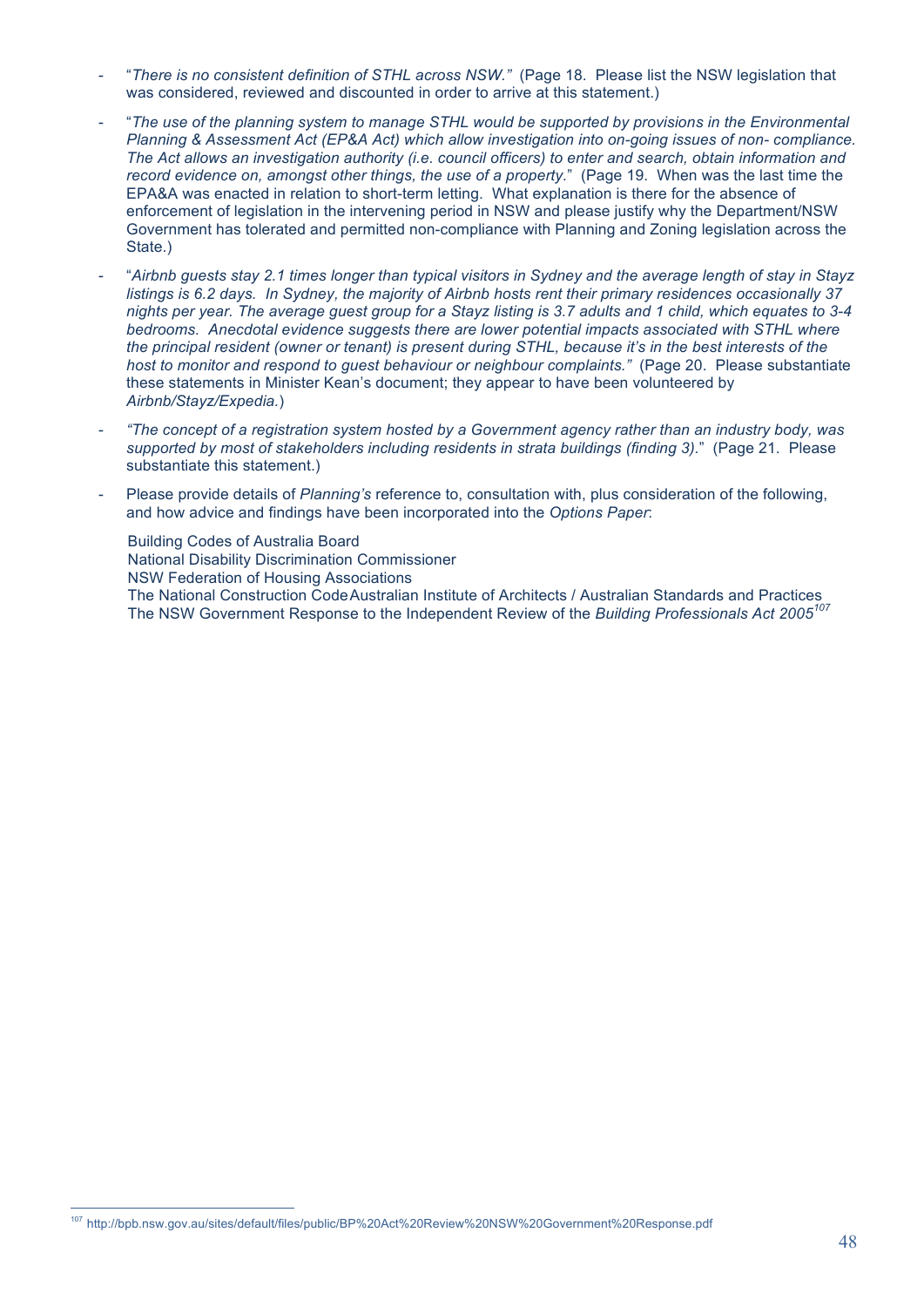- "*There is no consistent definition of STHL across NSW.*" (Page 18. Please list the NSW legislation that was considered, reviewed and discounted in order to arrive at this statement.)

- "*The use of the planning system to manage STHL would be supported by provisions in the Environmental Planning & Assessment Act (EP&A Act) which allow investigation into on-going issues of non- compliance. The Act allows an investigation authority (i.e. council officers) to enter and search, obtain information and record evidence on, amongst other things, the use of a property.*" (Page 19. When was the last time the EPA&A was enacted in relation to short-term letting. What explanation is there for the absence of enforcement of legislation in the intervening period in NSW and please justify why the Department/NSW Government has tolerated and permitted non-compliance with Planning and Zoning legislation across the State.)

- "*Airbnb guests stay 2.1 times longer than typical visitors in Sydney and the average length of stay in Stayz listings is 6.2 days. In Sydney, the majority of Airbnb hosts rent their primary residences occasionally 37 nights per year. The average guest group for a Stayz listing is 3.7 adults and 1 child, which equates to 3-4 bedrooms. Anecdotal evidence suggests there are lower potential impacts associated with STHL where the principal resident (owner or tenant) is present during STHL, because it's in the best interests of the host to monitor and respond to guest behaviour or neighbour complaints.*" (Page 20. Please substantiate these statements in Minister Kean's document; they appear to have been volunteered by *Airbnb/Stayz/Expedia.*)

- "*The concept of a registration system hosted by a Government agency rather than an industry body, was supported by most of stakeholders including residents in strata buildings (finding 3).*" (Page 21. Please substantiate this statement.)

- Please provide details of *Planning's* reference to, consultation with, plus consideration of the following, and how advice and findings have been incorporated into the *Options Paper*:

  Building Codes of Australia Board
  National Disability Discrimination Commissioner
  NSW Federation of Housing Associations
  The National Construction Code Australian Institute of Architects / Australian Standards and Practices
  The NSW Government Response to the Independent Review of the *Building Professionals Act 2005*[107]

[107] http://bpb.nsw.gov.au/sites/default/files/public/BP%20Act%20Review%20NSW%20Government%20Response.pdf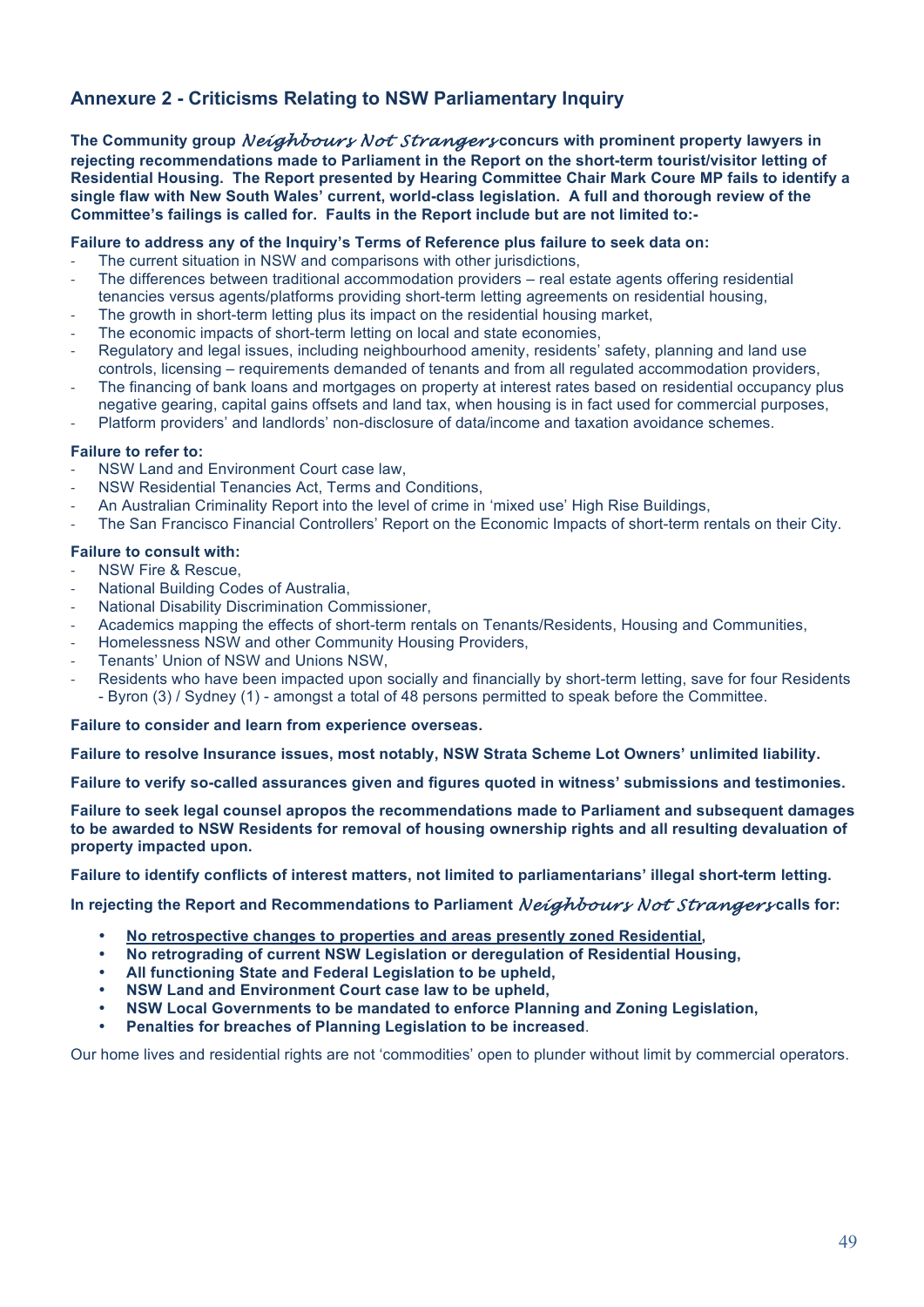## Annexure 2 - Criticisms Relating to NSW Parliamentary Inquiry

**The Community group *Neighbours Not Strangers* concurs with prominent property lawyers in rejecting recommendations made to Parliament in the Report on the short-term tourist/visitor letting of Residential Housing. The Report presented by Hearing Committee Chair Mark Coure MP fails to identify a single flaw with New South Wales' current, world-class legislation. A full and thorough review of the Committee's failings is called for. Faults in the Report include but are not limited to:-**

**Failure to address any of the Inquiry's Terms of Reference plus failure to seek data on:**

- The current situation in NSW and comparisons with other jurisdictions,
- The differences between traditional accommodation providers – real estate agents offering residential tenancies versus agents/platforms providing short-term letting agreements on residential housing,
- The growth in short-term letting plus its impact on the residential housing market,
- The economic impacts of short-term letting on local and state economies,
- Regulatory and legal issues, including neighbourhood amenity, residents' safety, planning and land use controls, licensing – requirements demanded of tenants and from all regulated accommodation providers,
- The financing of bank loans and mortgages on property at interest rates based on residential occupancy plus negative gearing, capital gains offsets and land tax, when housing is in fact used for commercial purposes,
- Platform providers' and landlords' non-disclosure of data/income and taxation avoidance schemes.

**Failure to refer to:**

- NSW Land and Environment Court case law,
- NSW Residential Tenancies Act, Terms and Conditions,
- An Australian Criminality Report into the level of crime in 'mixed use' High Rise Buildings,
- The San Francisco Financial Controllers' Report on the Economic Impacts of short-term rentals on their City.

**Failure to consult with:**

- NSW Fire & Rescue,
- National Building Codes of Australia,
- National Disability Discrimination Commissioner,
- Academics mapping the effects of short-term rentals on Tenants/Residents, Housing and Communities,
- Homelessness NSW and other Community Housing Providers,
- Tenants' Union of NSW and Unions NSW,
- Residents who have been impacted upon socially and financially by short-term letting, save for four Residents - Byron (3) / Sydney (1) - amongst a total of 48 persons permitted to speak before the Committee.

**Failure to consider and learn from experience overseas.**

**Failure to resolve Insurance issues, most notably, NSW Strata Scheme Lot Owners' unlimited liability.**

**Failure to verify so-called assurances given and figures quoted in witness' submissions and testimonies.**

**Failure to seek legal counsel apropos the recommendations made to Parliament and subsequent damages to be awarded to NSW Residents for removal of housing ownership rights and all resulting devaluation of property impacted upon.**

**Failure to identify conflicts of interest matters, not limited to parliamentarians' illegal short-term letting.**

**In rejecting the Report and Recommendations to Parliament *Neighbours Not Strangers* calls for:**

- **<u>No retrospective changes to properties and areas presently zoned Residential</u>,**
- **No retrograding of current NSW Legislation or deregulation of Residential Housing,**
- **All functioning State and Federal Legislation to be upheld,**
- **NSW Land and Environment Court case law to be upheld,**
- **NSW Local Governments to be mandated to enforce Planning and Zoning Legislation,**
- **Penalties for breaches of Planning Legislation to be increased**.

Our home lives and residential rights are not 'commodities' open to plunder without limit by commercial operators.